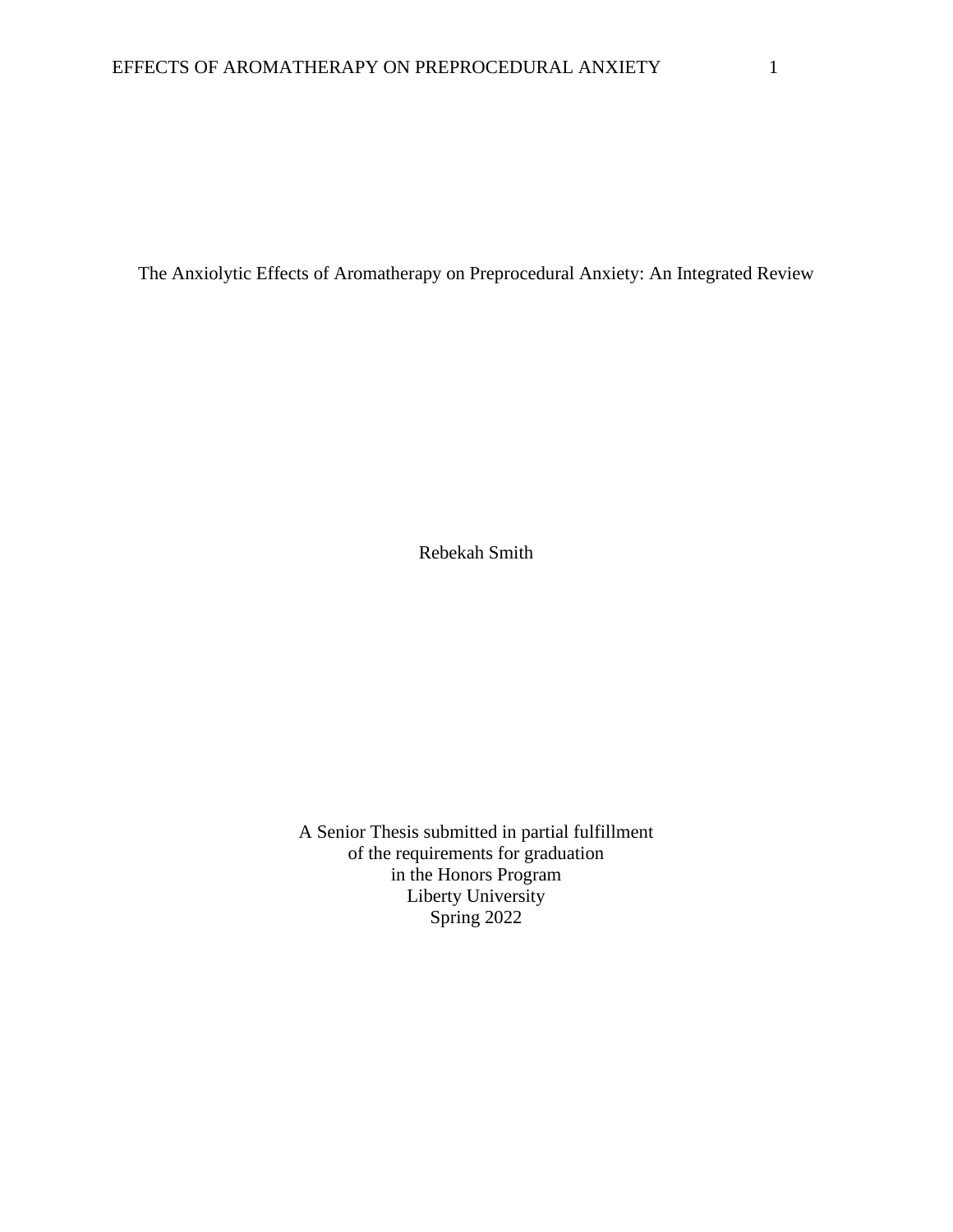# The Anxiolytic Effects of Aromatherapy on Preprocedural Anxiety: An Integrated Review

Rebekah Smith

A Senior Thesis submitted in partial fulfillment
of the requirements for graduation
in the Honors Program
Liberty University
Spring 2022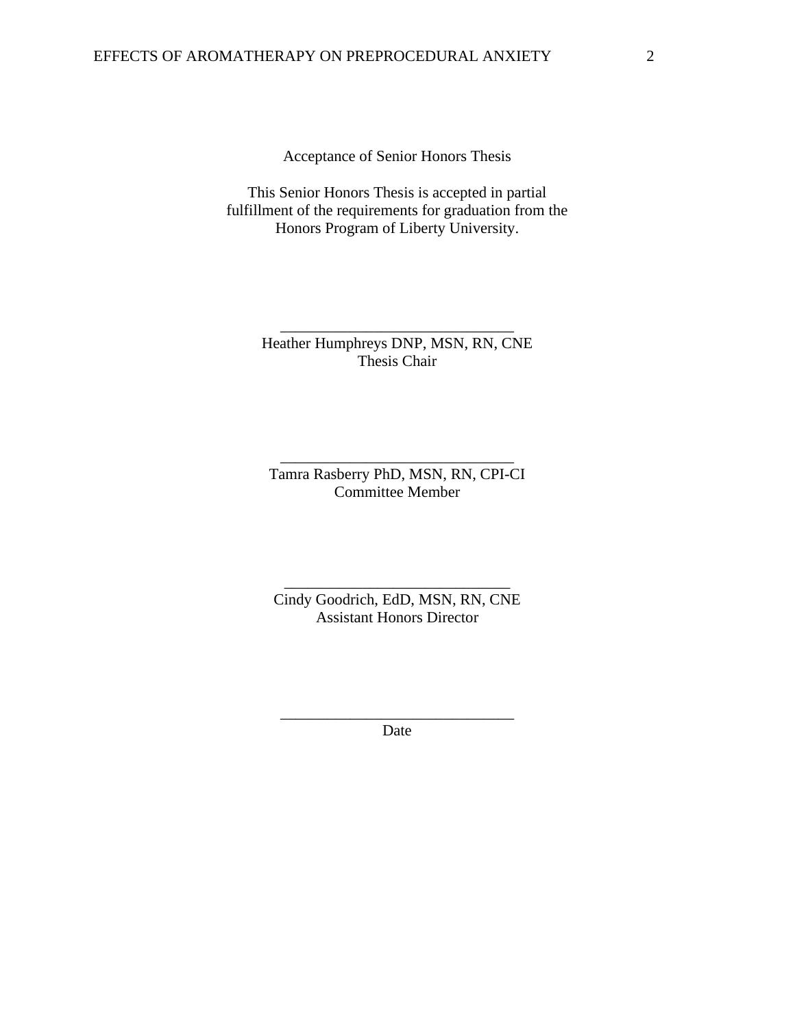Acceptance of Senior Honors Thesis

This Senior Honors Thesis is accepted in partial fulfillment of the requirements for graduation from the Honors Program of Liberty University.

______________________________
Heather Humphreys DNP, MSN, RN, CNE
Thesis Chair

______________________________
Tamra Rasberry PhD, MSN, RN, CPI-CI
Committee Member

______________________________
Cindy Goodrich, EdD, MSN, RN, CNE
Assistant Honors Director

______________________________
Date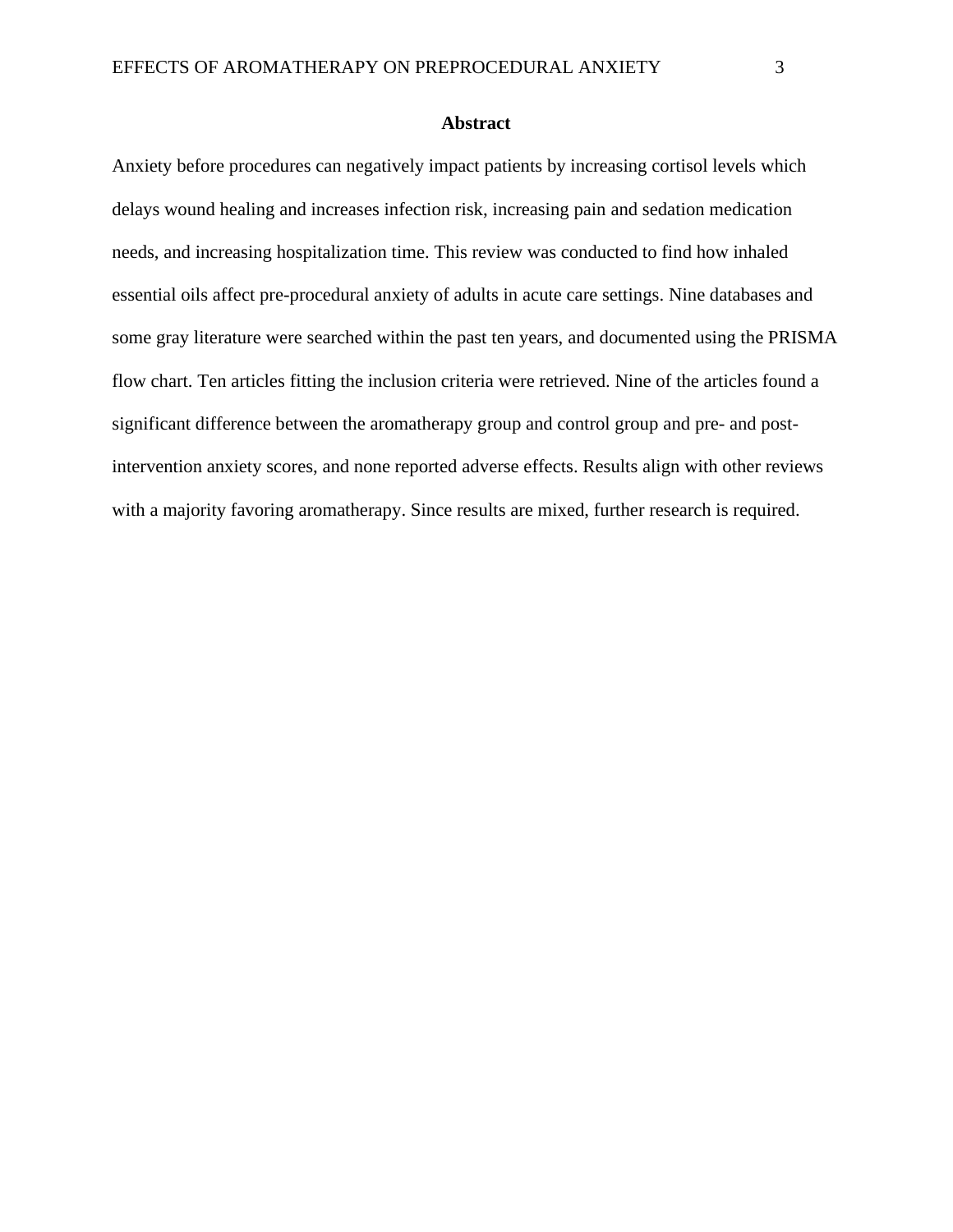## Abstract

Anxiety before procedures can negatively impact patients by increasing cortisol levels which delays wound healing and increases infection risk, increasing pain and sedation medication needs, and increasing hospitalization time. This review was conducted to find how inhaled essential oils affect pre-procedural anxiety of adults in acute care settings. Nine databases and some gray literature were searched within the past ten years, and documented using the PRISMA flow chart. Ten articles fitting the inclusion criteria were retrieved. Nine of the articles found a significant difference between the aromatherapy group and control group and pre- and post-intervention anxiety scores, and none reported adverse effects. Results align with other reviews with a majority favoring aromatherapy. Since results are mixed, further research is required.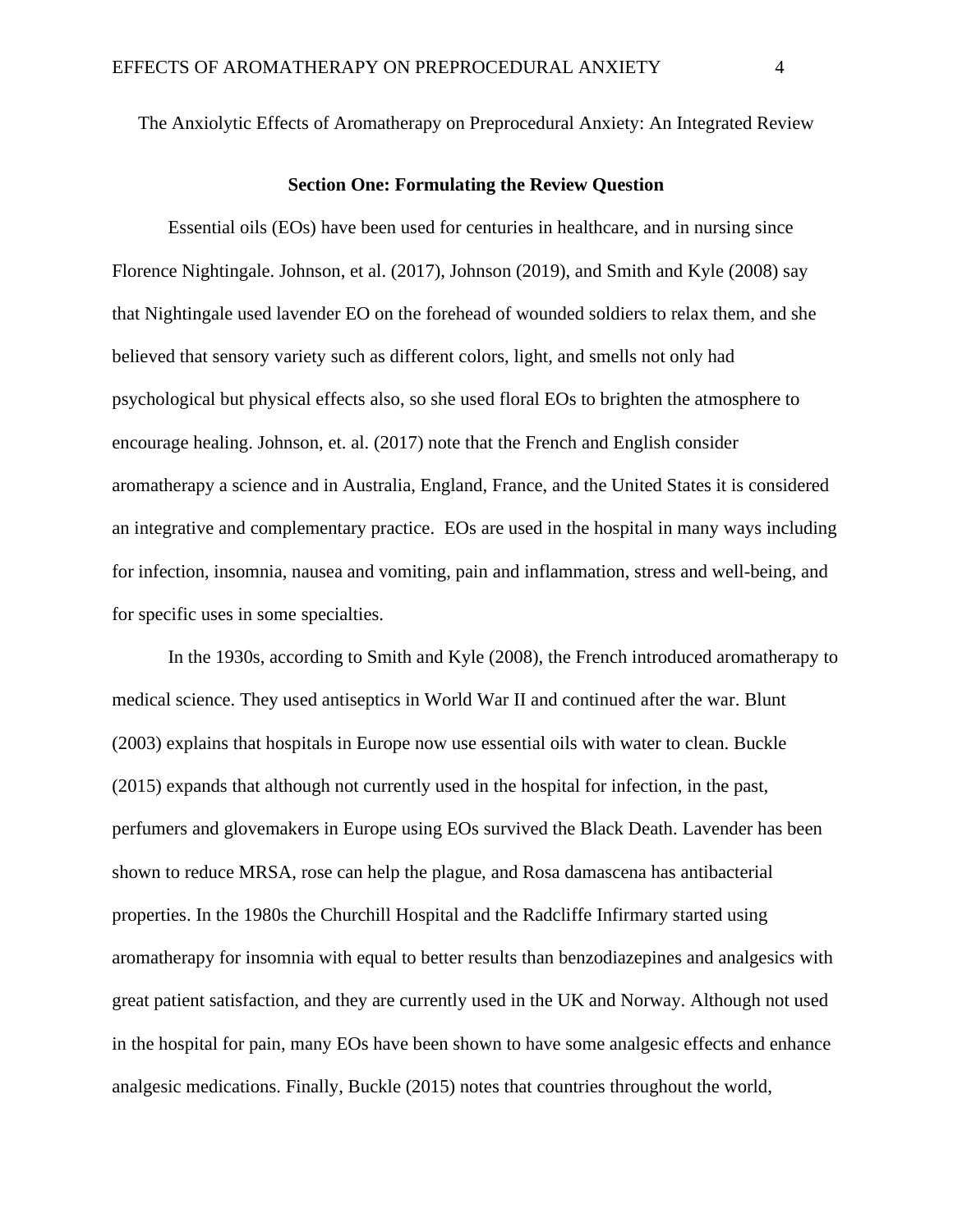The Anxiolytic Effects of Aromatherapy on Preprocedural Anxiety: An Integrated Review

## Section One: Formulating the Review Question

Essential oils (EOs) have been used for centuries in healthcare, and in nursing since Florence Nightingale. Johnson, et al. (2017), Johnson (2019), and Smith and Kyle (2008) say that Nightingale used lavender EO on the forehead of wounded soldiers to relax them, and she believed that sensory variety such as different colors, light, and smells not only had psychological but physical effects also, so she used floral EOs to brighten the atmosphere to encourage healing. Johnson, et. al. (2017) note that the French and English consider aromatherapy a science and in Australia, England, France, and the United States it is considered an integrative and complementary practice. EOs are used in the hospital in many ways including for infection, insomnia, nausea and vomiting, pain and inflammation, stress and well-being, and for specific uses in some specialties.

In the 1930s, according to Smith and Kyle (2008), the French introduced aromatherapy to medical science. They used antiseptics in World War II and continued after the war. Blunt (2003) explains that hospitals in Europe now use essential oils with water to clean. Buckle (2015) expands that although not currently used in the hospital for infection, in the past, perfumers and glovemakers in Europe using EOs survived the Black Death. Lavender has been shown to reduce MRSA, rose can help the plague, and Rosa damascena has antibacterial properties. In the 1980s the Churchill Hospital and the Radcliffe Infirmary started using aromatherapy for insomnia with equal to better results than benzodiazepines and analgesics with great patient satisfaction, and they are currently used in the UK and Norway. Although not used in the hospital for pain, many EOs have been shown to have some analgesic effects and enhance analgesic medications. Finally, Buckle (2015) notes that countries throughout the world,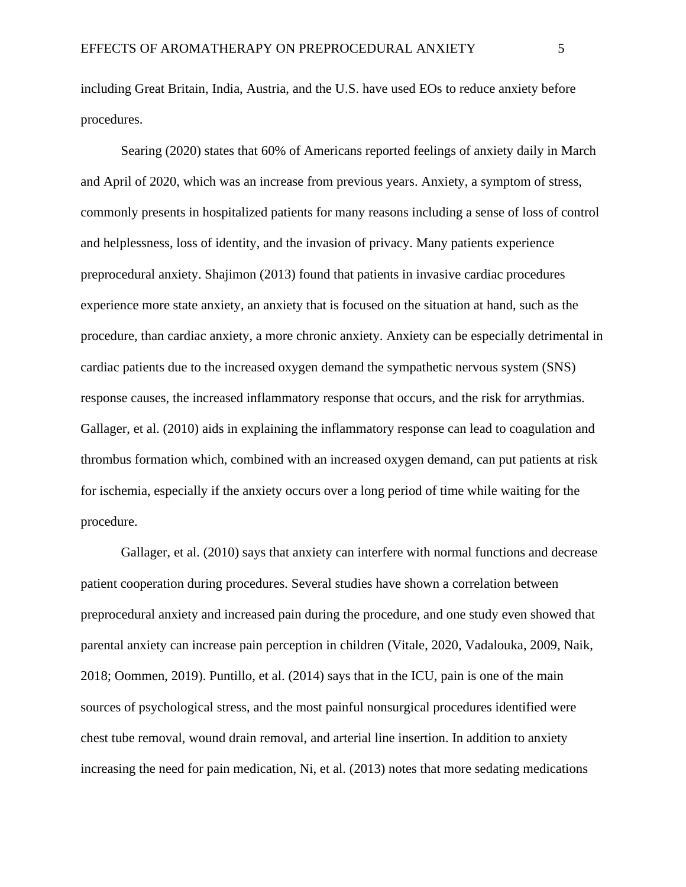including Great Britain, India, Austria, and the U.S. have used EOs to reduce anxiety before procedures.

Searing (2020) states that 60% of Americans reported feelings of anxiety daily in March and April of 2020, which was an increase from previous years. Anxiety, a symptom of stress, commonly presents in hospitalized patients for many reasons including a sense of loss of control and helplessness, loss of identity, and the invasion of privacy. Many patients experience preprocedural anxiety. Shajimon (2013) found that patients in invasive cardiac procedures experience more state anxiety, an anxiety that is focused on the situation at hand, such as the procedure, than cardiac anxiety, a more chronic anxiety. Anxiety can be especially detrimental in cardiac patients due to the increased oxygen demand the sympathetic nervous system (SNS) response causes, the increased inflammatory response that occurs, and the risk for arrythmias. Gallager, et al. (2010) aids in explaining the inflammatory response can lead to coagulation and thrombus formation which, combined with an increased oxygen demand, can put patients at risk for ischemia, especially if the anxiety occurs over a long period of time while waiting for the procedure.

Gallager, et al. (2010) says that anxiety can interfere with normal functions and decrease patient cooperation during procedures. Several studies have shown a correlation between preprocedural anxiety and increased pain during the procedure, and one study even showed that parental anxiety can increase pain perception in children (Vitale, 2020, Vadalouka, 2009, Naik, 2018; Oommen, 2019). Puntillo, et al. (2014) says that in the ICU, pain is one of the main sources of psychological stress, and the most painful nonsurgical procedures identified were chest tube removal, wound drain removal, and arterial line insertion. In addition to anxiety increasing the need for pain medication, Ni, et al. (2013) notes that more sedating medications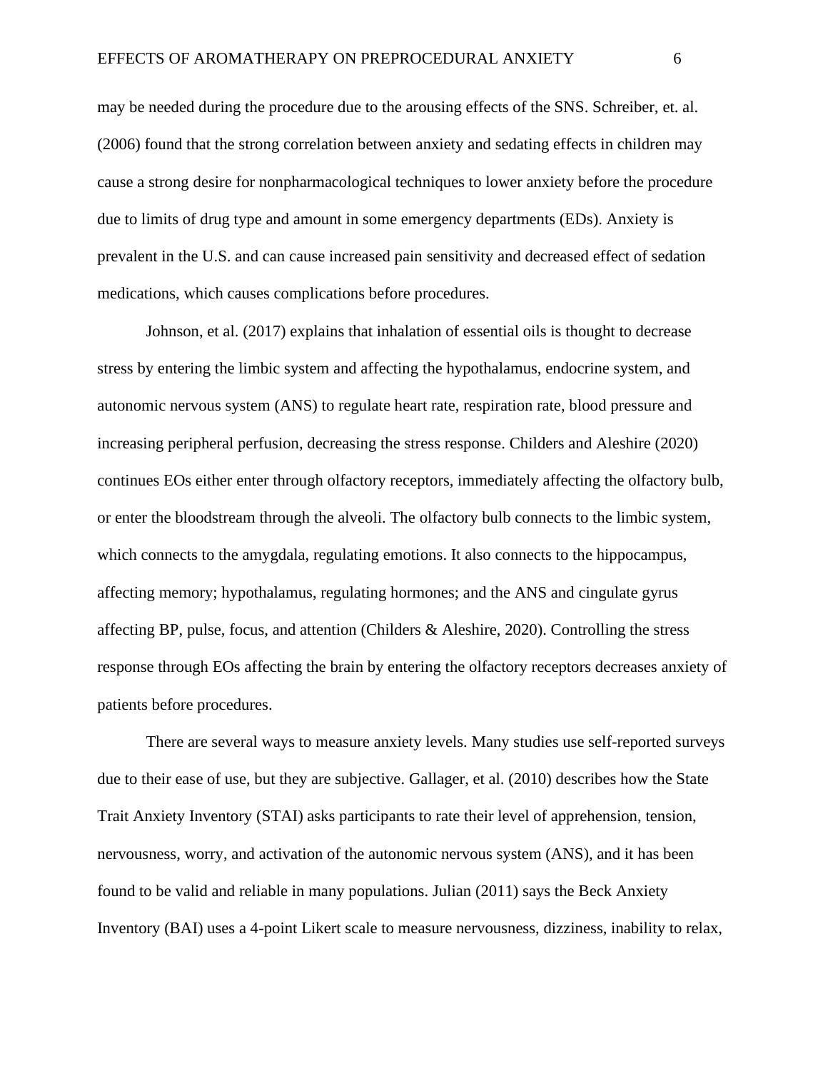may be needed during the procedure due to the arousing effects of the SNS. Schreiber, et. al. (2006) found that the strong correlation between anxiety and sedating effects in children may cause a strong desire for nonpharmacological techniques to lower anxiety before the procedure due to limits of drug type and amount in some emergency departments (EDs). Anxiety is prevalent in the U.S. and can cause increased pain sensitivity and decreased effect of sedation medications, which causes complications before procedures.

Johnson, et al. (2017) explains that inhalation of essential oils is thought to decrease stress by entering the limbic system and affecting the hypothalamus, endocrine system, and autonomic nervous system (ANS) to regulate heart rate, respiration rate, blood pressure and increasing peripheral perfusion, decreasing the stress response. Childers and Aleshire (2020) continues EOs either enter through olfactory receptors, immediately affecting the olfactory bulb, or enter the bloodstream through the alveoli. The olfactory bulb connects to the limbic system, which connects to the amygdala, regulating emotions. It also connects to the hippocampus, affecting memory; hypothalamus, regulating hormones; and the ANS and cingulate gyrus affecting BP, pulse, focus, and attention (Childers & Aleshire, 2020). Controlling the stress response through EOs affecting the brain by entering the olfactory receptors decreases anxiety of patients before procedures.

There are several ways to measure anxiety levels. Many studies use self-reported surveys due to their ease of use, but they are subjective. Gallager, et al. (2010) describes how the State Trait Anxiety Inventory (STAI) asks participants to rate their level of apprehension, tension, nervousness, worry, and activation of the autonomic nervous system (ANS), and it has been found to be valid and reliable in many populations. Julian (2011) says the Beck Anxiety Inventory (BAI) uses a 4-point Likert scale to measure nervousness, dizziness, inability to relax,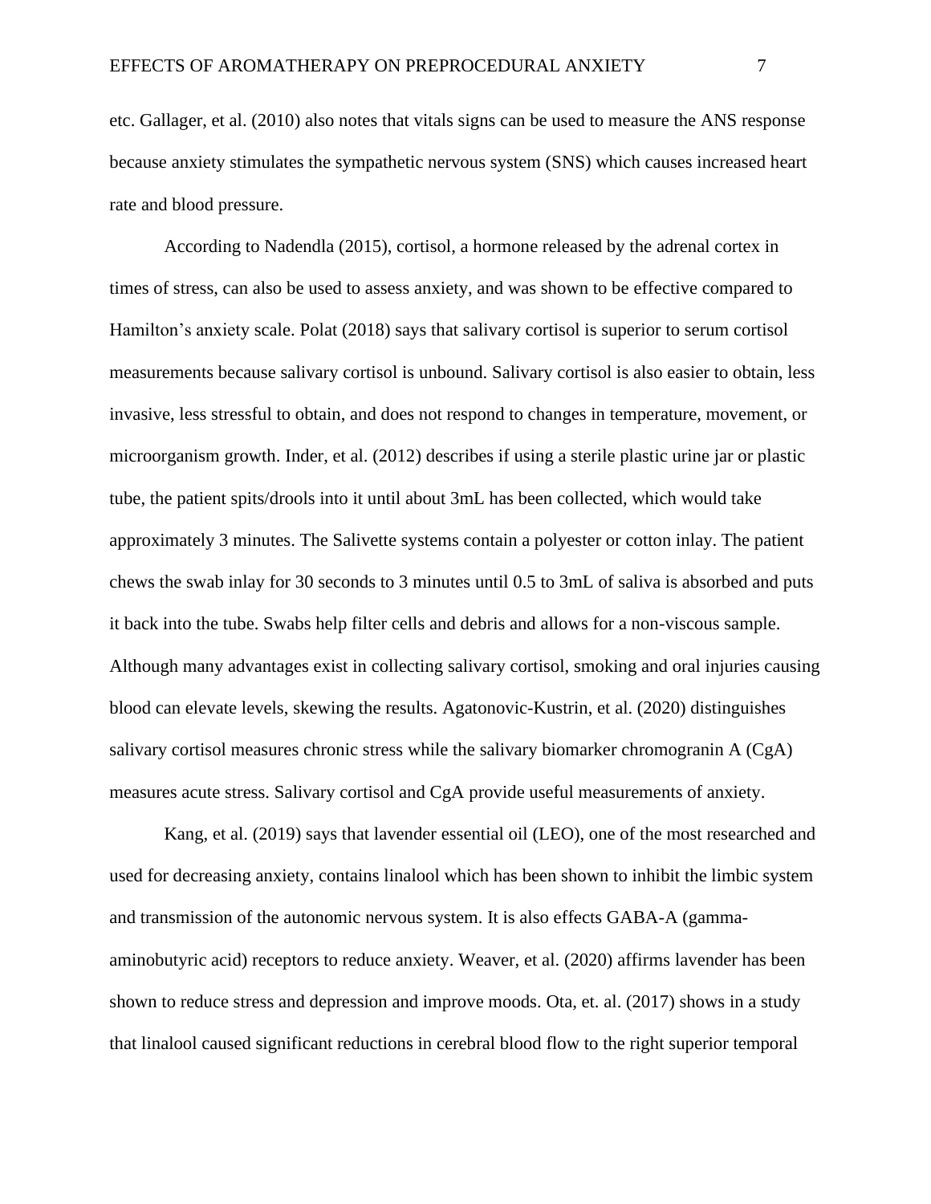etc. Gallager, et al. (2010) also notes that vitals signs can be used to measure the ANS response because anxiety stimulates the sympathetic nervous system (SNS) which causes increased heart rate and blood pressure.

According to Nadendla (2015), cortisol, a hormone released by the adrenal cortex in times of stress, can also be used to assess anxiety, and was shown to be effective compared to Hamilton's anxiety scale. Polat (2018) says that salivary cortisol is superior to serum cortisol measurements because salivary cortisol is unbound. Salivary cortisol is also easier to obtain, less invasive, less stressful to obtain, and does not respond to changes in temperature, movement, or microorganism growth. Inder, et al. (2012) describes if using a sterile plastic urine jar or plastic tube, the patient spits/drools into it until about 3mL has been collected, which would take approximately 3 minutes. The Salivette systems contain a polyester or cotton inlay. The patient chews the swab inlay for 30 seconds to 3 minutes until 0.5 to 3mL of saliva is absorbed and puts it back into the tube. Swabs help filter cells and debris and allows for a non-viscous sample. Although many advantages exist in collecting salivary cortisol, smoking and oral injuries causing blood can elevate levels, skewing the results. Agatonovic-Kustrin, et al. (2020) distinguishes salivary cortisol measures chronic stress while the salivary biomarker chromogranin A (CgA) measures acute stress. Salivary cortisol and CgA provide useful measurements of anxiety.

Kang, et al. (2019) says that lavender essential oil (LEO), one of the most researched and used for decreasing anxiety, contains linalool which has been shown to inhibit the limbic system and transmission of the autonomic nervous system. It is also effects GABA-A (gamma-aminobutyric acid) receptors to reduce anxiety. Weaver, et al. (2020) affirms lavender has been shown to reduce stress and depression and improve moods. Ota, et. al. (2017) shows in a study that linalool caused significant reductions in cerebral blood flow to the right superior temporal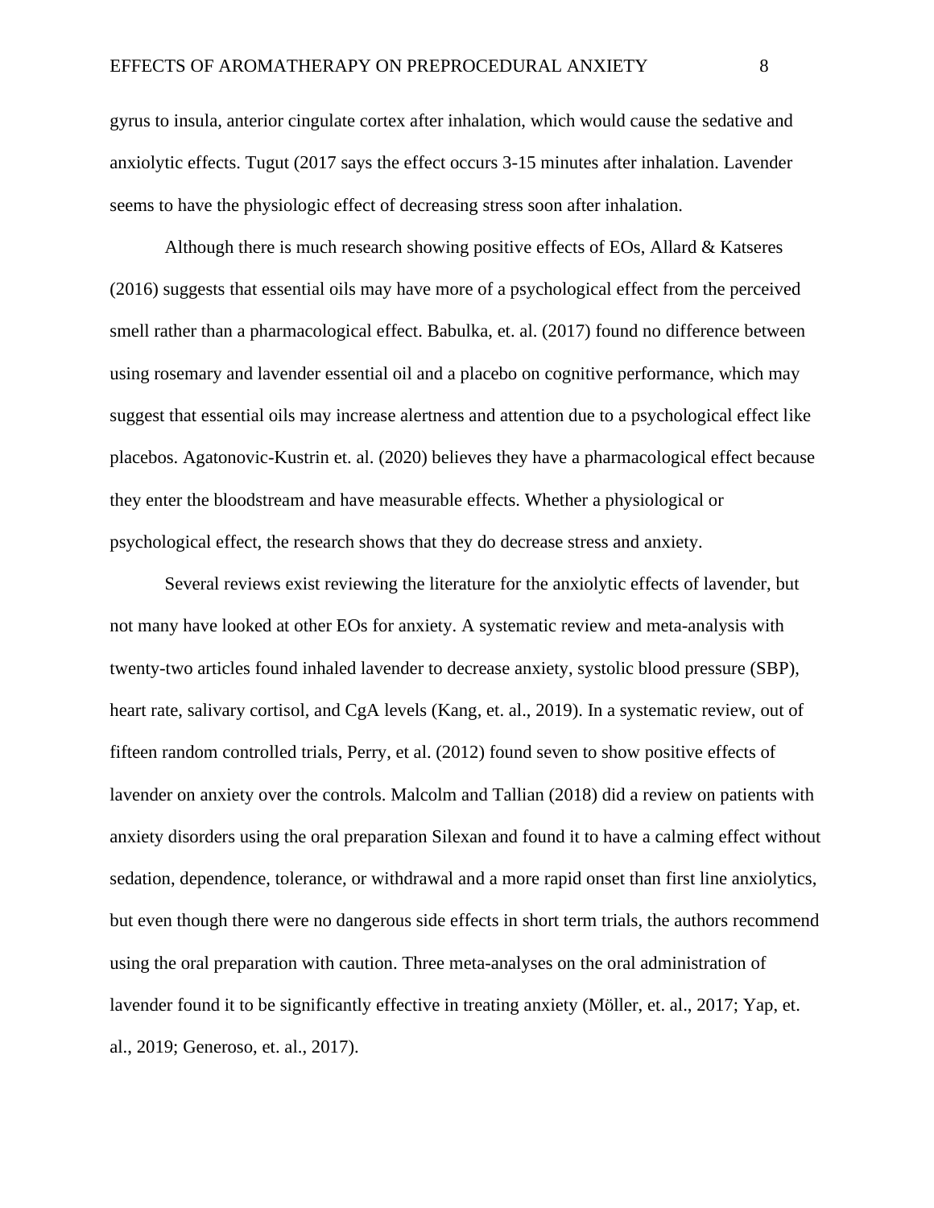gyrus to insula, anterior cingulate cortex after inhalation, which would cause the sedative and anxiolytic effects. Tugut (2017 says the effect occurs 3-15 minutes after inhalation. Lavender seems to have the physiologic effect of decreasing stress soon after inhalation.

Although there is much research showing positive effects of EOs, Allard & Katseres (2016) suggests that essential oils may have more of a psychological effect from the perceived smell rather than a pharmacological effect. Babulka, et. al. (2017) found no difference between using rosemary and lavender essential oil and a placebo on cognitive performance, which may suggest that essential oils may increase alertness and attention due to a psychological effect like placebos. Agatonovic-Kustrin et. al. (2020) believes they have a pharmacological effect because they enter the bloodstream and have measurable effects. Whether a physiological or psychological effect, the research shows that they do decrease stress and anxiety.

Several reviews exist reviewing the literature for the anxiolytic effects of lavender, but not many have looked at other EOs for anxiety. A systematic review and meta-analysis with twenty-two articles found inhaled lavender to decrease anxiety, systolic blood pressure (SBP), heart rate, salivary cortisol, and CgA levels (Kang, et. al., 2019). In a systematic review, out of fifteen random controlled trials, Perry, et al. (2012) found seven to show positive effects of lavender on anxiety over the controls. Malcolm and Tallian (2018) did a review on patients with anxiety disorders using the oral preparation Silexan and found it to have a calming effect without sedation, dependence, tolerance, or withdrawal and a more rapid onset than first line anxiolytics, but even though there were no dangerous side effects in short term trials, the authors recommend using the oral preparation with caution. Three meta-analyses on the oral administration of lavender found it to be significantly effective in treating anxiety (Möller, et. al., 2017; Yap, et. al., 2019; Generoso, et. al., 2017).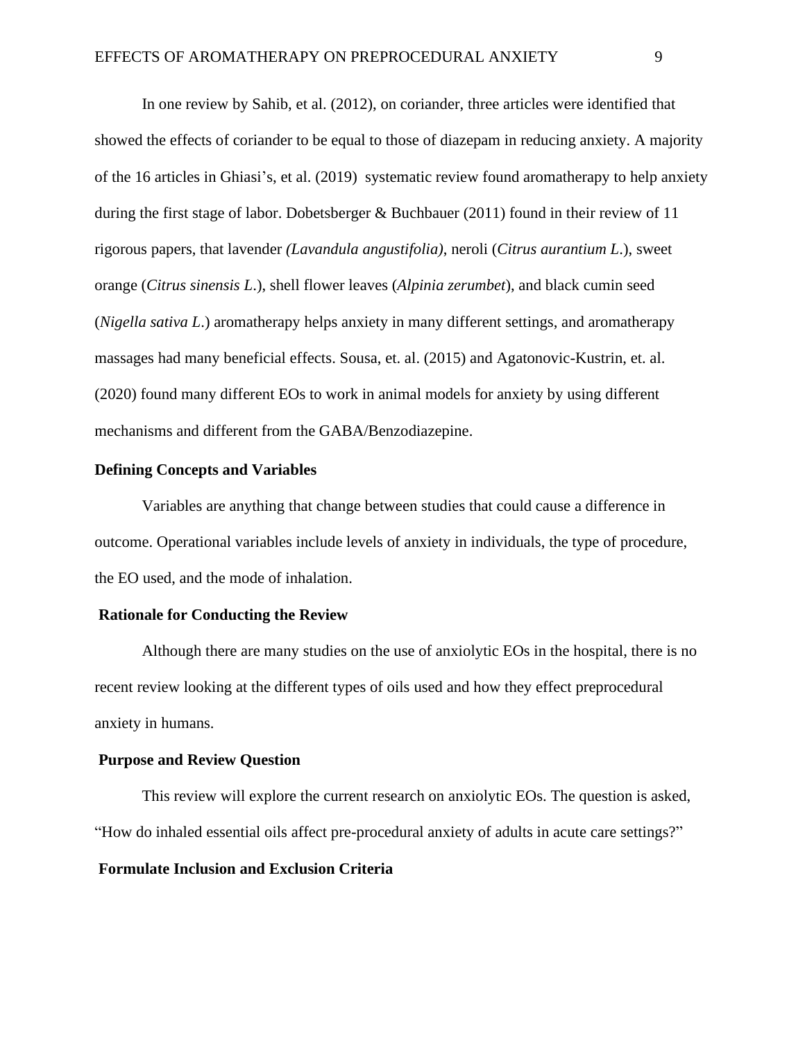In one review by Sahib, et al. (2012), on coriander, three articles were identified that showed the effects of coriander to be equal to those of diazepam in reducing anxiety. A majority of the 16 articles in Ghiasi's, et al. (2019) systematic review found aromatherapy to help anxiety during the first stage of labor. Dobetsberger & Buchbauer (2011) found in their review of 11 rigorous papers, that lavender *(Lavandula angustifolia)*, neroli (*Citrus aurantium L*.), sweet orange (*Citrus sinensis L*.), shell flower leaves (*Alpinia zerumbet*), and black cumin seed (*Nigella sativa L*.) aromatherapy helps anxiety in many different settings, and aromatherapy massages had many beneficial effects. Sousa, et. al. (2015) and Agatonovic-Kustrin, et. al. (2020) found many different EOs to work in animal models for anxiety by using different mechanisms and different from the GABA/Benzodiazepine.

**Defining Concepts and Variables**

Variables are anything that change between studies that could cause a difference in outcome. Operational variables include levels of anxiety in individuals, the type of procedure, the EO used, and the mode of inhalation.

**Rationale for Conducting the Review**

Although there are many studies on the use of anxiolytic EOs in the hospital, there is no recent review looking at the different types of oils used and how they effect preprocedural anxiety in humans.

**Purpose and Review Question**

This review will explore the current research on anxiolytic EOs. The question is asked, "How do inhaled essential oils affect pre-procedural anxiety of adults in acute care settings?"

**Formulate Inclusion and Exclusion Criteria**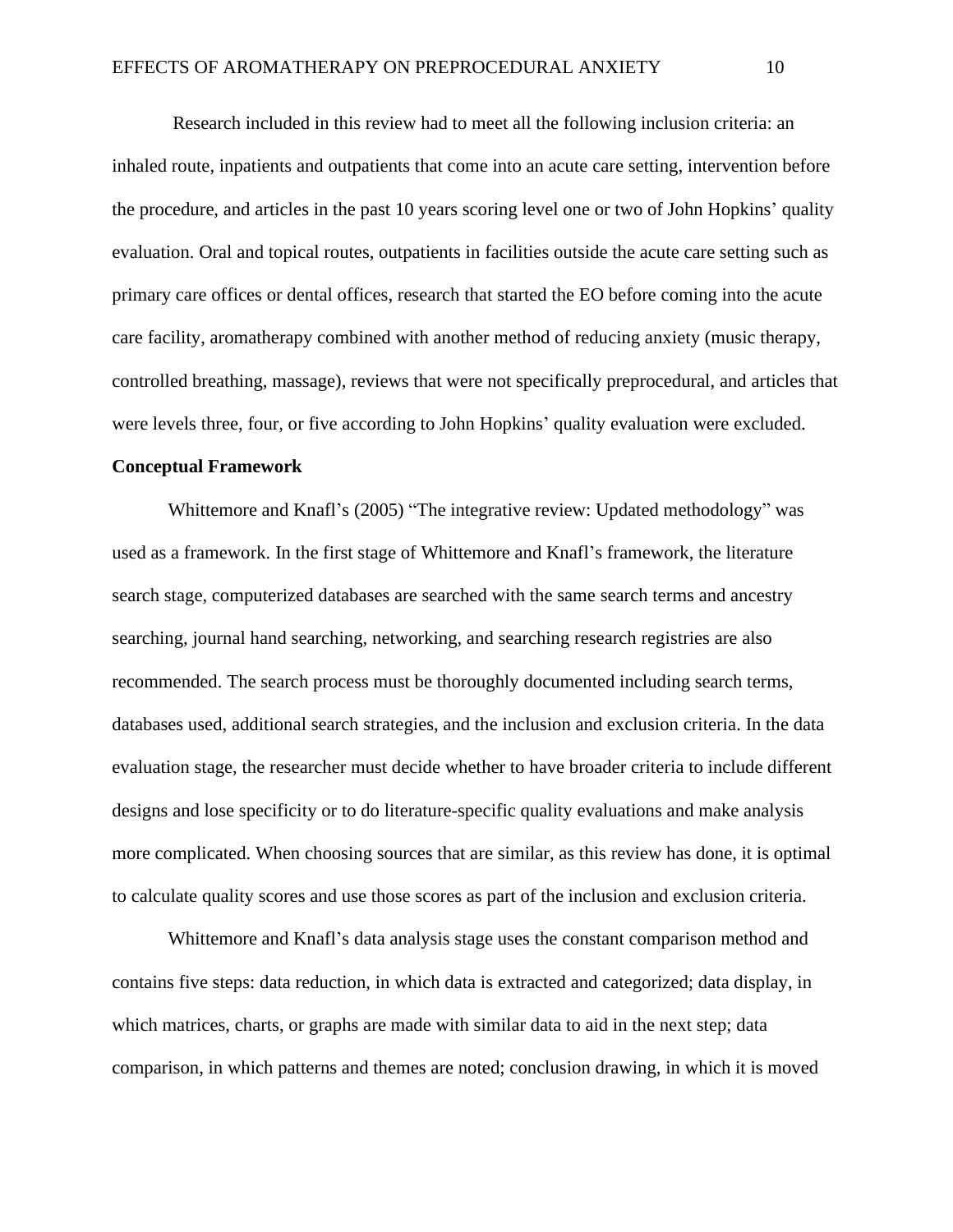Research included in this review had to meet all the following inclusion criteria: an inhaled route, inpatients and outpatients that come into an acute care setting, intervention before the procedure, and articles in the past 10 years scoring level one or two of John Hopkins' quality evaluation. Oral and topical routes, outpatients in facilities outside the acute care setting such as primary care offices or dental offices, research that started the EO before coming into the acute care facility, aromatherapy combined with another method of reducing anxiety (music therapy, controlled breathing, massage), reviews that were not specifically preprocedural, and articles that were levels three, four, or five according to John Hopkins' quality evaluation were excluded.

**Conceptual Framework**

Whittemore and Knafl's (2005) "The integrative review: Updated methodology" was used as a framework. In the first stage of Whittemore and Knafl's framework, the literature search stage, computerized databases are searched with the same search terms and ancestry searching, journal hand searching, networking, and searching research registries are also recommended. The search process must be thoroughly documented including search terms, databases used, additional search strategies, and the inclusion and exclusion criteria. In the data evaluation stage, the researcher must decide whether to have broader criteria to include different designs and lose specificity or to do literature-specific quality evaluations and make analysis more complicated. When choosing sources that are similar, as this review has done, it is optimal to calculate quality scores and use those scores as part of the inclusion and exclusion criteria.

Whittemore and Knafl's data analysis stage uses the constant comparison method and contains five steps: data reduction, in which data is extracted and categorized; data display, in which matrices, charts, or graphs are made with similar data to aid in the next step; data comparison, in which patterns and themes are noted; conclusion drawing, in which it is moved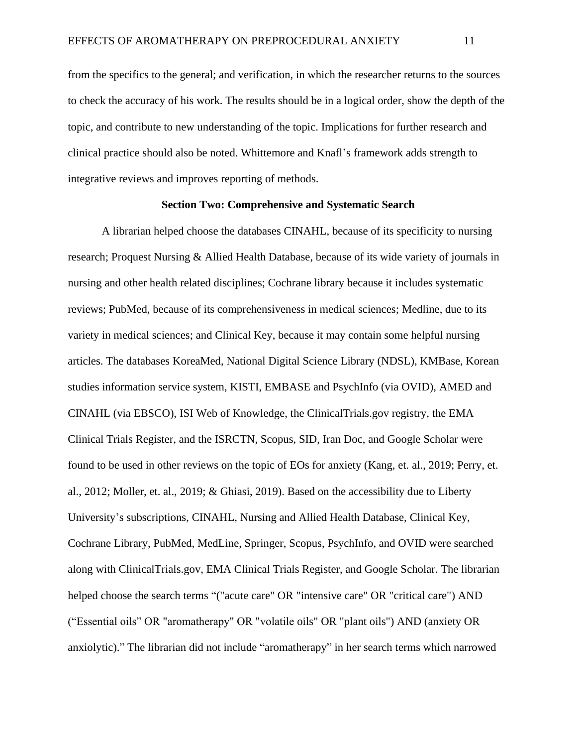from the specifics to the general; and verification, in which the researcher returns to the sources to check the accuracy of his work. The results should be in a logical order, show the depth of the topic, and contribute to new understanding of the topic. Implications for further research and clinical practice should also be noted. Whittemore and Knafl's framework adds strength to integrative reviews and improves reporting of methods.

## Section Two: Comprehensive and Systematic Search

A librarian helped choose the databases CINAHL, because of its specificity to nursing research; Proquest Nursing & Allied Health Database, because of its wide variety of journals in nursing and other health related disciplines; Cochrane library because it includes systematic reviews; PubMed, because of its comprehensiveness in medical sciences; Medline, due to its variety in medical sciences; and Clinical Key, because it may contain some helpful nursing articles. The databases KoreaMed, National Digital Science Library (NDSL), KMBase, Korean studies information service system, KISTI, EMBASE and PsychInfo (via OVID), AMED and CINAHL (via EBSCO), ISI Web of Knowledge, the ClinicalTrials.gov registry, the EMA Clinical Trials Register, and the ISRCTN, Scopus, SID, Iran Doc, and Google Scholar were found to be used in other reviews on the topic of EOs for anxiety (Kang, et. al., 2019; Perry, et. al., 2012; Moller, et. al., 2019; & Ghiasi, 2019). Based on the accessibility due to Liberty University's subscriptions, CINAHL, Nursing and Allied Health Database, Clinical Key, Cochrane Library, PubMed, MedLine, Springer, Scopus, PsychInfo, and OVID were searched along with ClinicalTrials.gov, EMA Clinical Trials Register, and Google Scholar. The librarian helped choose the search terms "("acute care" OR "intensive care" OR "critical care") AND ("Essential oils" OR "aromatherapy" OR "volatile oils" OR "plant oils") AND (anxiety OR anxiolytic)." The librarian did not include "aromatherapy" in her search terms which narrowed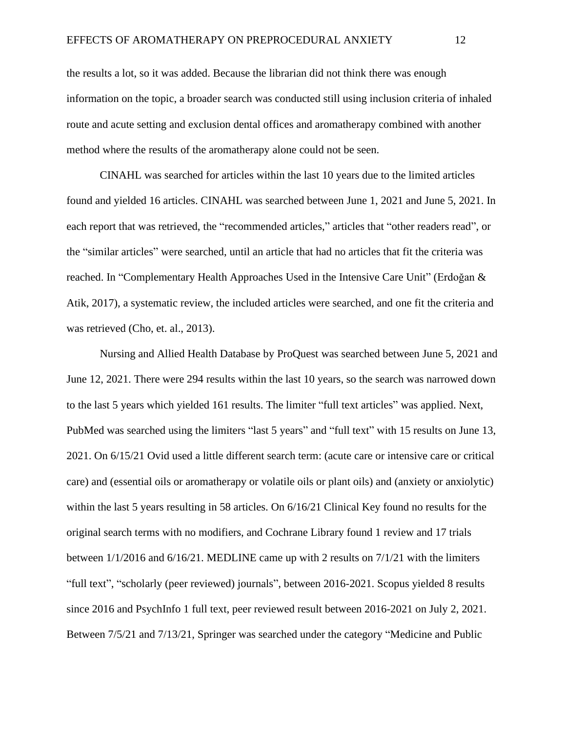the results a lot, so it was added. Because the librarian did not think there was enough information on the topic, a broader search was conducted still using inclusion criteria of inhaled route and acute setting and exclusion dental offices and aromatherapy combined with another method where the results of the aromatherapy alone could not be seen.

CINAHL was searched for articles within the last 10 years due to the limited articles found and yielded 16 articles. CINAHL was searched between June 1, 2021 and June 5, 2021. In each report that was retrieved, the "recommended articles," articles that "other readers read", or the "similar articles" were searched, until an article that had no articles that fit the criteria was reached. In "Complementary Health Approaches Used in the Intensive Care Unit" (Erdoğan & Atik, 2017), a systematic review, the included articles were searched, and one fit the criteria and was retrieved (Cho, et. al., 2013).

Nursing and Allied Health Database by ProQuest was searched between June 5, 2021 and June 12, 2021. There were 294 results within the last 10 years, so the search was narrowed down to the last 5 years which yielded 161 results. The limiter "full text articles" was applied. Next, PubMed was searched using the limiters "last 5 years" and "full text" with 15 results on June 13, 2021. On 6/15/21 Ovid used a little different search term: (acute care or intensive care or critical care) and (essential oils or aromatherapy or volatile oils or plant oils) and (anxiety or anxiolytic) within the last 5 years resulting in 58 articles. On 6/16/21 Clinical Key found no results for the original search terms with no modifiers, and Cochrane Library found 1 review and 17 trials between 1/1/2016 and 6/16/21. MEDLINE came up with 2 results on 7/1/21 with the limiters "full text", "scholarly (peer reviewed) journals", between 2016-2021. Scopus yielded 8 results since 2016 and PsychInfo 1 full text, peer reviewed result between 2016-2021 on July 2, 2021. Between 7/5/21 and 7/13/21, Springer was searched under the category "Medicine and Public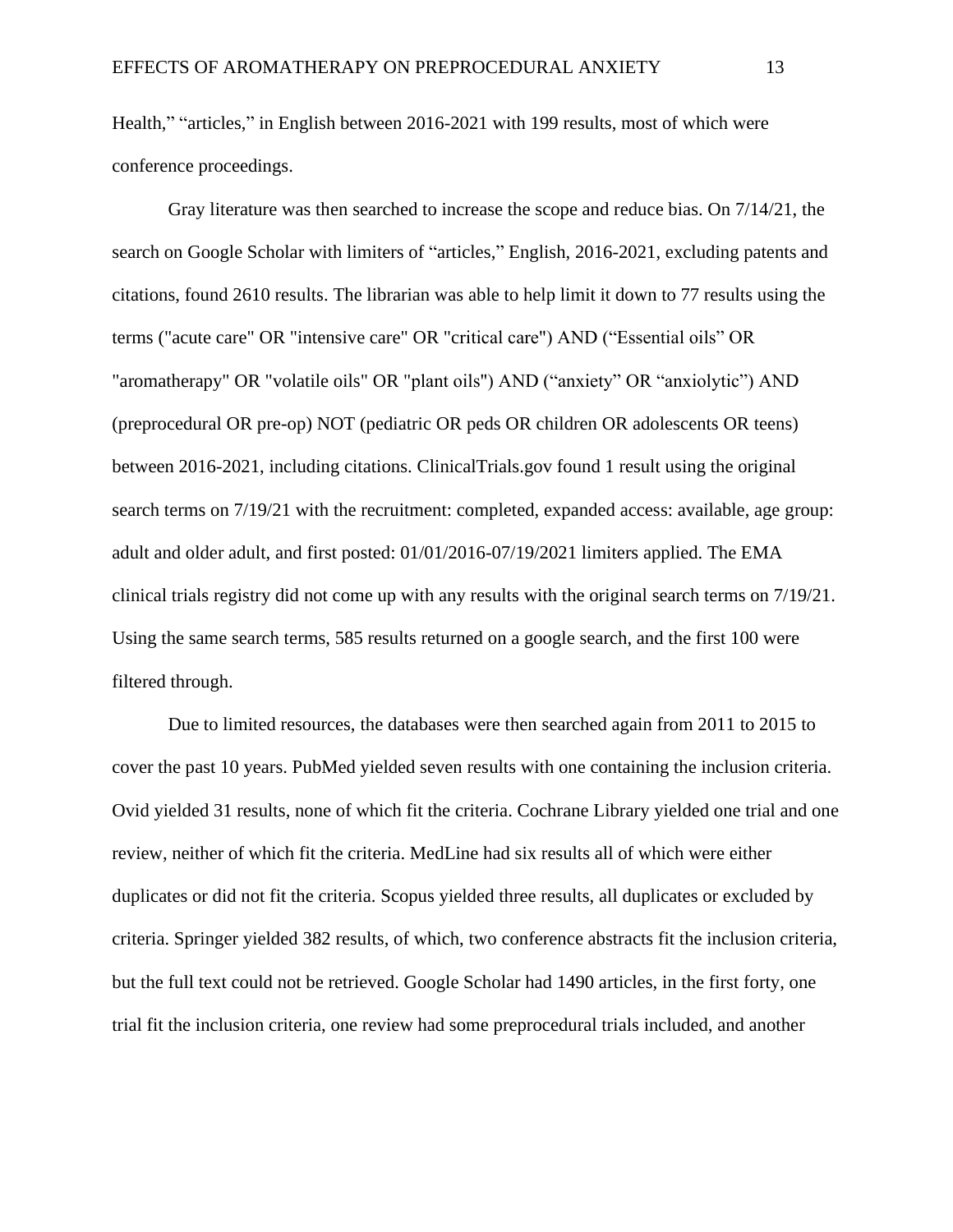Health," "articles," in English between 2016-2021 with 199 results, most of which were conference proceedings.

Gray literature was then searched to increase the scope and reduce bias. On 7/14/21, the search on Google Scholar with limiters of "articles," English, 2016-2021, excluding patents and citations, found 2610 results. The librarian was able to help limit it down to 77 results using the terms ("acute care" OR "intensive care" OR "critical care") AND ("Essential oils" OR "aromatherapy" OR "volatile oils" OR "plant oils") AND ("anxiety" OR "anxiolytic") AND (preprocedural OR pre-op) NOT (pediatric OR peds OR children OR adolescents OR teens) between 2016-2021, including citations. ClinicalTrials.gov found 1 result using the original search terms on 7/19/21 with the recruitment: completed, expanded access: available, age group: adult and older adult, and first posted: 01/01/2016-07/19/2021 limiters applied. The EMA clinical trials registry did not come up with any results with the original search terms on 7/19/21. Using the same search terms, 585 results returned on a google search, and the first 100 were filtered through.

Due to limited resources, the databases were then searched again from 2011 to 2015 to cover the past 10 years. PubMed yielded seven results with one containing the inclusion criteria. Ovid yielded 31 results, none of which fit the criteria. Cochrane Library yielded one trial and one review, neither of which fit the criteria. MedLine had six results all of which were either duplicates or did not fit the criteria. Scopus yielded three results, all duplicates or excluded by criteria. Springer yielded 382 results, of which, two conference abstracts fit the inclusion criteria, but the full text could not be retrieved. Google Scholar had 1490 articles, in the first forty, one trial fit the inclusion criteria, one review had some preprocedural trials included, and another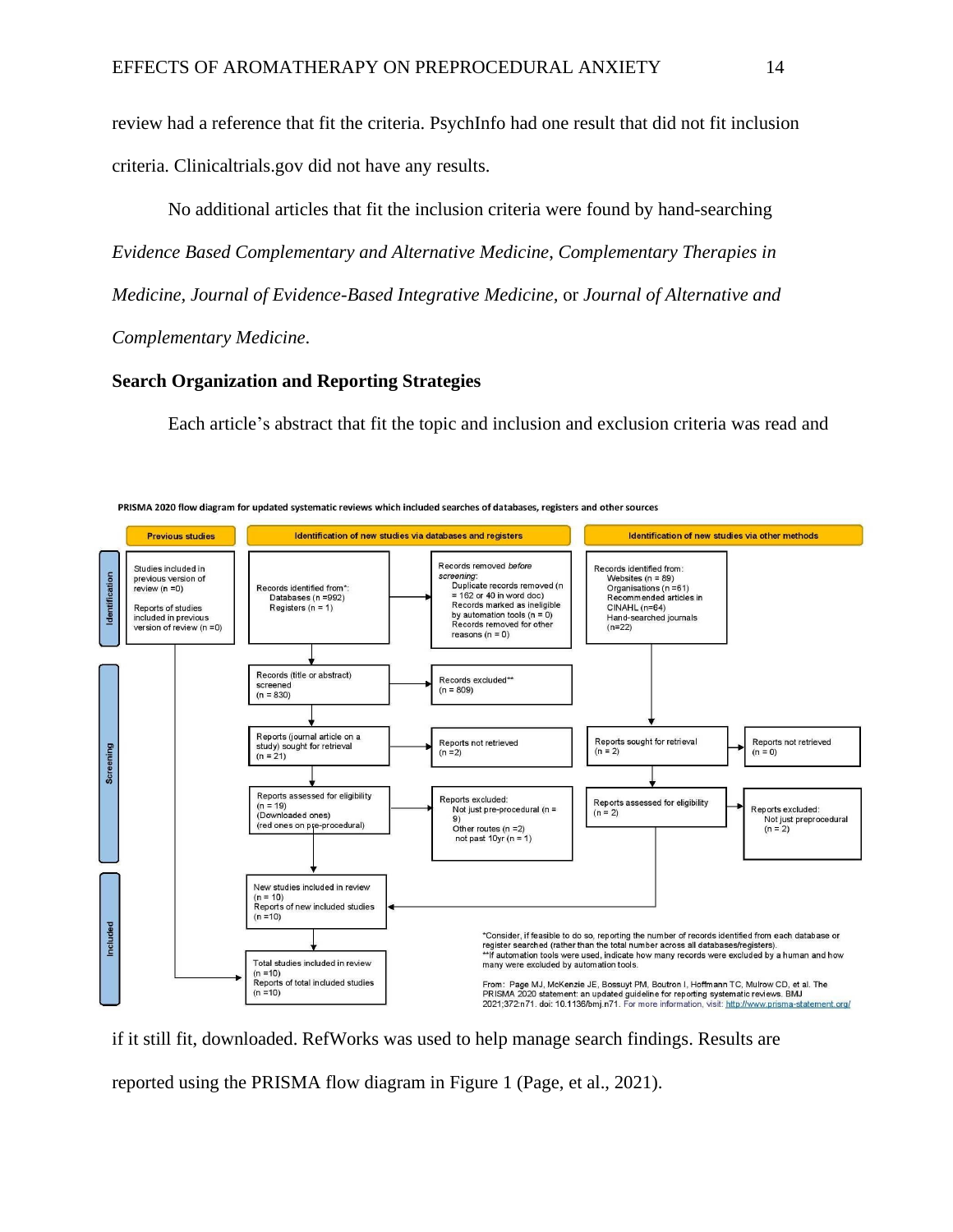review had a reference that fit the criteria. PsychInfo had one result that did not fit inclusion criteria. Clinicaltrials.gov did not have any results.

No additional articles that fit the inclusion criteria were found by hand-searching *Evidence Based Complementary and Alternative Medicine*, *Complementary Therapies in Medicine, Journal of Evidence-Based Integrative Medicine,* or *Journal of Alternative and Complementary Medicine*.

## Search Organization and Reporting Strategies

Each article's abstract that fit the topic and inclusion and exclusion criteria was read and

**PRISMA 2020 flow diagram for updated systematic reviews which included searches of databases, registers and other sources**

**Previous studies**

- Identification: Studies included in previous version of review (n =0); Reports of studies included in previous version of review (n =0)

**Identification of new studies via databases and registers**

- Identification: Records identified from*: Databases (n =992); Registers (n = 1)
- Records removed *before screening*: Duplicate records removed (n = 162 or 40 in word doc); Records marked as ineligible by automation tools (n = 0); Records removed for other reasons (n = 0)
- Screening: Records (title or abstract) screened (n = 830) → Records excluded** (n = 809)
- Reports (journal article on a study) sought for retrieval (n = 21) → Reports not retrieved (n =2)
- Reports assessed for eligibility (n = 19) (Downloaded ones) (red ones on pre-procedural) → Reports excluded: Not just pre-procedural (n = 9); Other routes (n =2); not past 10yr (n = 1)
- Included: New studies included in review (n = 10); Reports of new included studies (n =10)
- Total studies included in review (n =10); Reports of total included studies (n =10)

**Identification of new studies via other methods**

- Records identified from: Websites (n = 89); Organisations (n =61); Recommended articles in CINAHL (n=64); Hand-searched journals (n=22)
- Reports sought for retrieval (n = 2) → Reports not retrieved (n = 0)
- Reports assessed for eligibility (n = 2) → Reports excluded: Not just preprocedural (n = 2)

*Consider, if feasible to do so, reporting the number of records identified from each database or register searched (rather than the total number across all databases/registers).
**If automation tools were used, indicate how many records were excluded by a human and how many were excluded by automation tools.

From: Page MJ, McKenzie JE, Bossuyt PM, Boutron I, Hoffmann TC, Mulrow CD, et al. The PRISMA 2020 statement: an updated guideline for reporting systematic reviews. BMJ 2021;372:n71. doi: 10.1136/bmj.n71. For more information, visit: http://www.prisma-statement.org/

if it still fit, downloaded. RefWorks was used to help manage search findings. Results are reported using the PRISMA flow diagram in Figure 1 (Page, et al., 2021).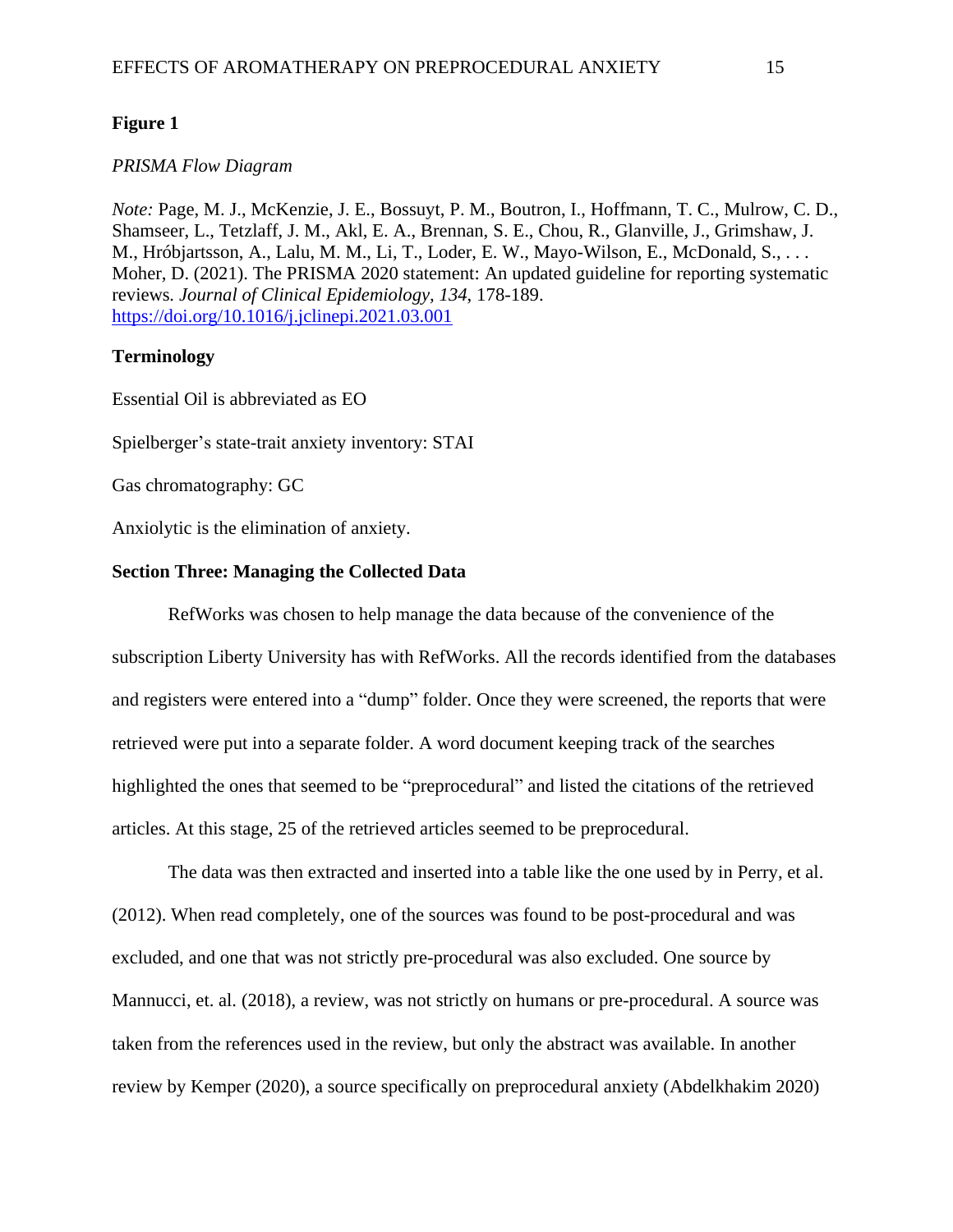**Figure 1**

*PRISMA Flow Diagram*

*Note:* Page, M. J., McKenzie, J. E., Bossuyt, P. M., Boutron, I., Hoffmann, T. C., Mulrow, C. D., Shamseer, L., Tetzlaff, J. M., Akl, E. A., Brennan, S. E., Chou, R., Glanville, J., Grimshaw, J. M., Hróbjartsson, A., Lalu, M. M., Li, T., Loder, E. W., Mayo-Wilson, E., McDonald, S., . . . Moher, D. (2021). The PRISMA 2020 statement: An updated guideline for reporting systematic reviews. *Journal of Clinical Epidemiology, 134*, 178-189. https://doi.org/10.1016/j.jclinepi.2021.03.001

**Terminology**

Essential Oil is abbreviated as EO

Spielberger's state-trait anxiety inventory: STAI

Gas chromatography: GC

Anxiolytic is the elimination of anxiety.

**Section Three: Managing the Collected Data**

RefWorks was chosen to help manage the data because of the convenience of the subscription Liberty University has with RefWorks. All the records identified from the databases and registers were entered into a "dump" folder. Once they were screened, the reports that were retrieved were put into a separate folder. A word document keeping track of the searches highlighted the ones that seemed to be "preprocedural" and listed the citations of the retrieved articles. At this stage, 25 of the retrieved articles seemed to be preprocedural.

The data was then extracted and inserted into a table like the one used by in Perry, et al. (2012). When read completely, one of the sources was found to be post-procedural and was excluded, and one that was not strictly pre-procedural was also excluded. One source by Mannucci, et. al. (2018), a review, was not strictly on humans or pre-procedural. A source was taken from the references used in the review, but only the abstract was available. In another review by Kemper (2020), a source specifically on preprocedural anxiety (Abdelkhakim 2020)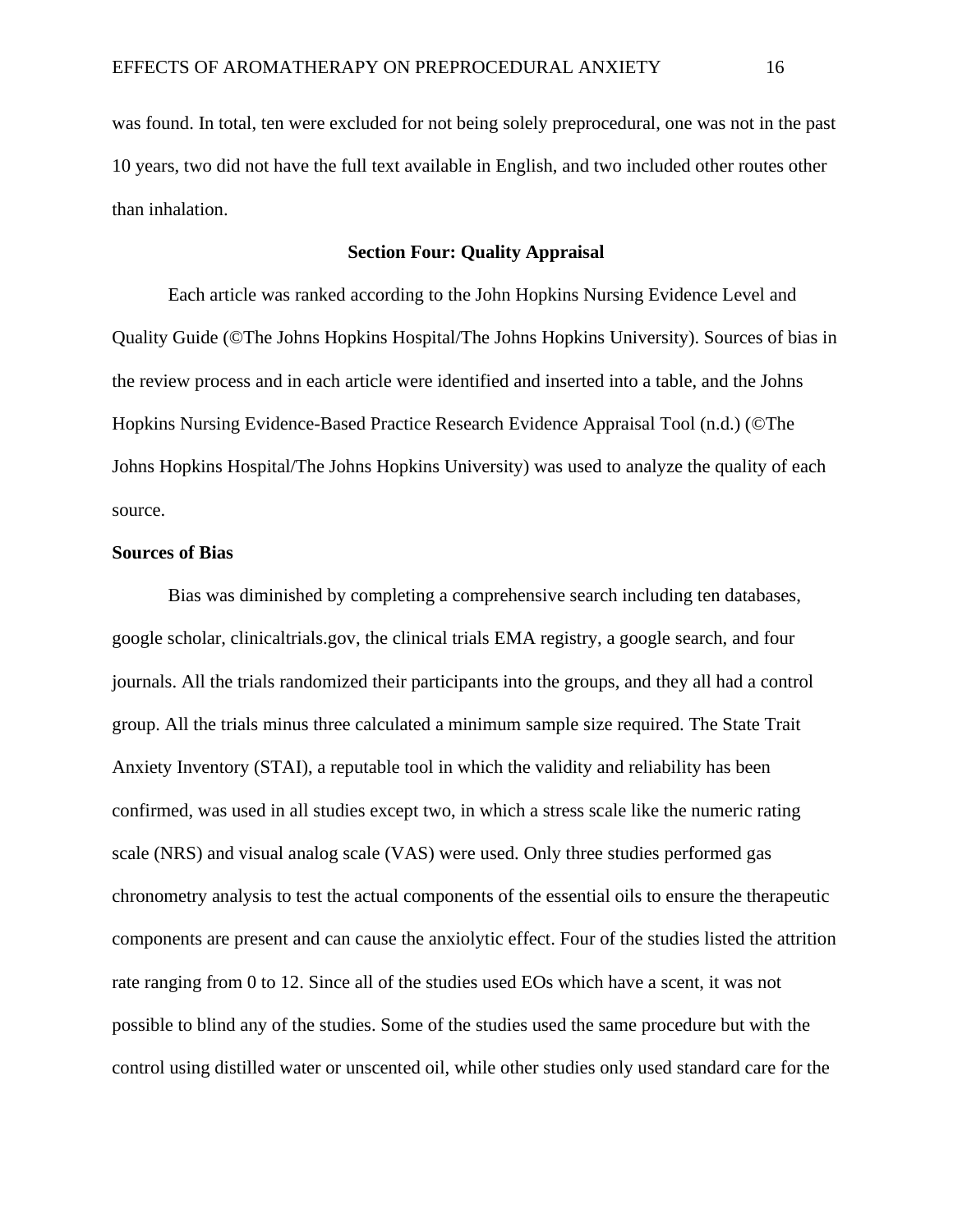was found. In total, ten were excluded for not being solely preprocedural, one was not in the past 10 years, two did not have the full text available in English, and two included other routes other than inhalation.

## Section Four: Quality Appraisal

Each article was ranked according to the John Hopkins Nursing Evidence Level and Quality Guide (©The Johns Hopkins Hospital/The Johns Hopkins University). Sources of bias in the review process and in each article were identified and inserted into a table, and the Johns Hopkins Nursing Evidence-Based Practice Research Evidence Appraisal Tool (n.d.) (©The Johns Hopkins Hospital/The Johns Hopkins University) was used to analyze the quality of each source.

### Sources of Bias

Bias was diminished by completing a comprehensive search including ten databases, google scholar, clinicaltrials.gov, the clinical trials EMA registry, a google search, and four journals. All the trials randomized their participants into the groups, and they all had a control group. All the trials minus three calculated a minimum sample size required. The State Trait Anxiety Inventory (STAI), a reputable tool in which the validity and reliability has been confirmed, was used in all studies except two, in which a stress scale like the numeric rating scale (NRS) and visual analog scale (VAS) were used. Only three studies performed gas chronometry analysis to test the actual components of the essential oils to ensure the therapeutic components are present and can cause the anxiolytic effect. Four of the studies listed the attrition rate ranging from 0 to 12. Since all of the studies used EOs which have a scent, it was not possible to blind any of the studies. Some of the studies used the same procedure but with the control using distilled water or unscented oil, while other studies only used standard care for the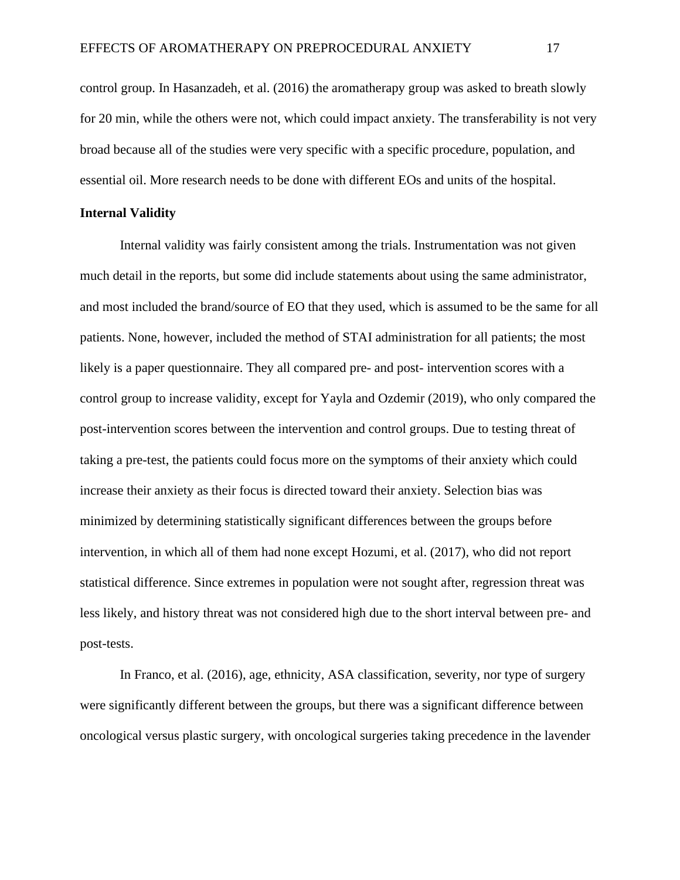control group. In Hasanzadeh, et al. (2016) the aromatherapy group was asked to breath slowly for 20 min, while the others were not, which could impact anxiety. The transferability is not very broad because all of the studies were very specific with a specific procedure, population, and essential oil. More research needs to be done with different EOs and units of the hospital.

**Internal Validity**

Internal validity was fairly consistent among the trials. Instrumentation was not given much detail in the reports, but some did include statements about using the same administrator, and most included the brand/source of EO that they used, which is assumed to be the same for all patients. None, however, included the method of STAI administration for all patients; the most likely is a paper questionnaire. They all compared pre- and post- intervention scores with a control group to increase validity, except for Yayla and Ozdemir (2019), who only compared the post-intervention scores between the intervention and control groups. Due to testing threat of taking a pre-test, the patients could focus more on the symptoms of their anxiety which could increase their anxiety as their focus is directed toward their anxiety. Selection bias was minimized by determining statistically significant differences between the groups before intervention, in which all of them had none except Hozumi, et al. (2017), who did not report statistical difference. Since extremes in population were not sought after, regression threat was less likely, and history threat was not considered high due to the short interval between pre- and post-tests.

In Franco, et al. (2016), age, ethnicity, ASA classification, severity, nor type of surgery were significantly different between the groups, but there was a significant difference between oncological versus plastic surgery, with oncological surgeries taking precedence in the lavender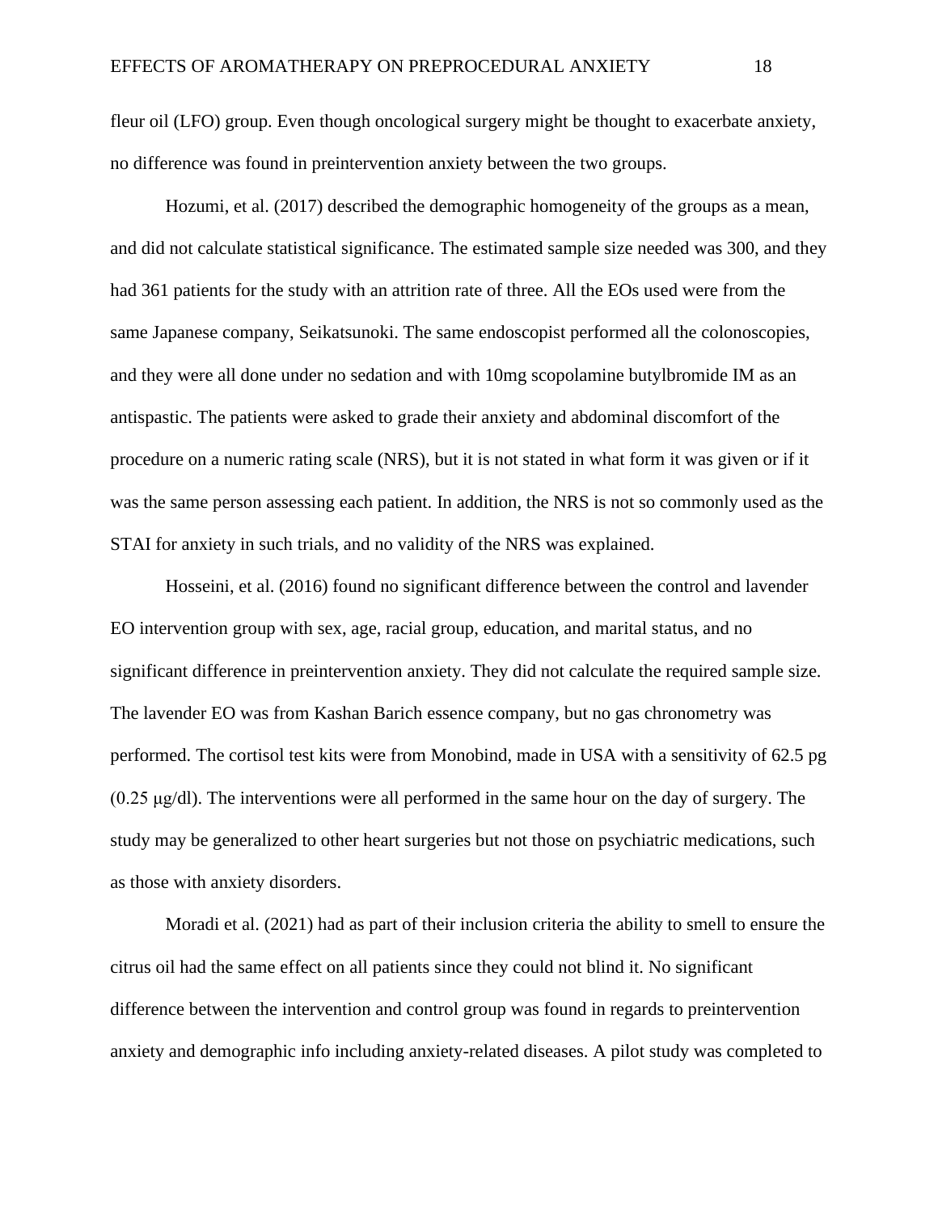fleur oil (LFO) group. Even though oncological surgery might be thought to exacerbate anxiety, no difference was found in preintervention anxiety between the two groups.

Hozumi, et al. (2017) described the demographic homogeneity of the groups as a mean, and did not calculate statistical significance. The estimated sample size needed was 300, and they had 361 patients for the study with an attrition rate of three. All the EOs used were from the same Japanese company, Seikatsunoki. The same endoscopist performed all the colonoscopies, and they were all done under no sedation and with 10mg scopolamine butylbromide IM as an antispastic. The patients were asked to grade their anxiety and abdominal discomfort of the procedure on a numeric rating scale (NRS), but it is not stated in what form it was given or if it was the same person assessing each patient. In addition, the NRS is not so commonly used as the STAI for anxiety in such trials, and no validity of the NRS was explained.

Hosseini, et al. (2016) found no significant difference between the control and lavender EO intervention group with sex, age, racial group, education, and marital status, and no significant difference in preintervention anxiety. They did not calculate the required sample size. The lavender EO was from Kashan Barich essence company, but no gas chronometry was performed. The cortisol test kits were from Monobind, made in USA with a sensitivity of 62.5 pg (0.25 μg/dl). The interventions were all performed in the same hour on the day of surgery. The study may be generalized to other heart surgeries but not those on psychiatric medications, such as those with anxiety disorders.

Moradi et al. (2021) had as part of their inclusion criteria the ability to smell to ensure the citrus oil had the same effect on all patients since they could not blind it. No significant difference between the intervention and control group was found in regards to preintervention anxiety and demographic info including anxiety-related diseases. A pilot study was completed to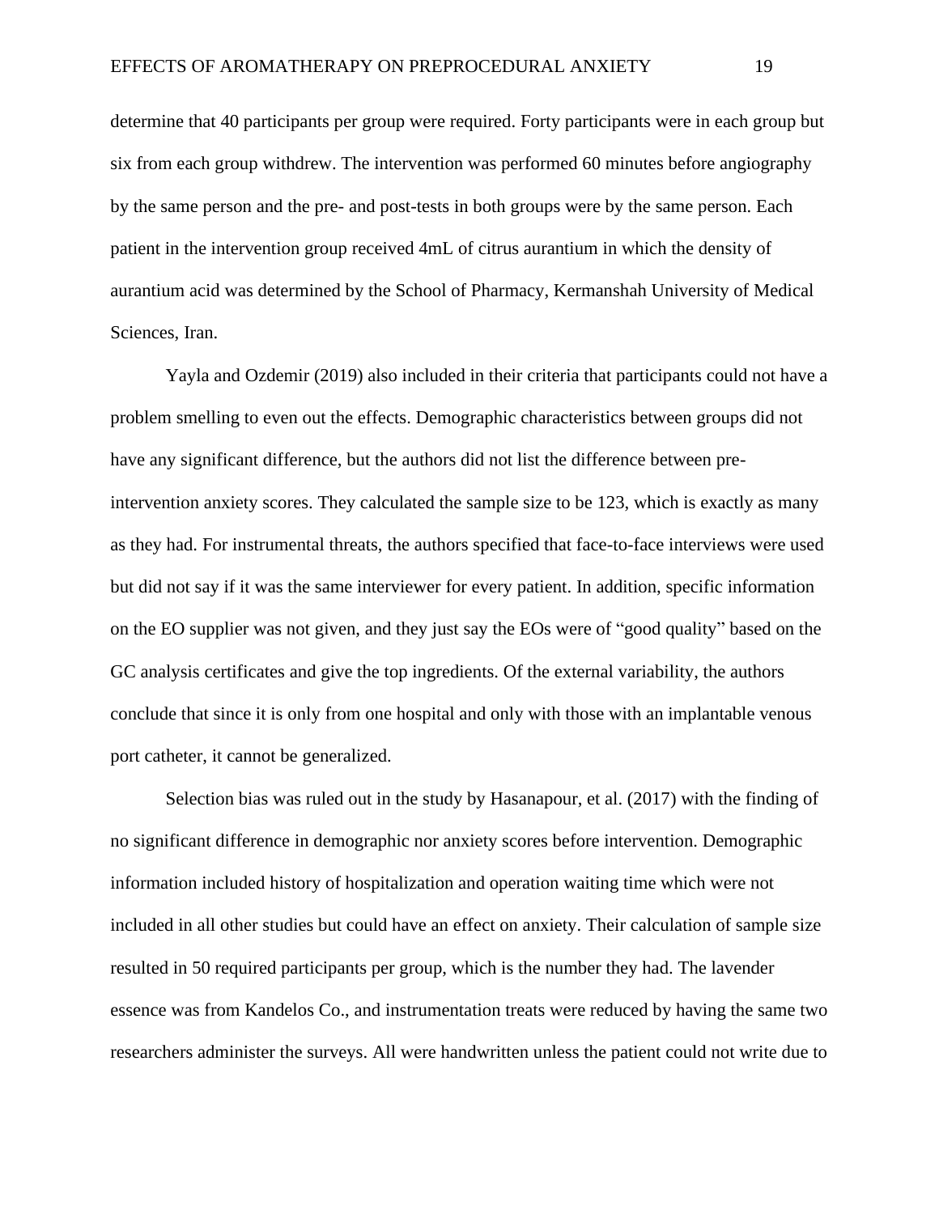determine that 40 participants per group were required. Forty participants were in each group but six from each group withdrew. The intervention was performed 60 minutes before angiography by the same person and the pre- and post-tests in both groups were by the same person. Each patient in the intervention group received 4mL of citrus aurantium in which the density of aurantium acid was determined by the School of Pharmacy, Kermanshah University of Medical Sciences, Iran.

Yayla and Ozdemir (2019) also included in their criteria that participants could not have a problem smelling to even out the effects. Demographic characteristics between groups did not have any significant difference, but the authors did not list the difference between pre-intervention anxiety scores. They calculated the sample size to be 123, which is exactly as many as they had. For instrumental threats, the authors specified that face-to-face interviews were used but did not say if it was the same interviewer for every patient. In addition, specific information on the EO supplier was not given, and they just say the EOs were of "good quality" based on the GC analysis certificates and give the top ingredients. Of the external variability, the authors conclude that since it is only from one hospital and only with those with an implantable venous port catheter, it cannot be generalized.

Selection bias was ruled out in the study by Hasanapour, et al. (2017) with the finding of no significant difference in demographic nor anxiety scores before intervention. Demographic information included history of hospitalization and operation waiting time which were not included in all other studies but could have an effect on anxiety. Their calculation of sample size resulted in 50 required participants per group, which is the number they had. The lavender essence was from Kandelos Co., and instrumentation treats were reduced by having the same two researchers administer the surveys. All were handwritten unless the patient could not write due to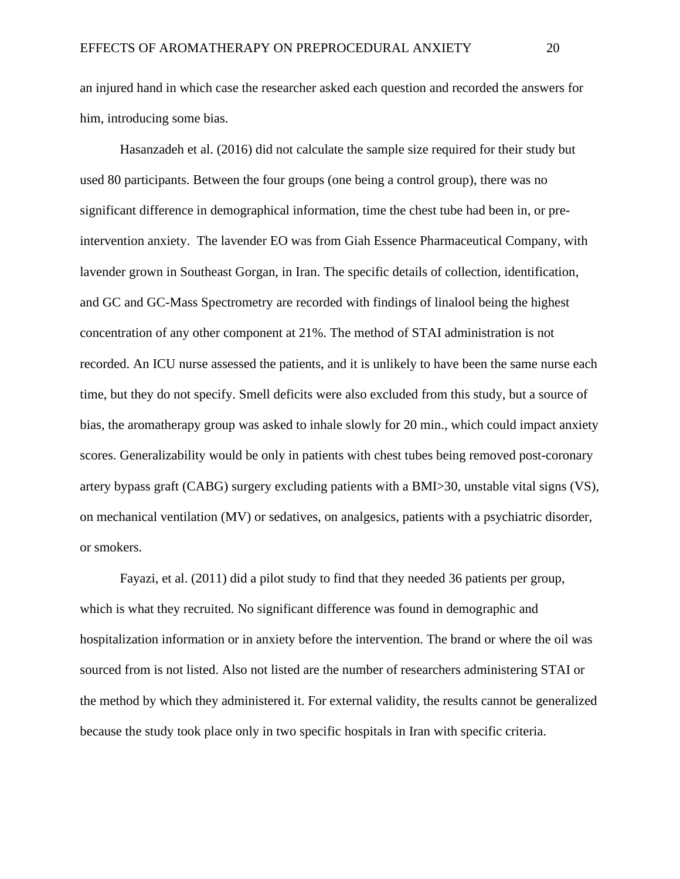an injured hand in which case the researcher asked each question and recorded the answers for him, introducing some bias.

Hasanzadeh et al. (2016) did not calculate the sample size required for their study but used 80 participants. Between the four groups (one being a control group), there was no significant difference in demographical information, time the chest tube had been in, or pre-intervention anxiety. The lavender EO was from Giah Essence Pharmaceutical Company, with lavender grown in Southeast Gorgan, in Iran. The specific details of collection, identification, and GC and GC-Mass Spectrometry are recorded with findings of linalool being the highest concentration of any other component at 21%. The method of STAI administration is not recorded. An ICU nurse assessed the patients, and it is unlikely to have been the same nurse each time, but they do not specify. Smell deficits were also excluded from this study, but a source of bias, the aromatherapy group was asked to inhale slowly for 20 min., which could impact anxiety scores. Generalizability would be only in patients with chest tubes being removed post-coronary artery bypass graft (CABG) surgery excluding patients with a BMI>30, unstable vital signs (VS), on mechanical ventilation (MV) or sedatives, on analgesics, patients with a psychiatric disorder, or smokers.

Fayazi, et al. (2011) did a pilot study to find that they needed 36 patients per group, which is what they recruited. No significant difference was found in demographic and hospitalization information or in anxiety before the intervention. The brand or where the oil was sourced from is not listed. Also not listed are the number of researchers administering STAI or the method by which they administered it. For external validity, the results cannot be generalized because the study took place only in two specific hospitals in Iran with specific criteria.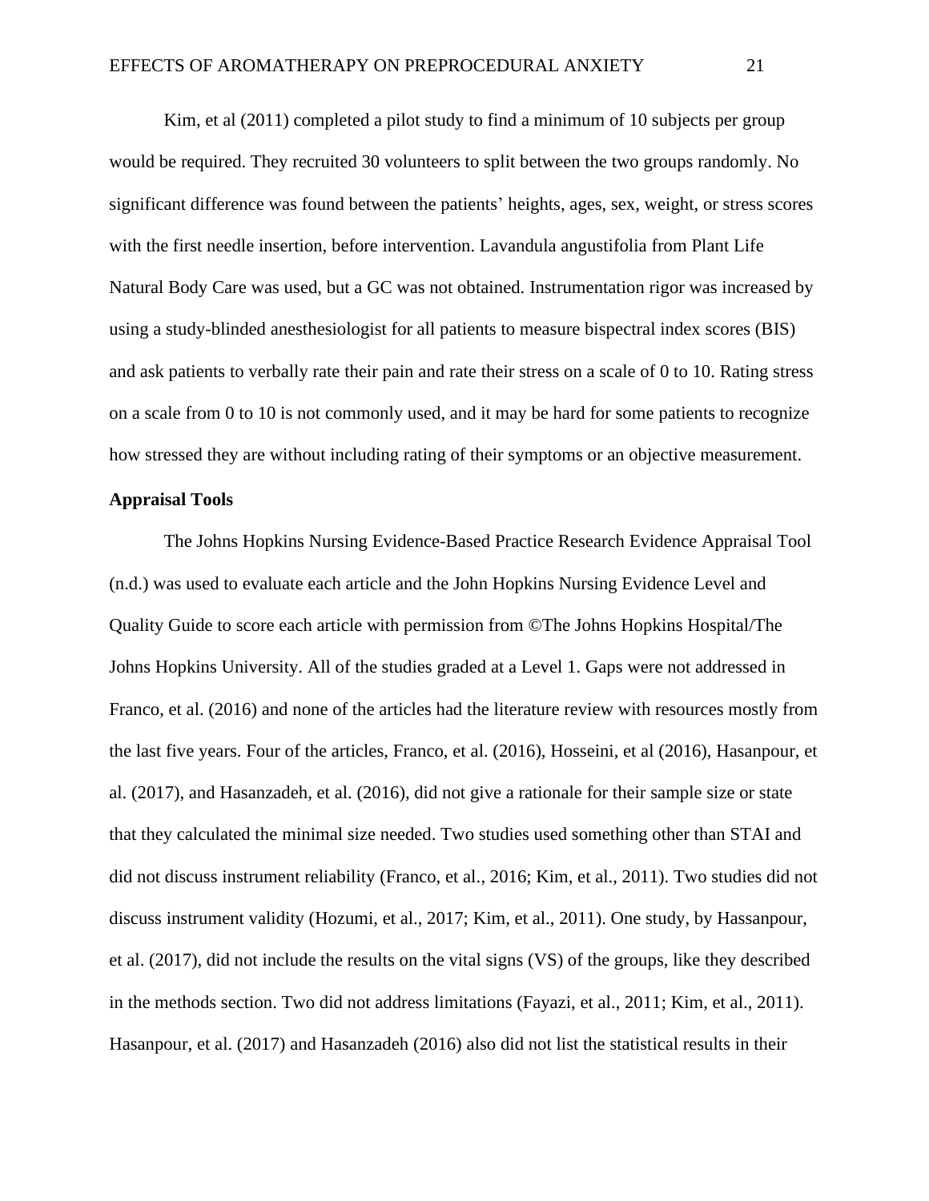Kim, et al (2011) completed a pilot study to find a minimum of 10 subjects per group would be required. They recruited 30 volunteers to split between the two groups randomly. No significant difference was found between the patients' heights, ages, sex, weight, or stress scores with the first needle insertion, before intervention. Lavandula angustifolia from Plant Life Natural Body Care was used, but a GC was not obtained. Instrumentation rigor was increased by using a study-blinded anesthesiologist for all patients to measure bispectral index scores (BIS) and ask patients to verbally rate their pain and rate their stress on a scale of 0 to 10. Rating stress on a scale from 0 to 10 is not commonly used, and it may be hard for some patients to recognize how stressed they are without including rating of their symptoms or an objective measurement.

**Appraisal Tools**

The Johns Hopkins Nursing Evidence-Based Practice Research Evidence Appraisal Tool (n.d.) was used to evaluate each article and the John Hopkins Nursing Evidence Level and Quality Guide to score each article with permission from ©The Johns Hopkins Hospital/The Johns Hopkins University. All of the studies graded at a Level 1. Gaps were not addressed in Franco, et al. (2016) and none of the articles had the literature review with resources mostly from the last five years. Four of the articles, Franco, et al. (2016), Hosseini, et al (2016), Hasanpour, et al. (2017), and Hasanzadeh, et al. (2016), did not give a rationale for their sample size or state that they calculated the minimal size needed. Two studies used something other than STAI and did not discuss instrument reliability (Franco, et al., 2016; Kim, et al., 2011). Two studies did not discuss instrument validity (Hozumi, et al., 2017; Kim, et al., 2011). One study, by Hassanpour, et al. (2017), did not include the results on the vital signs (VS) of the groups, like they described in the methods section. Two did not address limitations (Fayazi, et al., 2011; Kim, et al., 2011). Hasanpour, et al. (2017) and Hasanzadeh (2016) also did not list the statistical results in their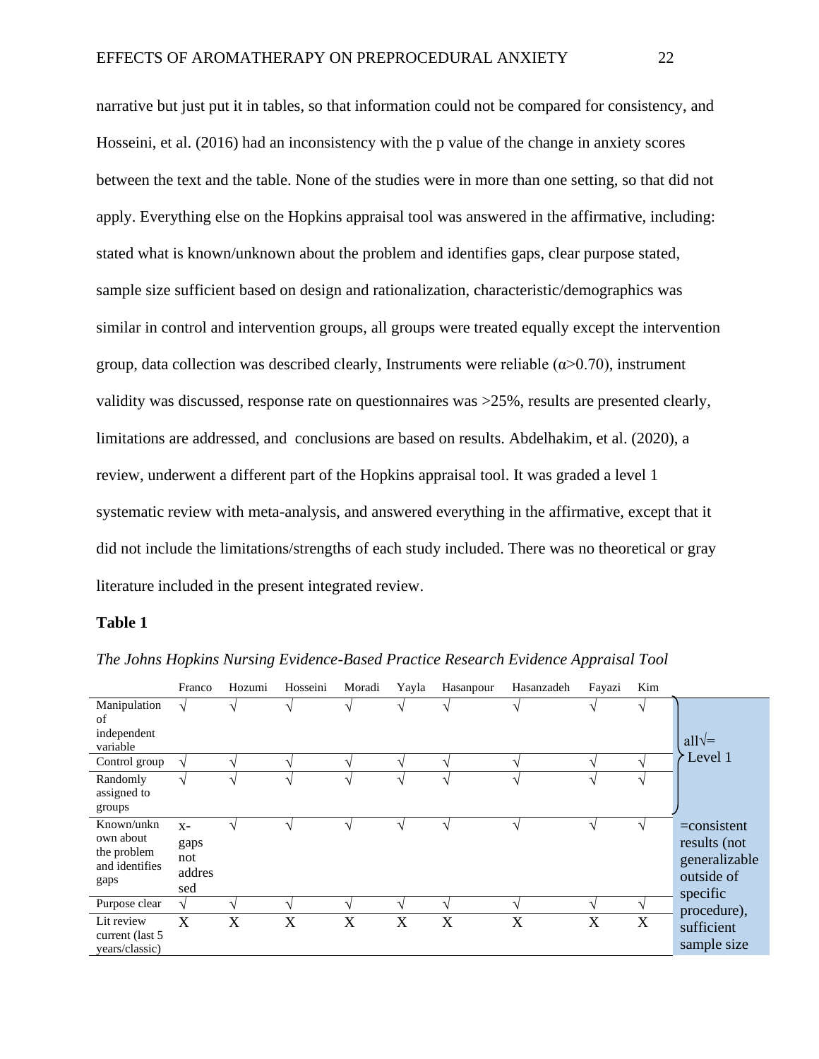narrative but just put it in tables, so that information could not be compared for consistency, and Hosseini, et al. (2016) had an inconsistency with the p value of the change in anxiety scores between the text and the table. None of the studies were in more than one setting, so that did not apply. Everything else on the Hopkins appraisal tool was answered in the affirmative, including: stated what is known/unknown about the problem and identifies gaps, clear purpose stated, sample size sufficient based on design and rationalization, characteristic/demographics was similar in control and intervention groups, all groups were treated equally except the intervention group, data collection was described clearly, Instruments were reliable ($\alpha$>0.70), instrument validity was discussed, response rate on questionnaires was >25%, results are presented clearly, limitations are addressed, and conclusions are based on results. Abdelhakim, et al. (2020), a review, underwent a different part of the Hopkins appraisal tool. It was graded a level 1 systematic review with meta-analysis, and answered everything in the affirmative, except that it did not include the limitations/strengths of each study included. There was no theoretical or gray literature included in the present integrated review.

**Table 1**

*The Johns Hopkins Nursing Evidence-Based Practice Research Evidence Appraisal Tool*

| | Franco | Hozumi | Hosseini | Moradi | Yayla | Hasanpour | Hasanzadeh | Fayazi | Kim | |
|---|---|---|---|---|---|---|---|---|---|---|
| Manipulation of independent variable | √ | √ | √ | √ | √ | √ | √ | √ | √ | all√= Level 1 |
| Control group | √ | √ | √ | √ | √ | √ | √ | √ | √ | |
| Randomly assigned to groups | √ | √ | √ | √ | √ | √ | √ | √ | √ | |
| Known/unknown about the problem and identifies gaps | x- gaps not addressed | √ | √ | √ | √ | √ | √ | √ | √ | =consistent results (not generalizable outside of specific procedure), sufficient sample size |
| Purpose clear | √ | √ | √ | √ | √ | √ | √ | √ | √ | |
| Lit review current (last 5 years/classic) | X | X | X | X | X | X | X | X | X | |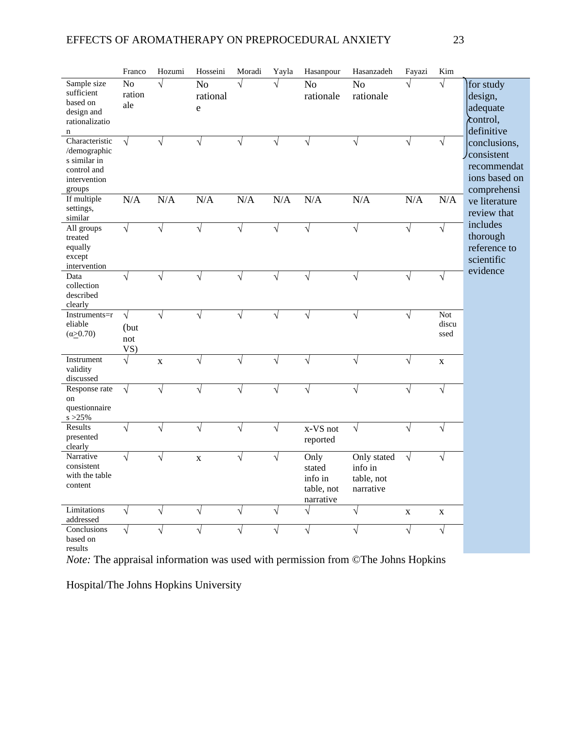| | Franco | Hozumi | Hosseini | Moradi | Yayla | Hasanpour | Hasanzadeh | Fayazi | Kim | |
|---|---|---|---|---|---|---|---|---|---|---|
| Sample size sufficient based on design and rationalization | No rationale | √ | No rationale | √ | √ | No rationale | No rationale | √ | √ | for study design, adequate control, definitive conclusions, consistent recommendations based on comprehensive literature review that includes thorough reference to scientific evidence |
| Characteristic/demographics similar in control and intervention groups | √ | √ | √ | √ | √ | √ | √ | √ | √ | |
| If multiple settings, similar | N/A | N/A | N/A | N/A | N/A | N/A | N/A | N/A | N/A | |
| All groups treated equally except intervention | √ | √ | √ | √ | √ | √ | √ | √ | √ | |
| Data collection described clearly | √ | √ | √ | √ | √ | √ | √ | √ | √ | |
| Instruments=reliable (α≥0.70) | √ (but not VS) | √ | √ | √ | √ | √ | √ | √ | Not discussed | |
| Instrument validity discussed | √ | x | √ | √ | √ | √ | √ | √ | x | |
| Response rate on questionnaires >25% | √ | √ | √ | √ | √ | √ | √ | √ | √ | |
| Results presented clearly | √ | √ | √ | √ | √ | x-VS not reported | √ | √ | √ | |
| Narrative consistent with the table content | √ | √ | x | √ | √ | Only stated info in table, not narrative | Only stated info in table, not narrative | √ | √ | |
| Limitations addressed | √ | √ | √ | √ | √ | √ | √ | x | x | |
| Conclusions based on results | √ | √ | √ | √ | √ | √ | √ | √ | √ | |

*Note:* The appraisal information was used with permission from ©The Johns Hopkins Hospital/The Johns Hopkins University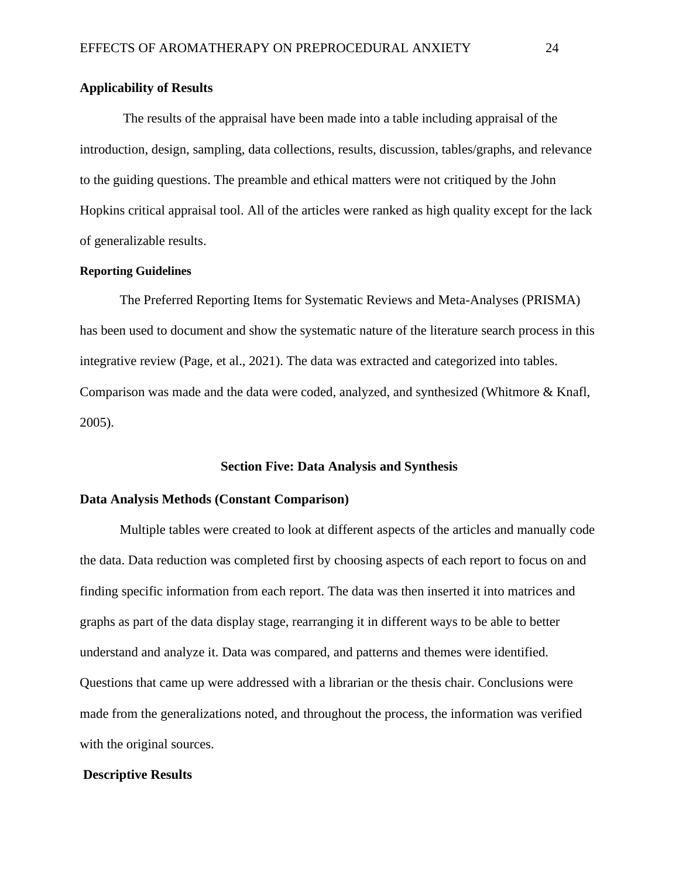### Applicability of Results

The results of the appraisal have been made into a table including appraisal of the introduction, design, sampling, data collections, results, discussion, tables/graphs, and relevance to the guiding questions. The preamble and ethical matters were not critiqued by the John Hopkins critical appraisal tool. All of the articles were ranked as high quality except for the lack of generalizable results.

#### Reporting Guidelines

The Preferred Reporting Items for Systematic Reviews and Meta-Analyses (PRISMA) has been used to document and show the systematic nature of the literature search process in this integrative review (Page, et al., 2021). The data was extracted and categorized into tables. Comparison was made and the data were coded, analyzed, and synthesized (Whitmore & Knafl, 2005).

## Section Five: Data Analysis and Synthesis

### Data Analysis Methods (Constant Comparison)

Multiple tables were created to look at different aspects of the articles and manually code the data. Data reduction was completed first by choosing aspects of each report to focus on and finding specific information from each report. The data was then inserted it into matrices and graphs as part of the data display stage, rearranging it in different ways to be able to better understand and analyze it. Data was compared, and patterns and themes were identified. Questions that came up were addressed with a librarian or the thesis chair. Conclusions were made from the generalizations noted, and throughout the process, the information was verified with the original sources.

### Descriptive Results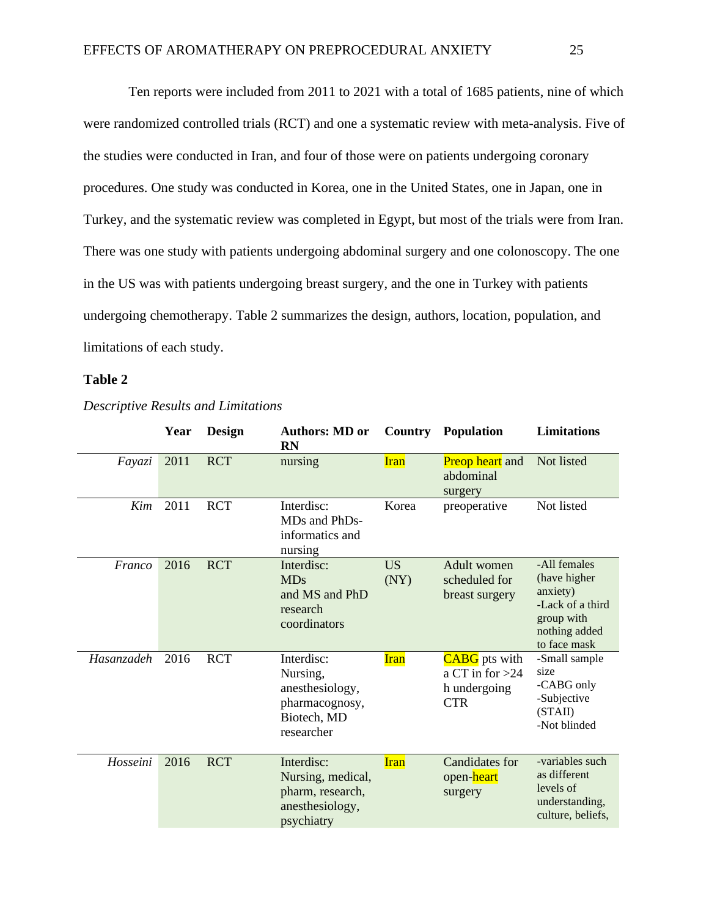Ten reports were included from 2011 to 2021 with a total of 1685 patients, nine of which were randomized controlled trials (RCT) and one a systematic review with meta-analysis. Five of the studies were conducted in Iran, and four of those were on patients undergoing coronary procedures. One study was conducted in Korea, one in the United States, one in Japan, one in Turkey, and the systematic review was completed in Egypt, but most of the trials were from Iran. There was one study with patients undergoing abdominal surgery and one colonoscopy. The one in the US was with patients undergoing breast surgery, and the one in Turkey with patients undergoing chemotherapy. Table 2 summarizes the design, authors, location, population, and limitations of each study.

**Table 2**

*Descriptive Results and Limitations*

| | Year | Design | Authors: MD or RN | Country | Population | Limitations |
|---|---|---|---|---|---|---|
| *Fayazi* | 2011 | RCT | nursing | Iran | Preop heart and abdominal surgery | Not listed |
| *Kim* | 2011 | RCT | Interdisc: MDs and PhDs- informatics and nursing | Korea | preoperative | Not listed |
| *Franco* | 2016 | RCT | Interdisc: MDs and MS and PhD research coordinators | US (NY) | Adult women scheduled for breast surgery | -All females (have higher anxiety) -Lack of a third group with nothing added to face mask |
| *Hasanzadeh* | 2016 | RCT | Interdisc: Nursing, anesthesiology, pharmacognosy, Biotech, MD researcher | Iran | CABG pts with a CT in for >24 h undergoing CTR | -Small sample size -CABG only -Subjective (STAII) -Not blinded |
| *Hosseini* | 2016 | RCT | Interdisc: Nursing, medical, pharm, research, anesthesiology, psychiatry | Iran | Candidates for open-heart surgery | -variables such as different levels of understanding, culture, beliefs, |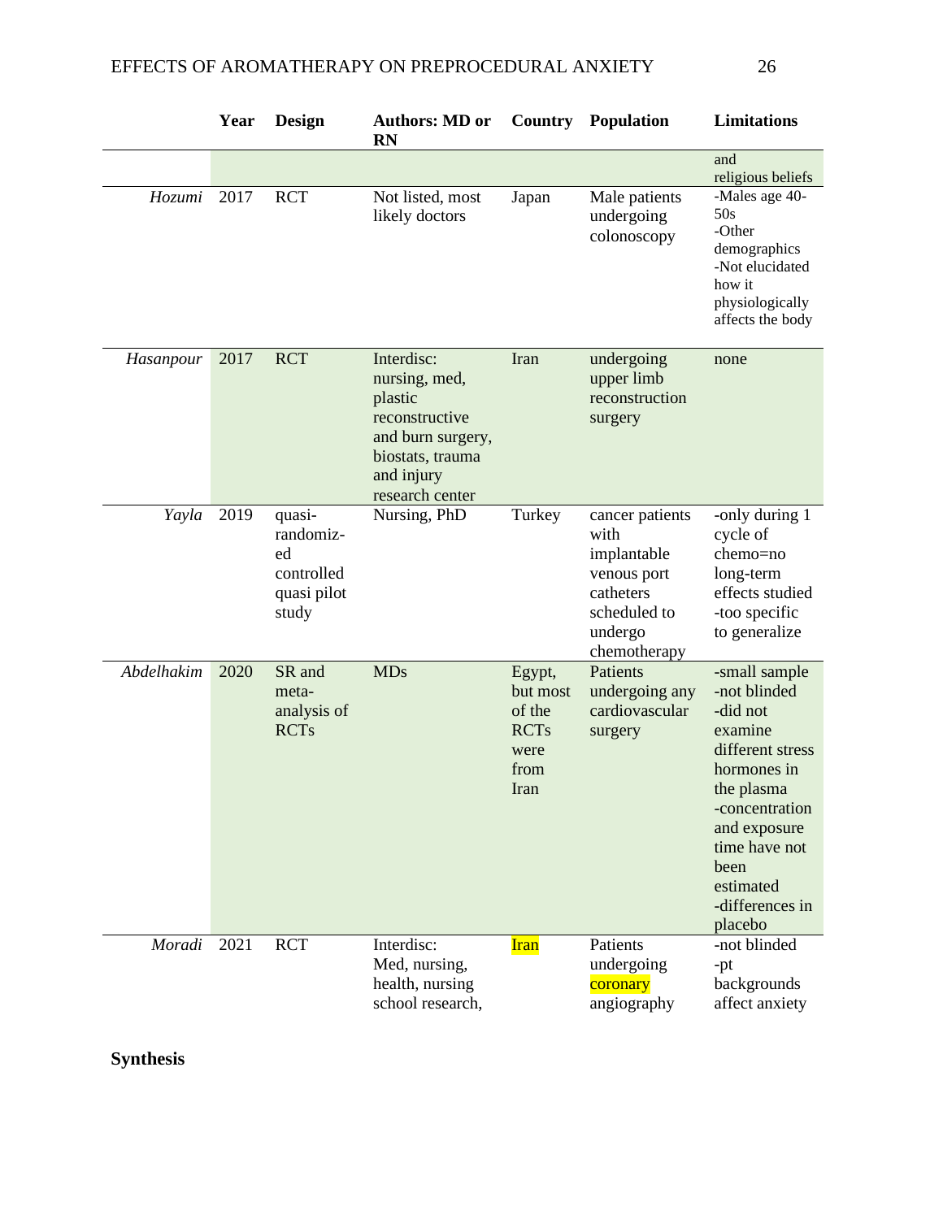| | Year | Design | Authors: MD or RN | Country | Population | Limitations |
|---|---|---|---|---|---|---|
| | | | | | | and religious beliefs |
| *Hozumi* | 2017 | RCT | Not listed, most likely doctors | Japan | Male patients undergoing colonoscopy | -Males age 40-50s -Other demographics -Not elucidated how it physiologically affects the body |
| *Hasanpour* | 2017 | RCT | Interdisc: nursing, med, plastic reconstructive and burn surgery, biostats, trauma and injury research center | Iran | undergoing upper limb reconstruction surgery | none |
| *Yayla* | 2019 | quasi-randomiz-ed controlled quasi pilot study | Nursing, PhD | Turkey | cancer patients with implantable venous port catheters scheduled to undergo chemotherapy | -only during 1 cycle of chemo=no long-term effects studied -too specific to generalize |
| *Abdelhakim* | 2020 | SR and meta-analysis of RCTs | MDs | Egypt, but most of the RCTs were from Iran | Patients undergoing any cardiovascular surgery | -small sample -not blinded -did not examine different stress hormones in the plasma -concentration and exposure time have not been estimated -differences in placebo |
| *Moradi* | 2021 | RCT | Interdisc: Med, nursing, health, nursing school research, | Iran | Patients undergoing coronary angiography | -not blinded -pt backgrounds affect anxiety |

**Synthesis**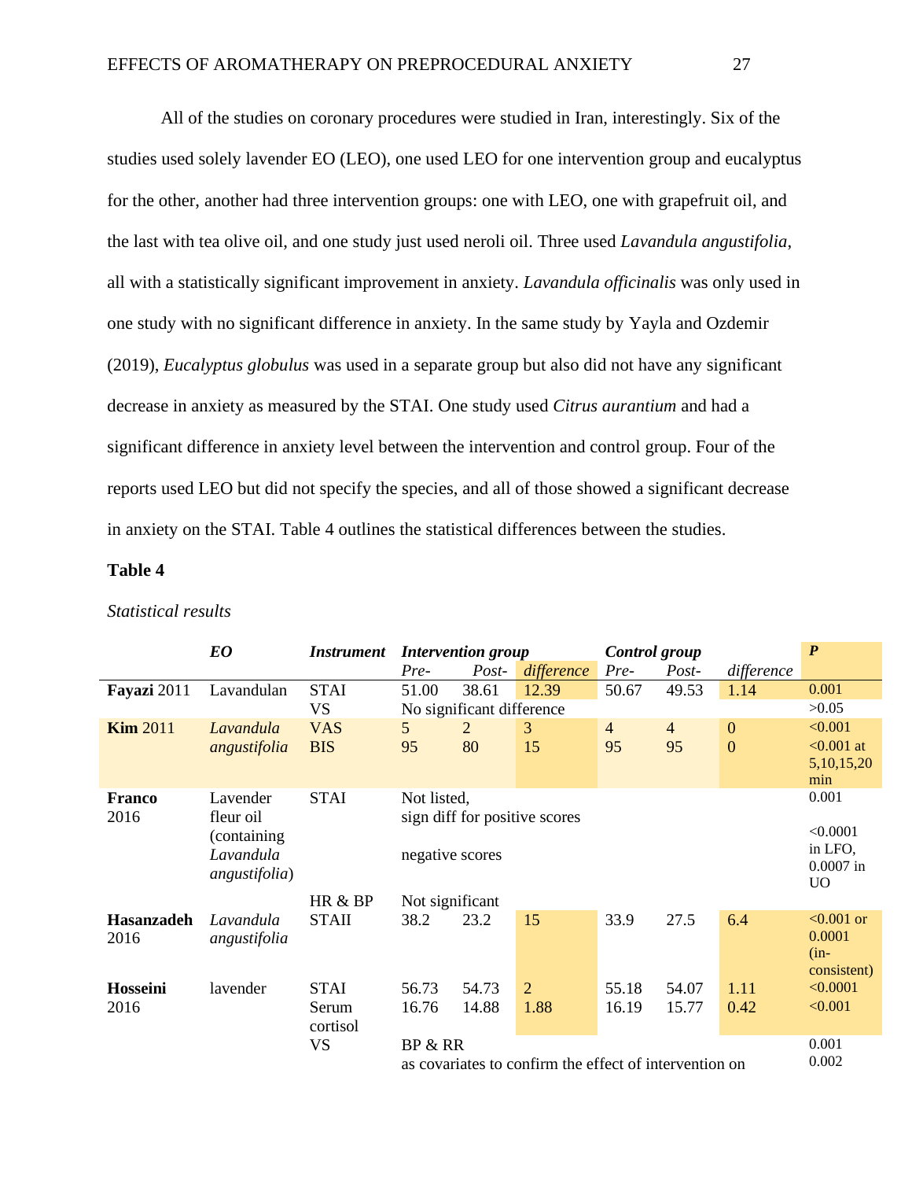All of the studies on coronary procedures were studied in Iran, interestingly. Six of the studies used solely lavender EO (LEO), one used LEO for one intervention group and eucalyptus for the other, another had three intervention groups: one with LEO, one with grapefruit oil, and the last with tea olive oil, and one study just used neroli oil. Three used *Lavandula angustifolia*, all with a statistically significant improvement in anxiety. *Lavandula officinalis* was only used in one study with no significant difference in anxiety. In the same study by Yayla and Ozdemir (2019), *Eucalyptus globulus* was used in a separate group but also did not have any significant decrease in anxiety as measured by the STAI. One study used *Citrus aurantium* and had a significant difference in anxiety level between the intervention and control group. Four of the reports used LEO but did not specify the species, and all of those showed a significant decrease in anxiety on the STAI. Table 4 outlines the statistical differences between the studies.

**Table 4**

*Statistical results*

| | ***EO*** | ***Instrument*** | ***Intervention group*** | | | ***Control group*** | | | ***P*** |
|---|---|---|---|---|---|---|---|---|---|
| | | | *Pre-* | *Post-* | *difference* | *Pre-* | *Post-* | *difference* | |
| **Fayazi** 2011 | Lavandulan | STAI | 51.00 | 38.61 | 12.39 | 50.67 | 49.53 | 1.14 | 0.001 |
| | | VS | No significant difference | | | | | | >0.05 |
| **Kim** 2011 | *Lavandula angustifolia* | VAS | 5 | 2 | 3 | 4 | 4 | 0 | <0.001 |
| | | BIS | 95 | 80 | 15 | 95 | 95 | 0 | <0.001 at 5,10,15,20 min |
| **Franco** 2016 | Lavender fleur oil (containing *Lavandula angustifolia*) | STAI | Not listed, sign diff for positive scores | | | | | | 0.001 |
| | | | negative scores | | | | | | <0.0001 in LFO, 0.0007 in UO |
| | | HR & BP | Not significant | | | | | | |
| **Hasanzadeh** 2016 | *Lavandula angustifolia* | STAII | 38.2 | 23.2 | 15 | 33.9 | 27.5 | 6.4 | <0.001 or 0.0001 (in-consistent) |
| **Hosseini** 2016 | lavender | STAI | 56.73 | 54.73 | 2 | 55.18 | 54.07 | 1.11 | <0.0001 |
| | | Serum cortisol | 16.76 | 14.88 | 1.88 | 16.19 | 15.77 | 0.42 | <0.001 |
| | | VS | BP & RR as covariates to confirm the effect of intervention on | | | | | | 0.001 0.002 |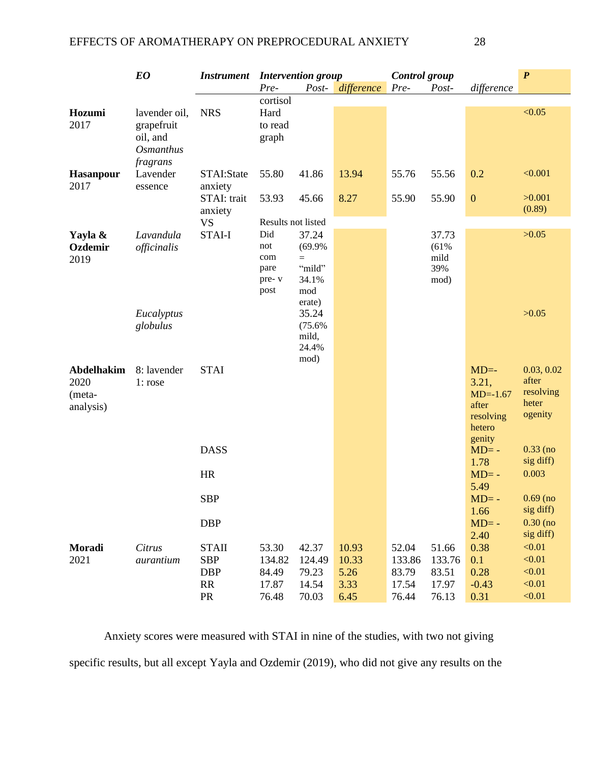| | *EO* | *Instrument* | *Intervention group* | | | *Control group* | | | ***P*** |
|---|---|---|---|---|---|---|---|---|---|
| | | | *Pre-* | *Post-* | *difference* | *Pre-* | *Post-* | *difference* | |
| **Hozumi** 2017 | lavender oil, grapefruit oil, and *Osmanthus fragrans* | NRS | cortisol Hard to read graph | | | | | | <0.05 |
| **Hasanpour** 2017 | Lavender essence | STAI:State anxiety | 55.80 | 41.86 | 13.94 | 55.76 | 55.56 | 0.2 | <0.001 |
| | | STAI: trait anxiety | 53.93 | 45.66 | 8.27 | 55.90 | 55.90 | 0 | >0.001 (0.89) |
| | | VS | Results not listed | | | | | | |
| **Yayla & Ozdemir** 2019 | *Lavandula officinalis* | STAI-I | Did not compare pre- v post | 37.24 (69.9% = "mild" 34.1% moderate) | | | 37.73 (61% mild 39% mod) | | >0.05 |
| | *Eucalyptus globulus* | | | 35.24 (75.6% mild, 24.4% mod) | | | | | >0.05 |
| **Abdelhakim** 2020 (meta-analysis) | 8: lavender 1: rose | STAI | | | | | | MD=-3.21, MD=-1.67 after resolving heterogenity | 0.03, 0.02 after resolving heterogenity |
| | | DASS | | | | | | MD= -1.78 | 0.33 (no sig diff) |
| | | HR | | | | | | MD= -5.49 | 0.003 |
| | | SBP | | | | | | MD= -1.66 | 0.69 (no sig diff) |
| | | DBP | | | | | | MD= -2.40 | 0.30 (no sig diff) |
| **Moradi** 2021 | *Citrus aurantium* | STAII | 53.30 | 42.37 | 10.93 | 52.04 | 51.66 | 0.38 | <0.01 |
| | | SBP | 134.82 | 124.49 | 10.33 | 133.86 | 133.76 | 0.1 | <0.01 |
| | | DBP | 84.49 | 79.23 | 5.26 | 83.79 | 83.51 | 0.28 | <0.01 |
| | | RR | 17.87 | 14.54 | 3.33 | 17.54 | 17.97 | -0.43 | <0.01 |
| | | PR | 76.48 | 70.03 | 6.45 | 76.44 | 76.13 | 0.31 | <0.01 |

Anxiety scores were measured with STAI in nine of the studies, with two not giving specific results, but all except Yayla and Ozdemir (2019), who did not give any results on the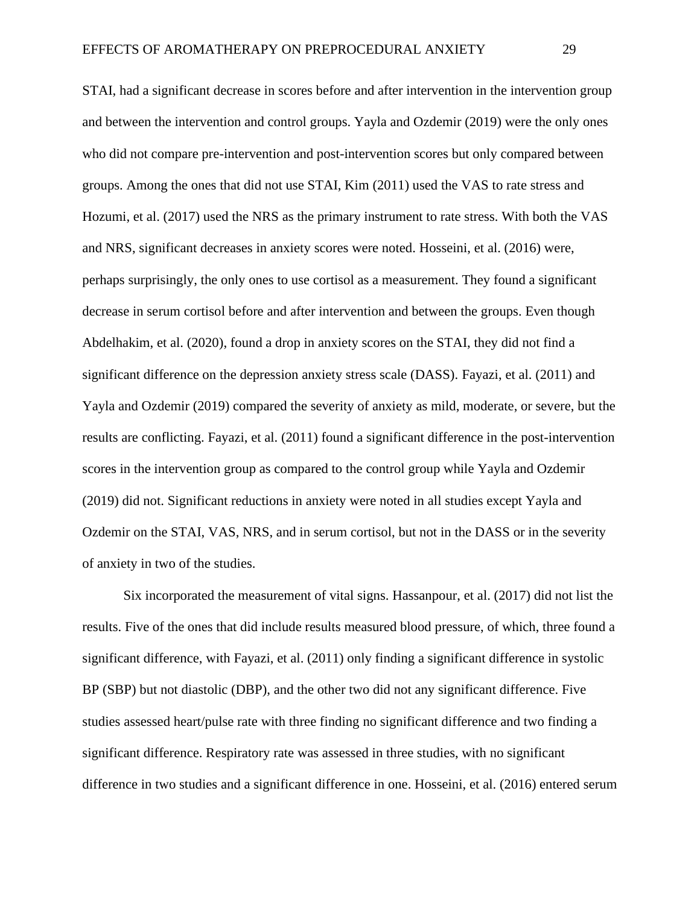STAI, had a significant decrease in scores before and after intervention in the intervention group and between the intervention and control groups. Yayla and Ozdemir (2019) were the only ones who did not compare pre-intervention and post-intervention scores but only compared between groups. Among the ones that did not use STAI, Kim (2011) used the VAS to rate stress and Hozumi, et al. (2017) used the NRS as the primary instrument to rate stress. With both the VAS and NRS, significant decreases in anxiety scores were noted. Hosseini, et al. (2016) were, perhaps surprisingly, the only ones to use cortisol as a measurement. They found a significant decrease in serum cortisol before and after intervention and between the groups. Even though Abdelhakim, et al. (2020), found a drop in anxiety scores on the STAI, they did not find a significant difference on the depression anxiety stress scale (DASS). Fayazi, et al. (2011) and Yayla and Ozdemir (2019) compared the severity of anxiety as mild, moderate, or severe, but the results are conflicting. Fayazi, et al. (2011) found a significant difference in the post-intervention scores in the intervention group as compared to the control group while Yayla and Ozdemir (2019) did not. Significant reductions in anxiety were noted in all studies except Yayla and Ozdemir on the STAI, VAS, NRS, and in serum cortisol, but not in the DASS or in the severity of anxiety in two of the studies.

Six incorporated the measurement of vital signs. Hassanpour, et al. (2017) did not list the results. Five of the ones that did include results measured blood pressure, of which, three found a significant difference, with Fayazi, et al. (2011) only finding a significant difference in systolic BP (SBP) but not diastolic (DBP), and the other two did not any significant difference. Five studies assessed heart/pulse rate with three finding no significant difference and two finding a significant difference. Respiratory rate was assessed in three studies, with no significant difference in two studies and a significant difference in one. Hosseini, et al. (2016) entered serum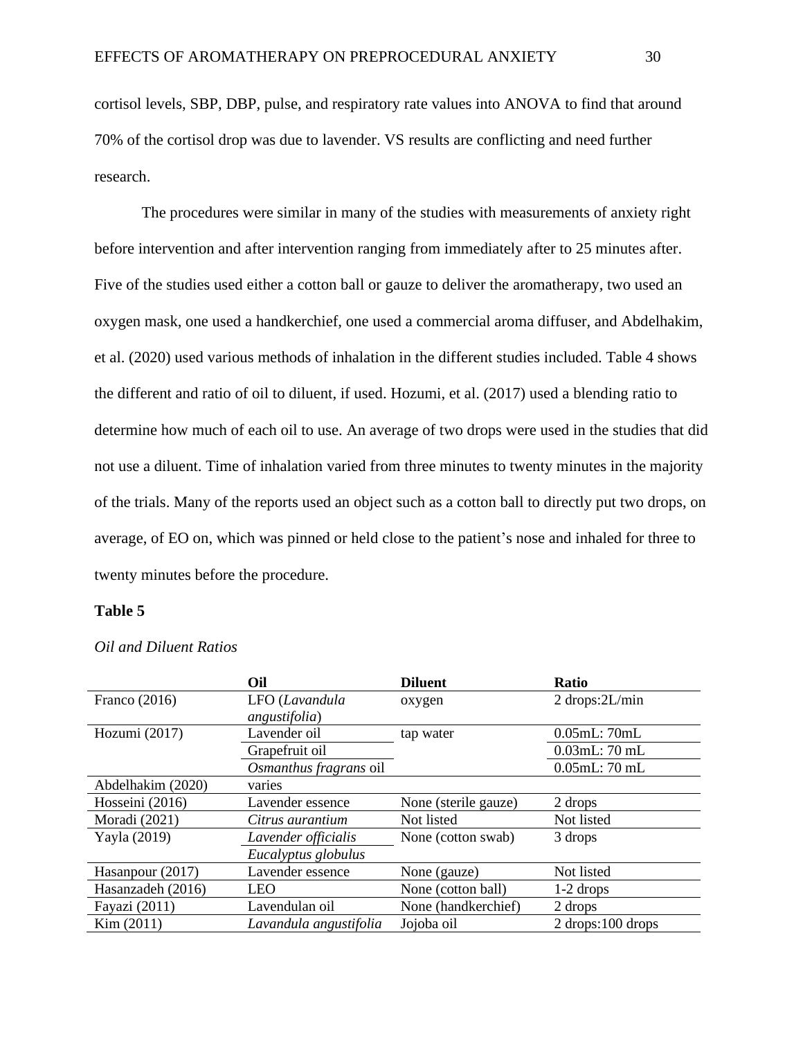cortisol levels, SBP, DBP, pulse, and respiratory rate values into ANOVA to find that around 70% of the cortisol drop was due to lavender. VS results are conflicting and need further research.

The procedures were similar in many of the studies with measurements of anxiety right before intervention and after intervention ranging from immediately after to 25 minutes after. Five of the studies used either a cotton ball or gauze to deliver the aromatherapy, two used an oxygen mask, one used a handkerchief, one used a commercial aroma diffuser, and Abdelhakim, et al. (2020) used various methods of inhalation in the different studies included. Table 4 shows the different and ratio of oil to diluent, if used. Hozumi, et al. (2017) used a blending ratio to determine how much of each oil to use. An average of two drops were used in the studies that did not use a diluent. Time of inhalation varied from three minutes to twenty minutes in the majority of the trials. Many of the reports used an object such as a cotton ball to directly put two drops, on average, of EO on, which was pinned or held close to the patient's nose and inhaled for three to twenty minutes before the procedure.

**Table 5**

*Oil and Diluent Ratios*

| | **Oil** | **Diluent** | **Ratio** |
|---|---|---|---|
| Franco (2016) | LFO (*Lavandula angustifolia*) | oxygen | 2 drops:2L/min |
| Hozumi (2017) | Lavender oil | tap water | 0.05mL: 70mL |
| | Grapefruit oil | | 0.03mL: 70 mL |
| | *Osmanthus fragrans* oil | | 0.05mL: 70 mL |
| Abdelhakim (2020) | varies | | |
| Hosseini (2016) | Lavender essence | None (sterile gauze) | 2 drops |
| Moradi (2021) | *Citrus aurantium* | Not listed | Not listed |
| Yayla (2019) | *Lavender officialis* | None (cotton swab) | 3 drops |
| | *Eucalyptus globulus* | | |
| Hasanpour (2017) | Lavender essence | None (gauze) | Not listed |
| Hasanzadeh (2016) | LEO | None (cotton ball) | 1-2 drops |
| Fayazi (2011) | Lavendulan oil | None (handkerchief) | 2 drops |
| Kim (2011) | *Lavandula angustifolia* | Jojoba oil | 2 drops:100 drops |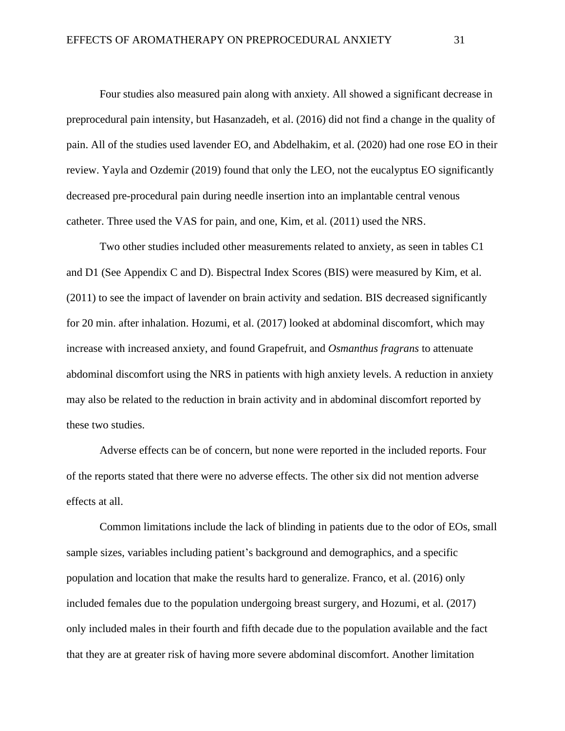Four studies also measured pain along with anxiety. All showed a significant decrease in preprocedural pain intensity, but Hasanzadeh, et al. (2016) did not find a change in the quality of pain. All of the studies used lavender EO, and Abdelhakim, et al. (2020) had one rose EO in their review. Yayla and Ozdemir (2019) found that only the LEO, not the eucalyptus EO significantly decreased pre-procedural pain during needle insertion into an implantable central venous catheter. Three used the VAS for pain, and one, Kim, et al. (2011) used the NRS.

Two other studies included other measurements related to anxiety, as seen in tables C1 and D1 (See Appendix C and D). Bispectral Index Scores (BIS) were measured by Kim, et al. (2011) to see the impact of lavender on brain activity and sedation. BIS decreased significantly for 20 min. after inhalation. Hozumi, et al. (2017) looked at abdominal discomfort, which may increase with increased anxiety, and found Grapefruit, and *Osmanthus fragrans* to attenuate abdominal discomfort using the NRS in patients with high anxiety levels. A reduction in anxiety may also be related to the reduction in brain activity and in abdominal discomfort reported by these two studies.

Adverse effects can be of concern, but none were reported in the included reports. Four of the reports stated that there were no adverse effects. The other six did not mention adverse effects at all.

Common limitations include the lack of blinding in patients due to the odor of EOs, small sample sizes, variables including patient's background and demographics, and a specific population and location that make the results hard to generalize. Franco, et al. (2016) only included females due to the population undergoing breast surgery, and Hozumi, et al. (2017) only included males in their fourth and fifth decade due to the population available and the fact that they are at greater risk of having more severe abdominal discomfort. Another limitation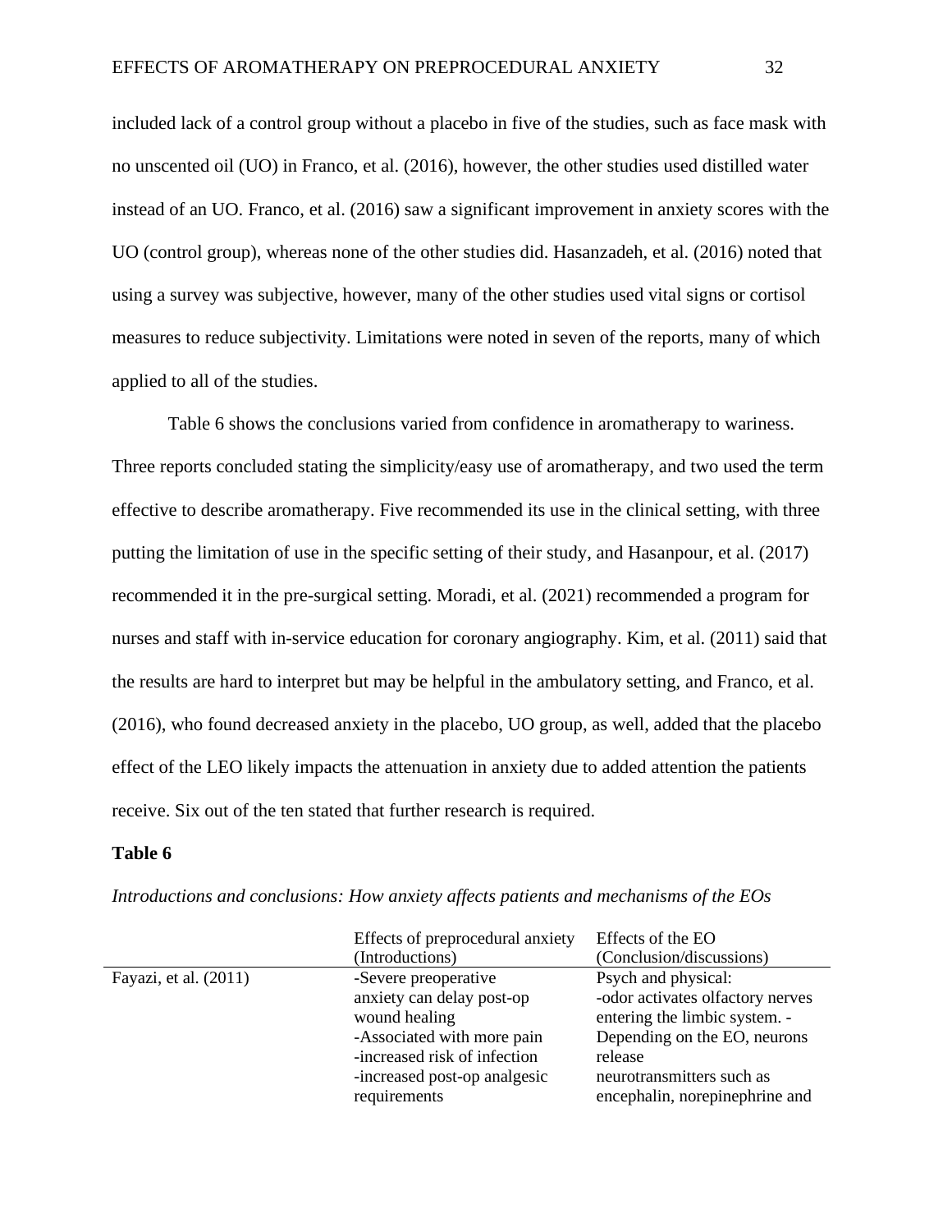included lack of a control group without a placebo in five of the studies, such as face mask with no unscented oil (UO) in Franco, et al. (2016), however, the other studies used distilled water instead of an UO. Franco, et al. (2016) saw a significant improvement in anxiety scores with the UO (control group), whereas none of the other studies did. Hasanzadeh, et al. (2016) noted that using a survey was subjective, however, many of the other studies used vital signs or cortisol measures to reduce subjectivity. Limitations were noted in seven of the reports, many of which applied to all of the studies.

Table 6 shows the conclusions varied from confidence in aromatherapy to wariness. Three reports concluded stating the simplicity/easy use of aromatherapy, and two used the term effective to describe aromatherapy. Five recommended its use in the clinical setting, with three putting the limitation of use in the specific setting of their study, and Hasanpour, et al. (2017) recommended it in the pre-surgical setting. Moradi, et al. (2021) recommended a program for nurses and staff with in-service education for coronary angiography. Kim, et al. (2011) said that the results are hard to interpret but may be helpful in the ambulatory setting, and Franco, et al. (2016), who found decreased anxiety in the placebo, UO group, as well, added that the placebo effect of the LEO likely impacts the attenuation in anxiety due to added attention the patients receive. Six out of the ten stated that further research is required.

**Table 6**

*Introductions and conclusions: How anxiety affects patients and mechanisms of the EOs*

| | Effects of preprocedural anxiety (Introductions) | Effects of the EO (Conclusion/discussions) |
|---|---|---|
| Fayazi, et al. (2011) | -Severe preoperative anxiety can delay post-op wound healing<br>-Associated with more pain<br>-increased risk of infection<br>-increased post-op analgesic requirements | Psych and physical:<br>-odor activates olfactory nerves entering the limbic system. -Depending on the EO, neurons release neurotransmitters such as encephalin, norepinephrine and |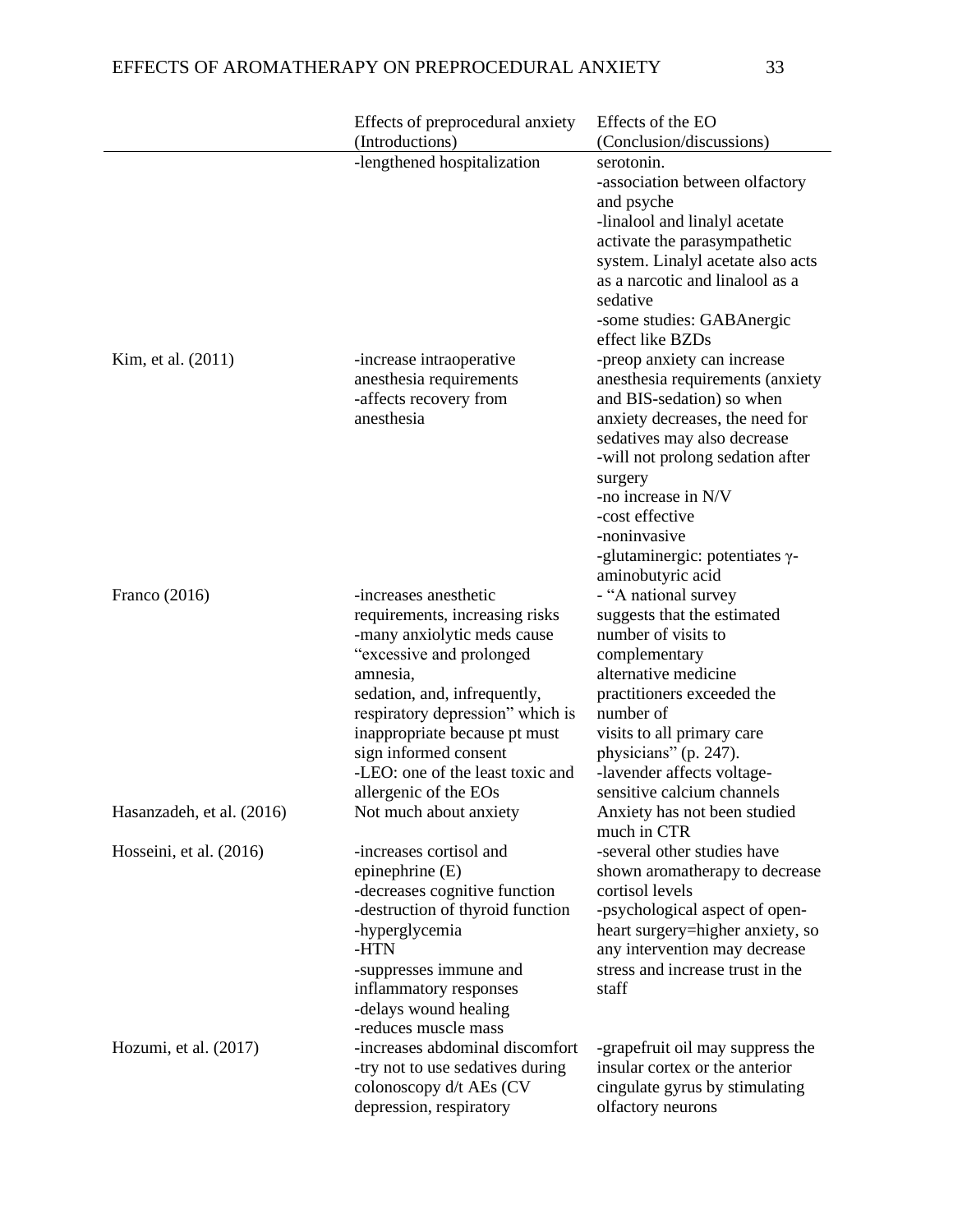| | Effects of preprocedural anxiety (Introductions) | Effects of the EO (Conclusion/discussions) |
|---|---|---|
| | -lengthened hospitalization | serotonin.<br>-association between olfactory and psyche<br>-linalool and linalyl acetate activate the parasympathetic system. Linalyl acetate also acts as a narcotic and linalool as a sedative<br>-some studies: GABAnergic effect like BZDs |
| Kim, et al. (2011) | -increase intraoperative anesthesia requirements<br>-affects recovery from anesthesia | -preop anxiety can increase anesthesia requirements (anxiety and BIS-sedation) so when anxiety decreases, the need for sedatives may also decrease<br>-will not prolong sedation after surgery<br>-no increase in N/V<br>-cost effective<br>-noninvasive<br>-glutaminergic: potentiates γ-aminobutyric acid |
| Franco (2016) | -increases anesthetic requirements, increasing risks<br>-many anxiolytic meds cause "excessive and prolonged amnesia, sedation, and, infrequently, respiratory depression" which is inappropriate because pt must sign informed consent<br>-LEO: one of the least toxic and allergenic of the EOs | - "A national survey suggests that the estimated number of visits to complementary alternative medicine practitioners exceeded the number of visits to all primary care physicians" (p. 247).<br>-lavender affects voltage-sensitive calcium channels |
| Hasanzadeh, et al. (2016) | Not much about anxiety | Anxiety has not been studied much in CTR |
| Hosseini, et al. (2016) | -increases cortisol and epinephrine (E)<br>-decreases cognitive function<br>-destruction of thyroid function<br>-hyperglycemia<br>-HTN<br>-suppresses immune and inflammatory responses<br>-delays wound healing<br>-reduces muscle mass | -several other studies have shown aromatherapy to decrease cortisol levels<br>-psychological aspect of open-heart surgery=higher anxiety, so any intervention may decrease stress and increase trust in the staff |
| Hozumi, et al. (2017) | -increases abdominal discomfort<br>-try not to use sedatives during colonoscopy d/t AEs (CV depression, respiratory | -grapefruit oil may suppress the insular cortex or the anterior cingulate gyrus by stimulating olfactory neurons |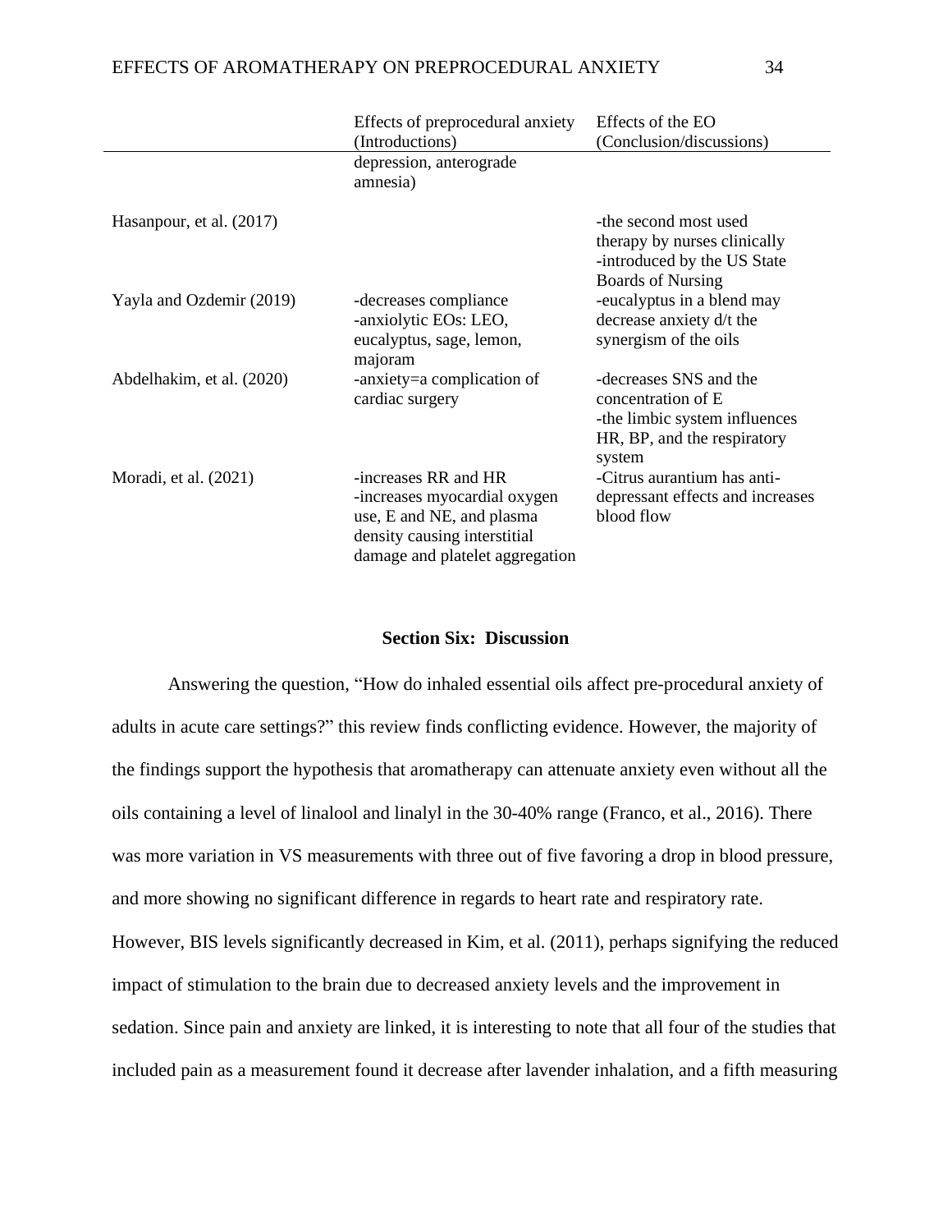| | Effects of preprocedural anxiety (Introductions) | Effects of the EO (Conclusion/discussions) |
|---|---|---|
| | depression, anterograde amnesia) | |
| Hasanpour, et al. (2017) | | -the second most used therapy by nurses clinically<br>-introduced by the US State Boards of Nursing |
| Yayla and Ozdemir (2019) | -decreases compliance<br>-anxiolytic EOs: LEO, eucalyptus, sage, lemon, majoram | -eucalyptus in a blend may decrease anxiety d/t the synergism of the oils |
| Abdelhakim, et al. (2020) | -anxiety=a complication of cardiac surgery | -decreases SNS and the concentration of E<br>-the limbic system influences HR, BP, and the respiratory system |
| Moradi, et al. (2021) | -increases RR and HR<br>-increases myocardial oxygen use, E and NE, and plasma density causing interstitial damage and platelet aggregation | -Citrus aurantium has anti-depressant effects and increases blood flow |

## Section Six: Discussion

Answering the question, "How do inhaled essential oils affect pre-procedural anxiety of adults in acute care settings?" this review finds conflicting evidence. However, the majority of the findings support the hypothesis that aromatherapy can attenuate anxiety even without all the oils containing a level of linalool and linalyl in the 30-40% range (Franco, et al., 2016). There was more variation in VS measurements with three out of five favoring a drop in blood pressure, and more showing no significant difference in regards to heart rate and respiratory rate. However, BIS levels significantly decreased in Kim, et al. (2011), perhaps signifying the reduced impact of stimulation to the brain due to decreased anxiety levels and the improvement in sedation. Since pain and anxiety are linked, it is interesting to note that all four of the studies that included pain as a measurement found it decrease after lavender inhalation, and a fifth measuring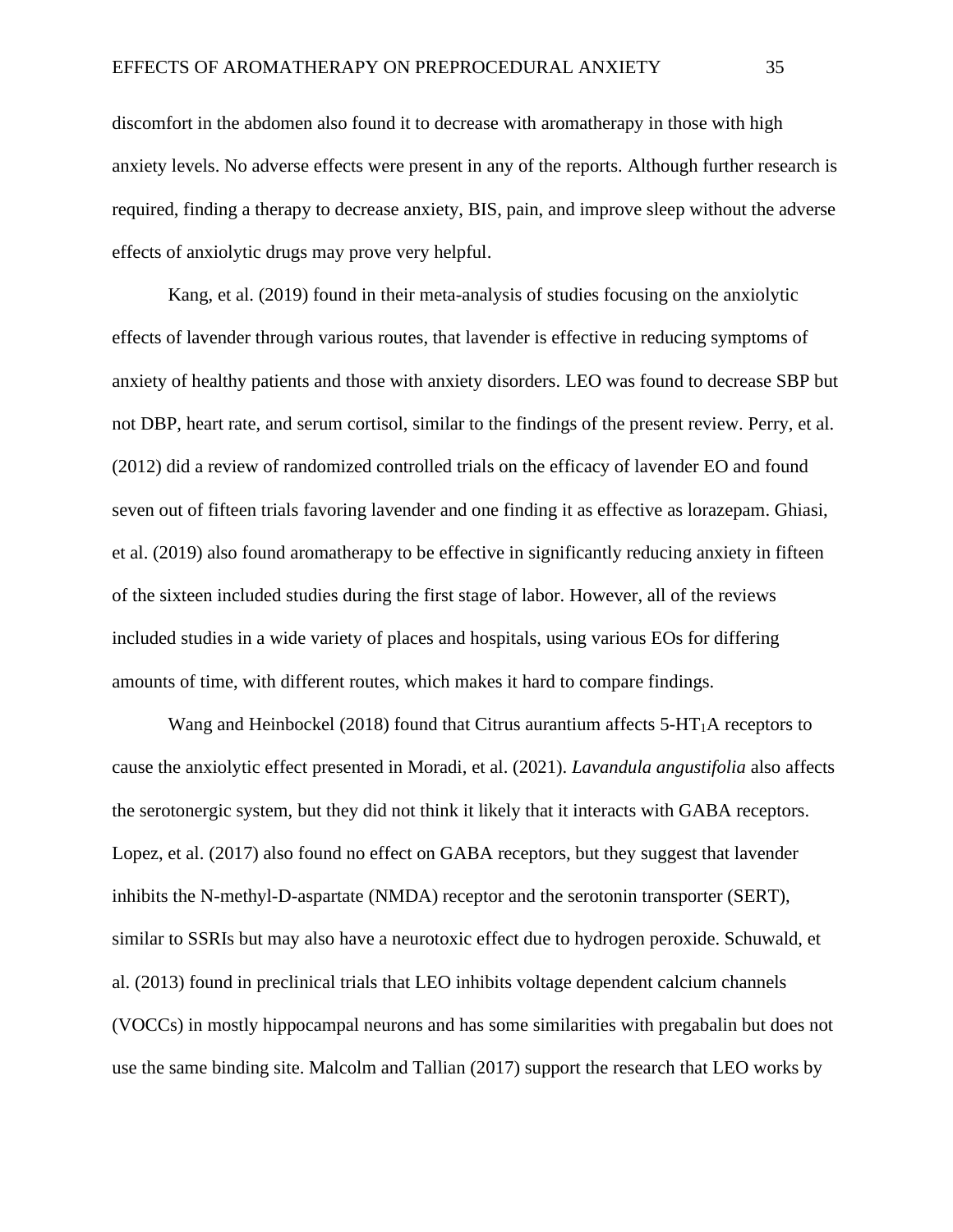discomfort in the abdomen also found it to decrease with aromatherapy in those with high anxiety levels. No adverse effects were present in any of the reports. Although further research is required, finding a therapy to decrease anxiety, BIS, pain, and improve sleep without the adverse effects of anxiolytic drugs may prove very helpful.

Kang, et al. (2019) found in their meta-analysis of studies focusing on the anxiolytic effects of lavender through various routes, that lavender is effective in reducing symptoms of anxiety of healthy patients and those with anxiety disorders. LEO was found to decrease SBP but not DBP, heart rate, and serum cortisol, similar to the findings of the present review. Perry, et al. (2012) did a review of randomized controlled trials on the efficacy of lavender EO and found seven out of fifteen trials favoring lavender and one finding it as effective as lorazepam. Ghiasi, et al. (2019) also found aromatherapy to be effective in significantly reducing anxiety in fifteen of the sixteen included studies during the first stage of labor. However, all of the reviews included studies in a wide variety of places and hospitals, using various EOs for differing amounts of time, with different routes, which makes it hard to compare findings.

Wang and Heinbockel (2018) found that Citrus aurantium affects 5-$HT_1A$ receptors to cause the anxiolytic effect presented in Moradi, et al. (2021). *Lavandula angustifolia* also affects the serotonergic system, but they did not think it likely that it interacts with GABA receptors. Lopez, et al. (2017) also found no effect on GABA receptors, but they suggest that lavender inhibits the N-methyl-D-aspartate (NMDA) receptor and the serotonin transporter (SERT), similar to SSRIs but may also have a neurotoxic effect due to hydrogen peroxide. Schuwald, et al. (2013) found in preclinical trials that LEO inhibits voltage dependent calcium channels (VOCCs) in mostly hippocampal neurons and has some similarities with pregabalin but does not use the same binding site. Malcolm and Tallian (2017) support the research that LEO works by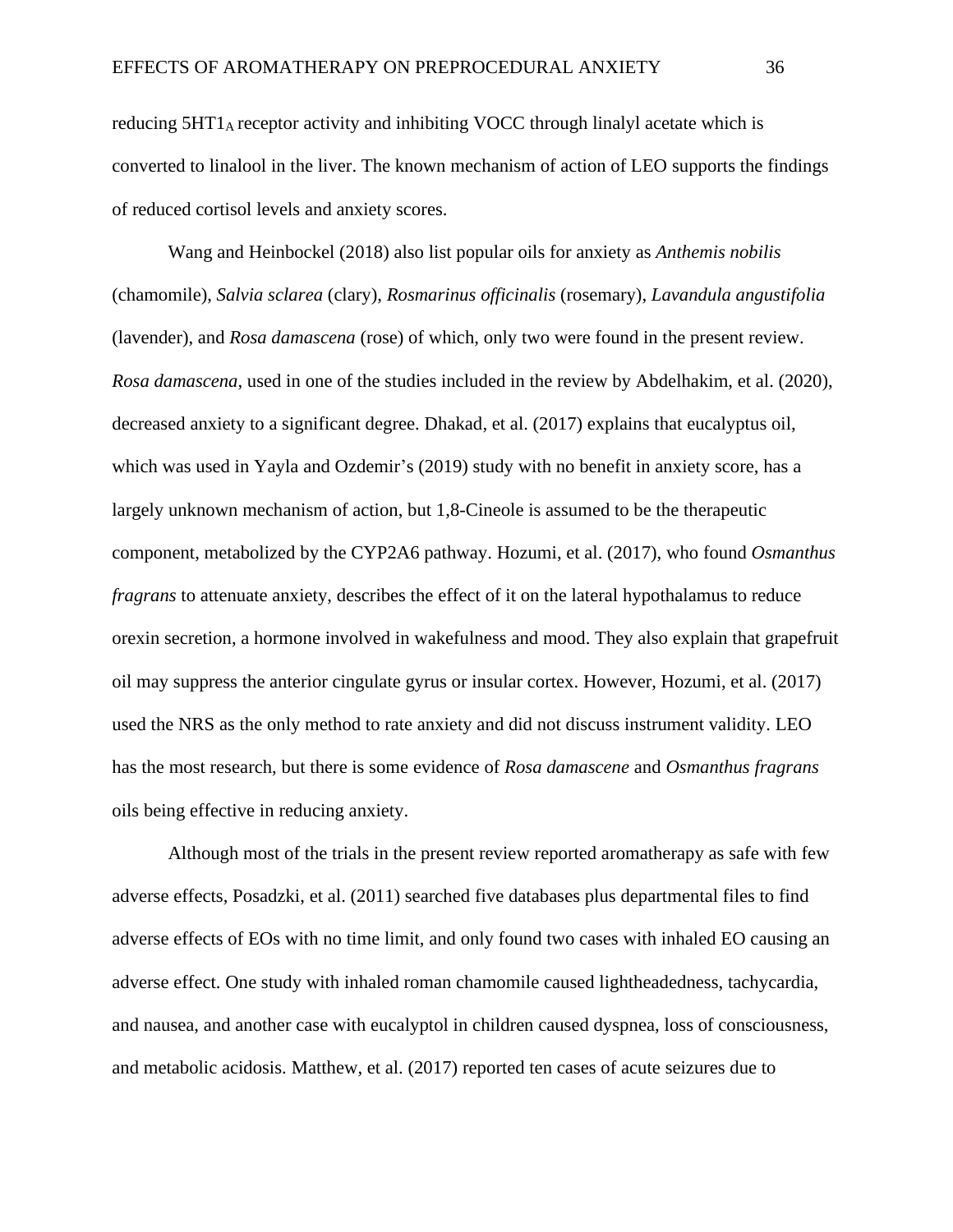reducing $5HT1_A$ receptor activity and inhibiting VOCC through linalyl acetate which is converted to linalool in the liver. The known mechanism of action of LEO supports the findings of reduced cortisol levels and anxiety scores.

Wang and Heinbockel (2018) also list popular oils for anxiety as *Anthemis nobilis* (chamomile), *Salvia sclarea* (clary), *Rosmarinus officinalis* (rosemary), *Lavandula angustifolia* (lavender), and *Rosa damascena* (rose) of which, only two were found in the present review. *Rosa damascena*, used in one of the studies included in the review by Abdelhakim, et al. (2020), decreased anxiety to a significant degree. Dhakad, et al. (2017) explains that eucalyptus oil, which was used in Yayla and Ozdemir's (2019) study with no benefit in anxiety score, has a largely unknown mechanism of action, but 1,8-Cineole is assumed to be the therapeutic component, metabolized by the CYP2A6 pathway. Hozumi, et al. (2017), who found *Osmanthus fragrans* to attenuate anxiety, describes the effect of it on the lateral hypothalamus to reduce orexin secretion, a hormone involved in wakefulness and mood. They also explain that grapefruit oil may suppress the anterior cingulate gyrus or insular cortex. However, Hozumi, et al. (2017) used the NRS as the only method to rate anxiety and did not discuss instrument validity. LEO has the most research, but there is some evidence of *Rosa damascene* and *Osmanthus fragrans* oils being effective in reducing anxiety.

Although most of the trials in the present review reported aromatherapy as safe with few adverse effects, Posadzki, et al. (2011) searched five databases plus departmental files to find adverse effects of EOs with no time limit, and only found two cases with inhaled EO causing an adverse effect. One study with inhaled roman chamomile caused lightheadedness, tachycardia, and nausea, and another case with eucalyptol in children caused dyspnea, loss of consciousness, and metabolic acidosis. Matthew, et al. (2017) reported ten cases of acute seizures due to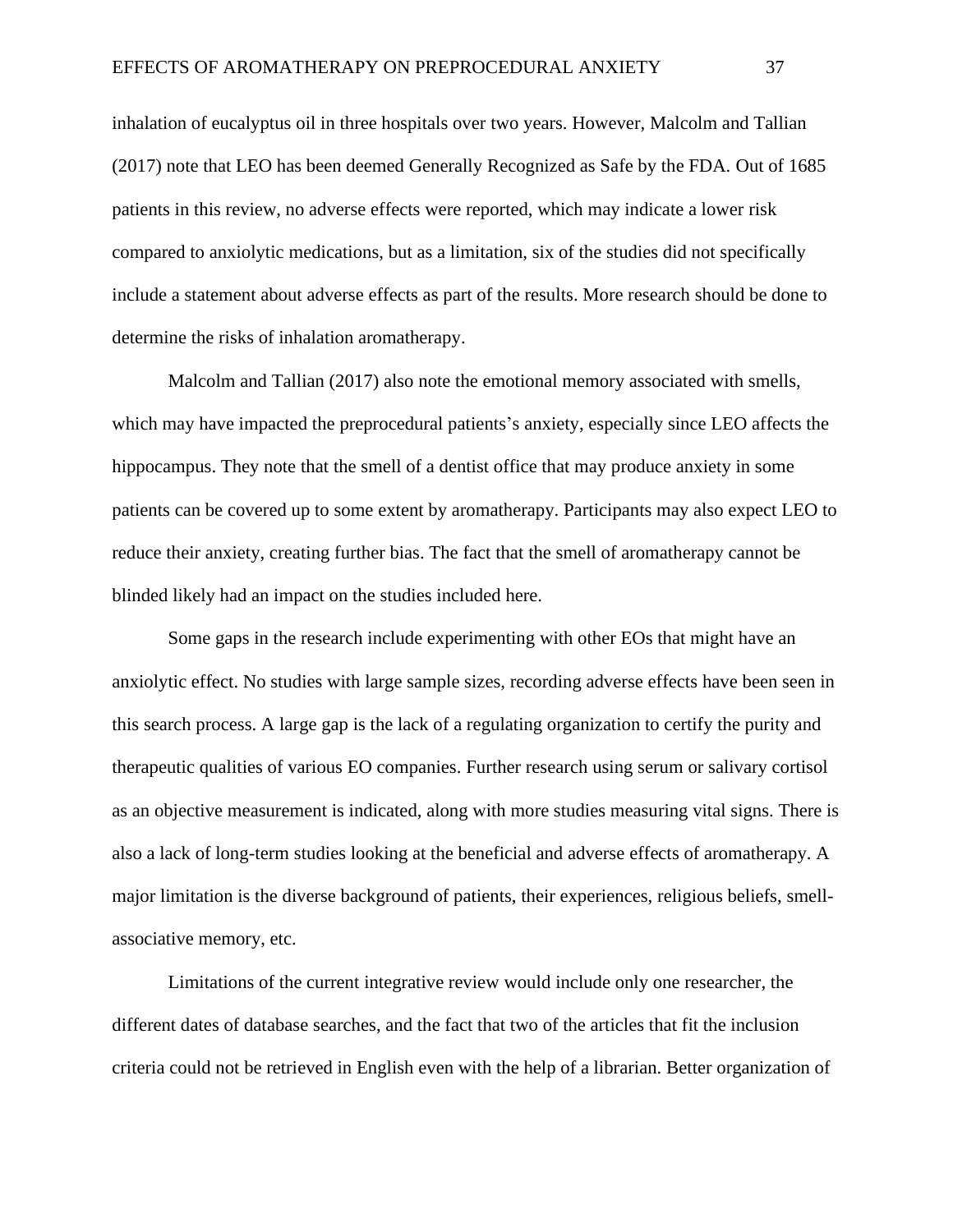inhalation of eucalyptus oil in three hospitals over two years. However, Malcolm and Tallian (2017) note that LEO has been deemed Generally Recognized as Safe by the FDA. Out of 1685 patients in this review, no adverse effects were reported, which may indicate a lower risk compared to anxiolytic medications, but as a limitation, six of the studies did not specifically include a statement about adverse effects as part of the results. More research should be done to determine the risks of inhalation aromatherapy.

Malcolm and Tallian (2017) also note the emotional memory associated with smells, which may have impacted the preprocedural patients's anxiety, especially since LEO affects the hippocampus. They note that the smell of a dentist office that may produce anxiety in some patients can be covered up to some extent by aromatherapy. Participants may also expect LEO to reduce their anxiety, creating further bias. The fact that the smell of aromatherapy cannot be blinded likely had an impact on the studies included here.

Some gaps in the research include experimenting with other EOs that might have an anxiolytic effect. No studies with large sample sizes, recording adverse effects have been seen in this search process. A large gap is the lack of a regulating organization to certify the purity and therapeutic qualities of various EO companies. Further research using serum or salivary cortisol as an objective measurement is indicated, along with more studies measuring vital signs. There is also a lack of long-term studies looking at the beneficial and adverse effects of aromatherapy. A major limitation is the diverse background of patients, their experiences, religious beliefs, smell-associative memory, etc.

Limitations of the current integrative review would include only one researcher, the different dates of database searches, and the fact that two of the articles that fit the inclusion criteria could not be retrieved in English even with the help of a librarian. Better organization of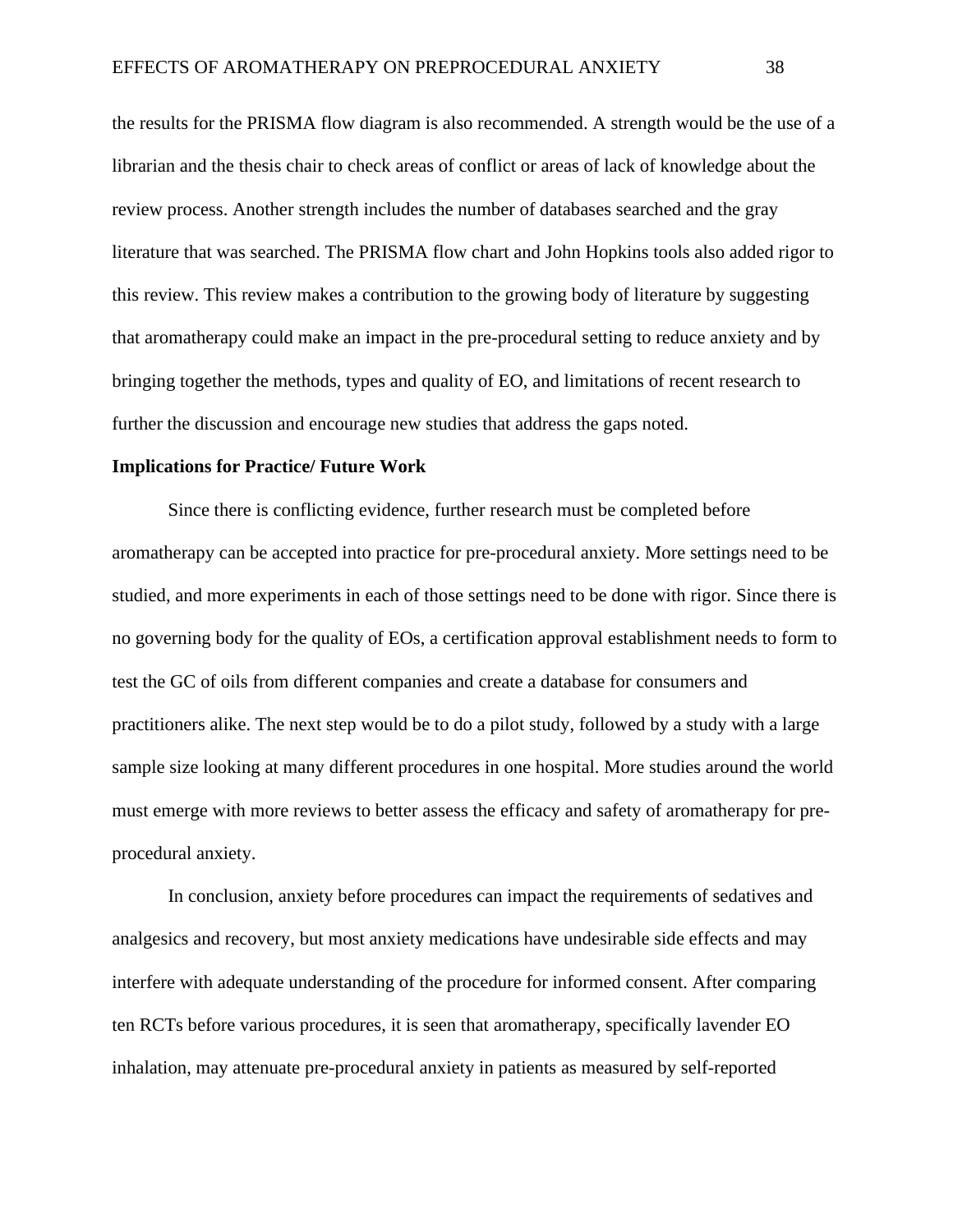the results for the PRISMA flow diagram is also recommended. A strength would be the use of a librarian and the thesis chair to check areas of conflict or areas of lack of knowledge about the review process. Another strength includes the number of databases searched and the gray literature that was searched. The PRISMA flow chart and John Hopkins tools also added rigor to this review. This review makes a contribution to the growing body of literature by suggesting that aromatherapy could make an impact in the pre-procedural setting to reduce anxiety and by bringing together the methods, types and quality of EO, and limitations of recent research to further the discussion and encourage new studies that address the gaps noted.

**Implications for Practice/ Future Work**

Since there is conflicting evidence, further research must be completed before aromatherapy can be accepted into practice for pre-procedural anxiety. More settings need to be studied, and more experiments in each of those settings need to be done with rigor. Since there is no governing body for the quality of EOs, a certification approval establishment needs to form to test the GC of oils from different companies and create a database for consumers and practitioners alike. The next step would be to do a pilot study, followed by a study with a large sample size looking at many different procedures in one hospital. More studies around the world must emerge with more reviews to better assess the efficacy and safety of aromatherapy for pre-procedural anxiety.

In conclusion, anxiety before procedures can impact the requirements of sedatives and analgesics and recovery, but most anxiety medications have undesirable side effects and may interfere with adequate understanding of the procedure for informed consent. After comparing ten RCTs before various procedures, it is seen that aromatherapy, specifically lavender EO inhalation, may attenuate pre-procedural anxiety in patients as measured by self-reported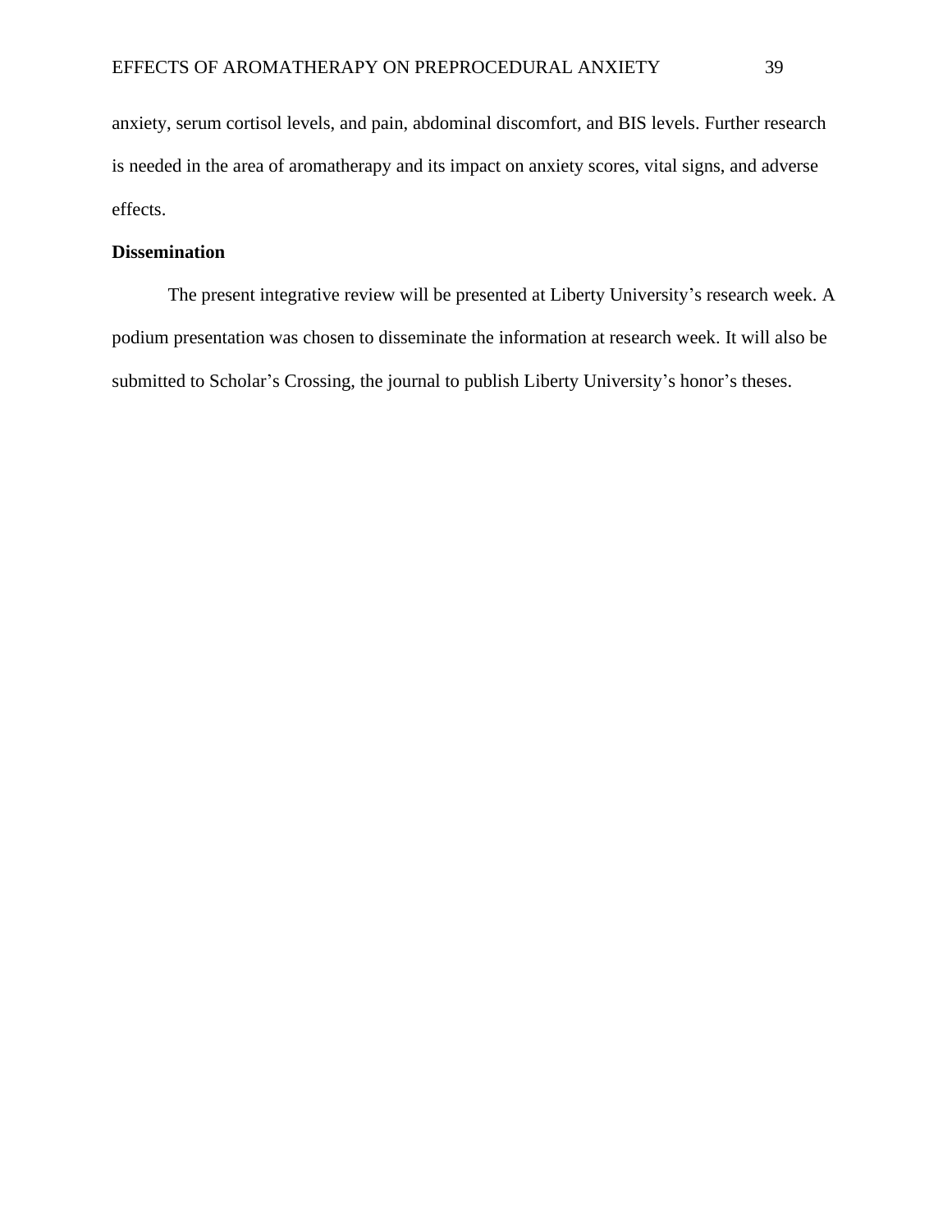anxiety, serum cortisol levels, and pain, abdominal discomfort, and BIS levels. Further research is needed in the area of aromatherapy and its impact on anxiety scores, vital signs, and adverse effects.

## Dissemination

The present integrative review will be presented at Liberty University's research week. A podium presentation was chosen to disseminate the information at research week. It will also be submitted to Scholar's Crossing, the journal to publish Liberty University's honor's theses.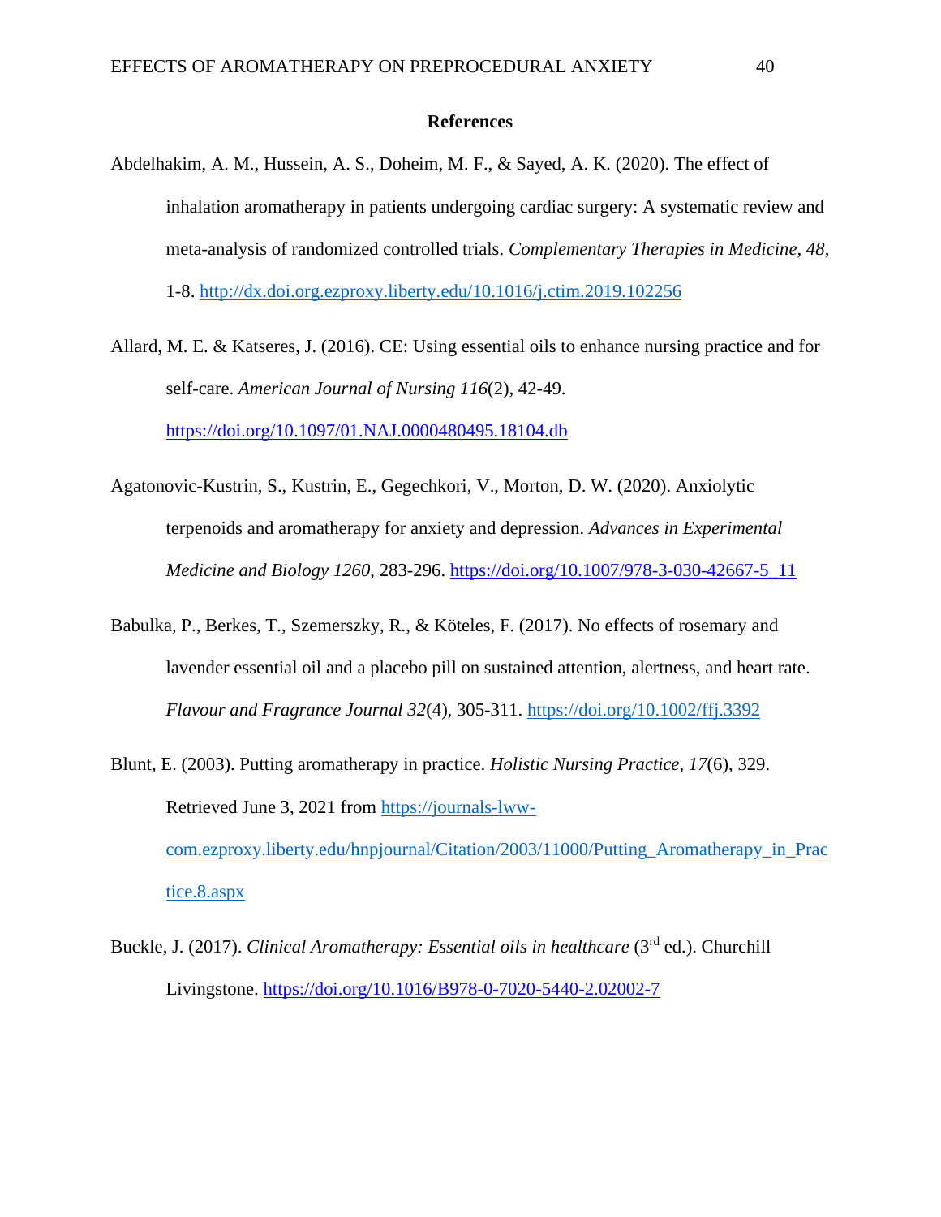**References**

Abdelhakim, A. M., Hussein, A. S., Doheim, M. F., & Sayed, A. K. (2020). The effect of inhalation aromatherapy in patients undergoing cardiac surgery: A systematic review and meta-analysis of randomized controlled trials. *Complementary Therapies in Medicine*, *48*, 1-8. http://dx.doi.org.ezproxy.liberty.edu/10.1016/j.ctim.2019.102256

Allard, M. E. & Katseres, J. (2016). CE: Using essential oils to enhance nursing practice and for self-care. *American Journal of Nursing 116*(2), 42-49. https://doi.org/10.1097/01.NAJ.0000480495.18104.db

Agatonovic-Kustrin, S., Kustrin, E., Gegechkori, V., Morton, D. W. (2020). Anxiolytic terpenoids and aromatherapy for anxiety and depression. *Advances in Experimental Medicine and Biology 1260*, 283-296. https://doi.org/10.1007/978-3-030-42667-5_11

Babulka, P., Berkes, T., Szemerszky, R., & Köteles, F. (2017). No effects of rosemary and lavender essential oil and a placebo pill on sustained attention, alertness, and heart rate. *Flavour and Fragrance Journal 32*(4), 305-311. https://doi.org/10.1002/ffj.3392

Blunt, E. (2003). Putting aromatherapy in practice. *Holistic Nursing Practice*, *17*(6), 329. Retrieved June 3, 2021 from https://journals-lww-com.ezproxy.liberty.edu/hnpjournal/Citation/2003/11000/Putting_Aromatherapy_in_Practice.8.aspx

Buckle, J. (2017). *Clinical Aromatherapy: Essential oils in healthcare* (3rd ed.). Churchill Livingstone. https://doi.org/10.1016/B978-0-7020-5440-2.02002-7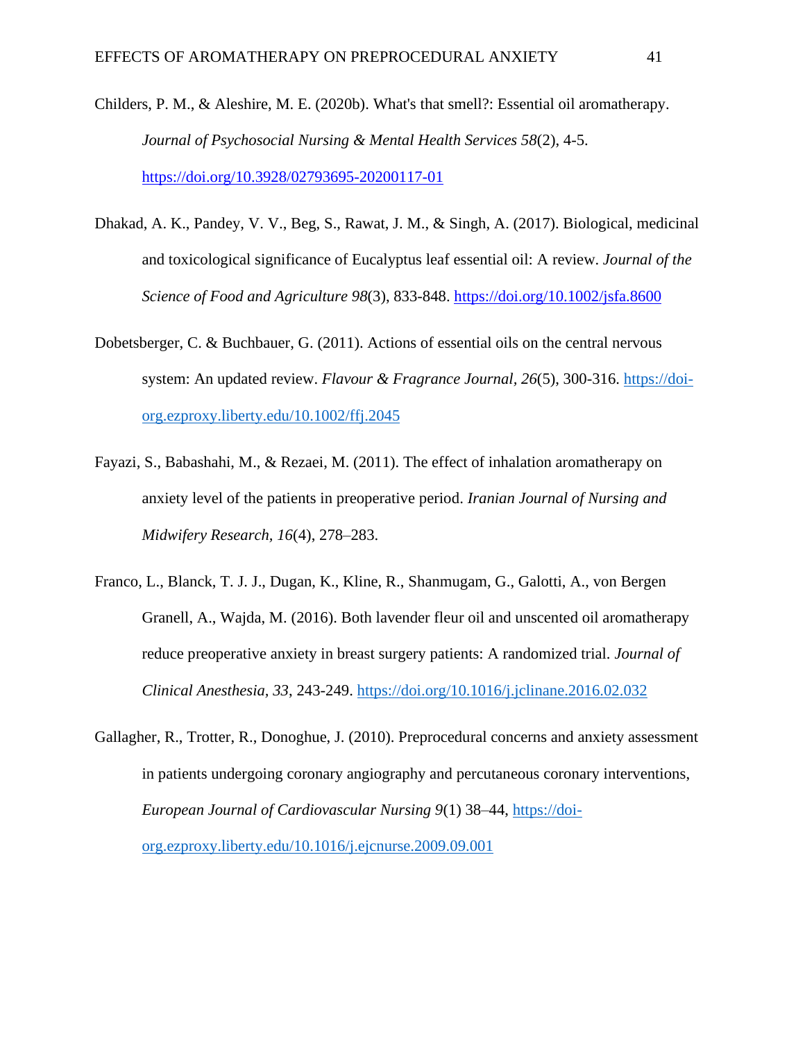Childers, P. M., & Aleshire, M. E. (2020b). What's that smell?: Essential oil aromatherapy. *Journal of Psychosocial Nursing & Mental Health Services 58*(2), 4-5. https://doi.org/10.3928/02793695-20200117-01

Dhakad, A. K., Pandey, V. V., Beg, S., Rawat, J. M., & Singh, A. (2017). Biological, medicinal and toxicological significance of Eucalyptus leaf essential oil: A review. *Journal of the Science of Food and Agriculture 98*(3), 833-848. https://doi.org/10.1002/jsfa.8600

Dobetsberger, C. & Buchbauer, G. (2011). Actions of essential oils on the central nervous system: An updated review. *Flavour & Fragrance Journal, 26*(5), 300-316. https://doi-org.ezproxy.liberty.edu/10.1002/ffj.2045

Fayazi, S., Babashahi, M., & Rezaei, M. (2011). The effect of inhalation aromatherapy on anxiety level of the patients in preoperative period. *Iranian Journal of Nursing and Midwifery Research, 16*(4), 278–283.

Franco, L., Blanck, T. J. J., Dugan, K., Kline, R., Shanmugam, G., Galotti, A., von Bergen Granell, A., Wajda, M. (2016). Both lavender fleur oil and unscented oil aromatherapy reduce preoperative anxiety in breast surgery patients: A randomized trial. *Journal of Clinical Anesthesia, 33*, 243-249. https://doi.org/10.1016/j.jclinane.2016.02.032

Gallagher, R., Trotter, R., Donoghue, J. (2010). Preprocedural concerns and anxiety assessment in patients undergoing coronary angiography and percutaneous coronary interventions, *European Journal of Cardiovascular Nursing 9*(1) 38–44, https://doi-org.ezproxy.liberty.edu/10.1016/j.ejcnurse.2009.09.001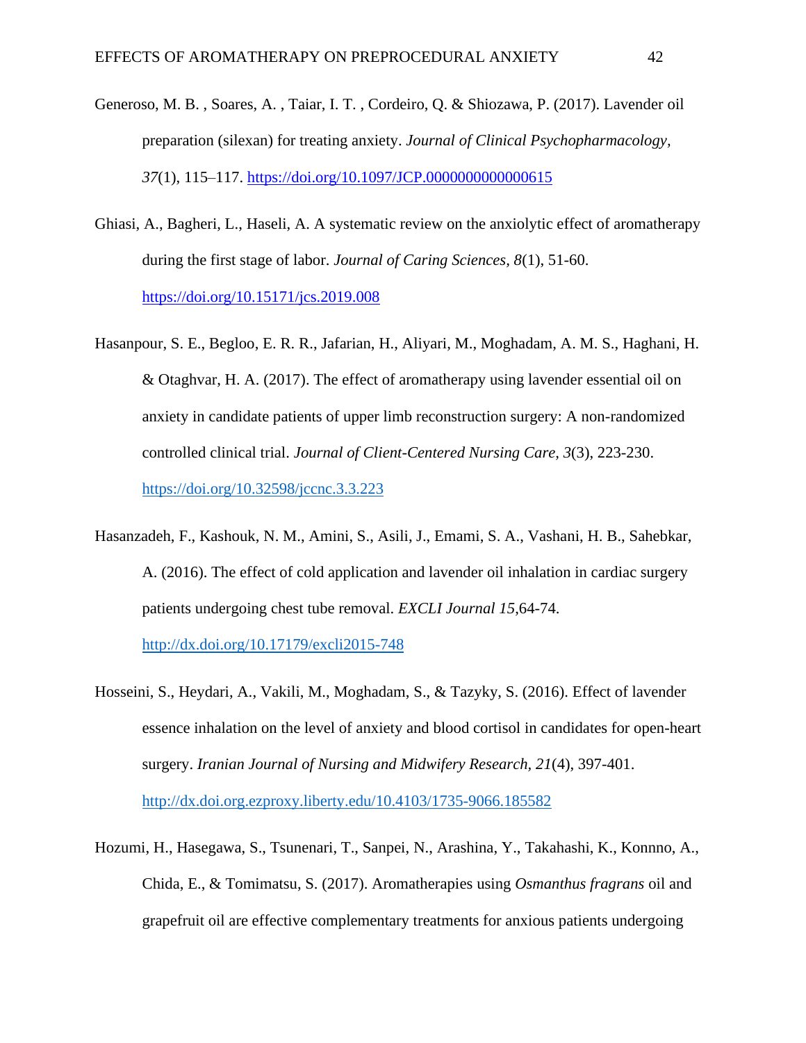Generoso, M. B. , Soares, A. , Taiar, I. T. , Cordeiro, Q. & Shiozawa, P. (2017). Lavender oil preparation (silexan) for treating anxiety. *Journal of Clinical Psychopharmacology, 37*(1), 115–117. https://doi.org/10.1097/JCP.0000000000000615

Ghiasi, A., Bagheri, L., Haseli, A. A systematic review on the anxiolytic effect of aromatherapy during the first stage of labor. *Journal of Caring Sciences, 8*(1), 51-60. https://doi.org/10.15171/jcs.2019.008

Hasanpour, S. E., Begloo, E. R. R., Jafarian, H., Aliyari, M., Moghadam, A. M. S., Haghani, H. & Otaghvar, H. A. (2017). The effect of aromatherapy using lavender essential oil on anxiety in candidate patients of upper limb reconstruction surgery: A non-randomized controlled clinical trial. *Journal of Client-Centered Nursing Care, 3*(3), 223-230. https://doi.org/10.32598/jccnc.3.3.223

Hasanzadeh, F., Kashouk, N. M., Amini, S., Asili, J., Emami, S. A., Vashani, H. B., Sahebkar, A. (2016). The effect of cold application and lavender oil inhalation in cardiac surgery patients undergoing chest tube removal. *EXCLI Journal 15*,64-74. http://dx.doi.org/10.17179/excli2015-748

Hosseini, S., Heydari, A., Vakili, M., Moghadam, S., & Tazyky, S. (2016). Effect of lavender essence inhalation on the level of anxiety and blood cortisol in candidates for open-heart surgery. *Iranian Journal of Nursing and Midwifery Research, 21*(4), 397-401. http://dx.doi.org.ezproxy.liberty.edu/10.4103/1735-9066.185582

Hozumi, H., Hasegawa, S., Tsunenari, T., Sanpei, N., Arashina, Y., Takahashi, K., Konnno, A., Chida, E., & Tomimatsu, S. (2017). Aromatherapies using *Osmanthus fragrans* oil and grapefruit oil are effective complementary treatments for anxious patients undergoing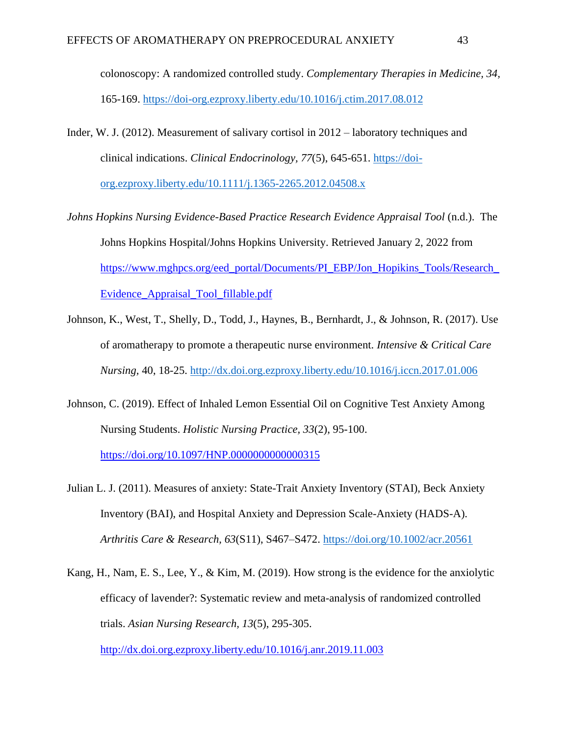colonoscopy: A randomized controlled study. *Complementary Therapies in Medicine, 34,* 165-169. https://doi-org.ezproxy.liberty.edu/10.1016/j.ctim.2017.08.012

Inder, W. J. (2012). Measurement of salivary cortisol in 2012 – laboratory techniques and clinical indications. *Clinical Endocrinology, 77*(5), 645-651. https://doi-org.ezproxy.liberty.edu/10.1111/j.1365-2265.2012.04508.x

*Johns Hopkins Nursing Evidence-Based Practice Research Evidence Appraisal Tool* (n.d.). The Johns Hopkins Hospital/Johns Hopkins University. Retrieved January 2, 2022 from https://www.mghpcs.org/eed_portal/Documents/PI_EBP/Jon_Hopikins_Tools/Research_Evidence_Appraisal_Tool_fillable.pdf

Johnson, K., West, T., Shelly, D., Todd, J., Haynes, B., Bernhardt, J., & Johnson, R. (2017). Use of aromatherapy to promote a therapeutic nurse environment. *Intensive & Critical Care Nursing,* 40, 18-25. http://dx.doi.org.ezproxy.liberty.edu/10.1016/j.iccn.2017.01.006

Johnson, C. (2019). Effect of Inhaled Lemon Essential Oil on Cognitive Test Anxiety Among Nursing Students. *Holistic Nursing Practice, 33*(2), 95-100. https://doi.org/10.1097/HNP.0000000000000315

Julian L. J. (2011). Measures of anxiety: State-Trait Anxiety Inventory (STAI), Beck Anxiety Inventory (BAI), and Hospital Anxiety and Depression Scale-Anxiety (HADS-A). *Arthritis Care & Research, 63*(S11), S467–S472. https://doi.org/10.1002/acr.20561

Kang, H., Nam, E. S., Lee, Y., & Kim, M. (2019). How strong is the evidence for the anxiolytic efficacy of lavender?: Systematic review and meta-analysis of randomized controlled trials. *Asian Nursing Research, 13*(5), 295-305. http://dx.doi.org.ezproxy.liberty.edu/10.1016/j.anr.2019.11.003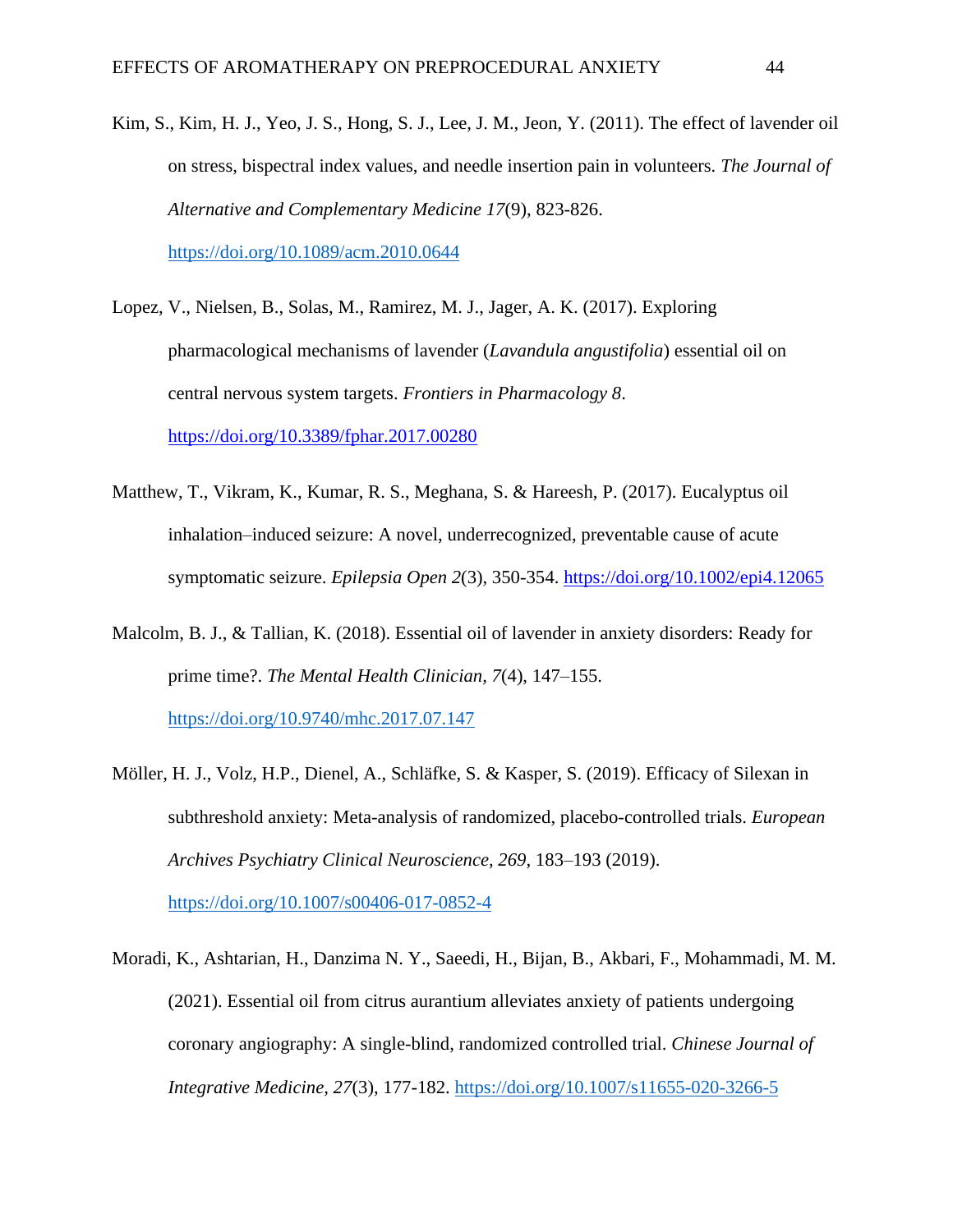Kim, S., Kim, H. J., Yeo, J. S., Hong, S. J., Lee, J. M., Jeon, Y. (2011). The effect of lavender oil on stress, bispectral index values, and needle insertion pain in volunteers. *The Journal of Alternative and Complementary Medicine 17*(9), 823-826. https://doi.org/10.1089/acm.2010.0644

Lopez, V., Nielsen, B., Solas, M., Ramirez, M. J., Jager, A. K. (2017). Exploring pharmacological mechanisms of lavender (*Lavandula angustifolia*) essential oil on central nervous system targets. *Frontiers in Pharmacology 8*. https://doi.org/10.3389/fphar.2017.00280

Matthew, T., Vikram, K., Kumar, R. S., Meghana, S. & Hareesh, P. (2017). Eucalyptus oil inhalation–induced seizure: A novel, underrecognized, preventable cause of acute symptomatic seizure. *Epilepsia Open 2*(3), 350-354. https://doi.org/10.1002/epi4.12065

Malcolm, B. J., & Tallian, K. (2018). Essential oil of lavender in anxiety disorders: Ready for prime time?. *The Mental Health Clinician, 7*(4), 147–155. https://doi.org/10.9740/mhc.2017.07.147

Möller, H. J., Volz, H.P., Dienel, A., Schläfke, S. & Kasper, S. (2019). Efficacy of Silexan in subthreshold anxiety: Meta-analysis of randomized, placebo-controlled trials. *European Archives Psychiatry Clinical Neuroscience, 269*, 183–193 (2019). https://doi.org/10.1007/s00406-017-0852-4

Moradi, K., Ashtarian, H., Danzima N. Y., Saeedi, H., Bijan, B., Akbari, F., Mohammadi, M. M. (2021). Essential oil from citrus aurantium alleviates anxiety of patients undergoing coronary angiography: A single-blind, randomized controlled trial. *Chinese Journal of Integrative Medicine, 27*(3), 177-182. https://doi.org/10.1007/s11655-020-3266-5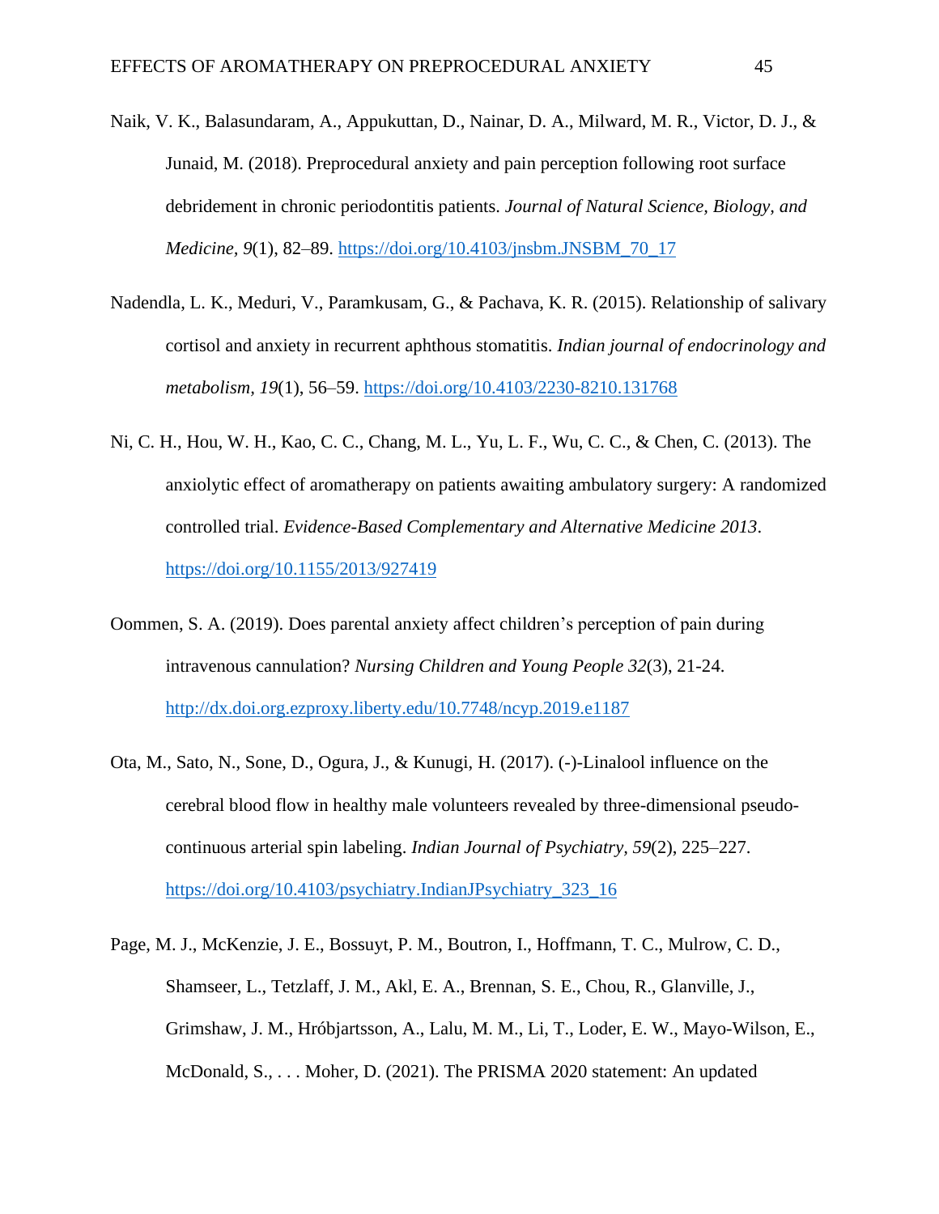Naik, V. K., Balasundaram, A., Appukuttan, D., Nainar, D. A., Milward, M. R., Victor, D. J., & Junaid, M. (2018). Preprocedural anxiety and pain perception following root surface debridement in chronic periodontitis patients. *Journal of Natural Science, Biology, and Medicine, 9*(1), 82–89. https://doi.org/10.4103/jnsbm.JNSBM_70_17

Nadendla, L. K., Meduri, V., Paramkusam, G., & Pachava, K. R. (2015). Relationship of salivary cortisol and anxiety in recurrent aphthous stomatitis. *Indian journal of endocrinology and metabolism, 19*(1), 56–59. https://doi.org/10.4103/2230-8210.131768

Ni, C. H., Hou, W. H., Kao, C. C., Chang, M. L., Yu, L. F., Wu, C. C., & Chen, C. (2013). The anxiolytic effect of aromatherapy on patients awaiting ambulatory surgery: A randomized controlled trial. *Evidence-Based Complementary and Alternative Medicine 2013*. https://doi.org/10.1155/2013/927419

Oommen, S. A. (2019). Does parental anxiety affect children's perception of pain during intravenous cannulation? *Nursing Children and Young People 32*(3), 21-24. http://dx.doi.org.ezproxy.liberty.edu/10.7748/ncyp.2019.e1187

Ota, M., Sato, N., Sone, D., Ogura, J., & Kunugi, H. (2017). (-)-Linalool influence on the cerebral blood flow in healthy male volunteers revealed by three-dimensional pseudo-continuous arterial spin labeling. *Indian Journal of Psychiatry, 59*(2), 225–227. https://doi.org/10.4103/psychiatry.IndianJPsychiatry_323_16

Page, M. J., McKenzie, J. E., Bossuyt, P. M., Boutron, I., Hoffmann, T. C., Mulrow, C. D., Shamseer, L., Tetzlaff, J. M., Akl, E. A., Brennan, S. E., Chou, R., Glanville, J., Grimshaw, J. M., Hróbjartsson, A., Lalu, M. M., Li, T., Loder, E. W., Mayo-Wilson, E., McDonald, S., . . . Moher, D. (2021). The PRISMA 2020 statement: An updated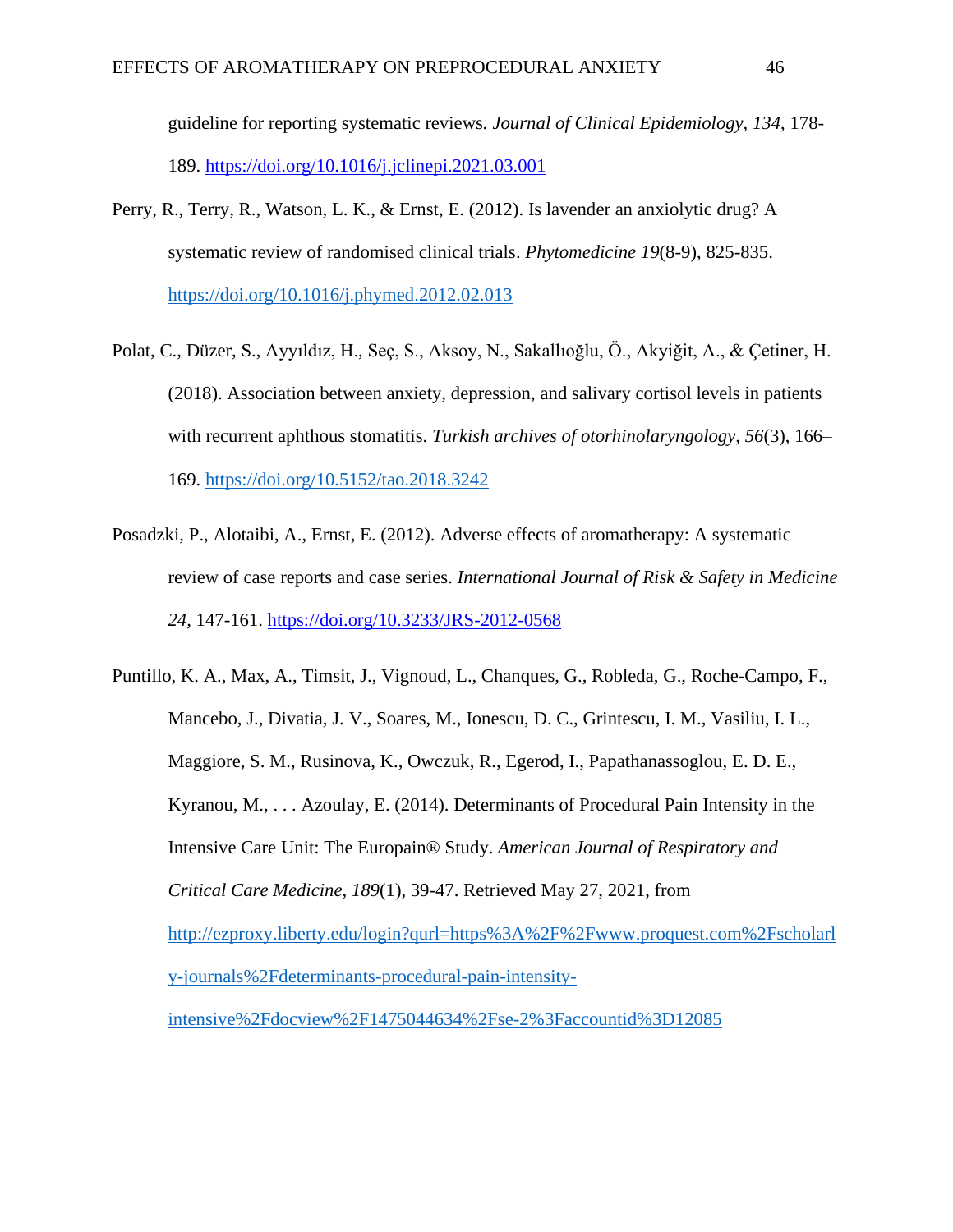guideline for reporting systematic reviews. *Journal of Clinical Epidemiology, 134,* 178-189. https://doi.org/10.1016/j.jclinepi.2021.03.001

Perry, R., Terry, R., Watson, L. K., & Ernst, E. (2012). Is lavender an anxiolytic drug? A systematic review of randomised clinical trials. *Phytomedicine 19*(8-9), 825-835. https://doi.org/10.1016/j.phymed.2012.02.013

Polat, C., Düzer, S., Ayyıldız, H., Seç, S., Aksoy, N., Sakallıoğlu, Ö., Akyiğit, A., & Çetiner, H. (2018). Association between anxiety, depression, and salivary cortisol levels in patients with recurrent aphthous stomatitis. *Turkish archives of otorhinolaryngology, 56*(3), 166–169. https://doi.org/10.5152/tao.2018.3242

Posadzki, P., Alotaibi, A., Ernst, E. (2012). Adverse effects of aromatherapy: A systematic review of case reports and case series. *International Journal of Risk & Safety in Medicine 24,* 147-161. https://doi.org/10.3233/JRS-2012-0568

Puntillo, K. A., Max, A., Timsit, J., Vignoud, L., Chanques, G., Robleda, G., Roche-Campo, F., Mancebo, J., Divatia, J. V., Soares, M., Ionescu, D. C., Grintescu, I. M., Vasiliu, I. L., Maggiore, S. M., Rusinova, K., Owczuk, R., Egerod, I., Papathanassoglou, E. D. E., Kyranou, M., . . . Azoulay, E. (2014). Determinants of Procedural Pain Intensity in the Intensive Care Unit: The Europain® Study. *American Journal of Respiratory and Critical Care Medicine, 189*(1), 39-47. Retrieved May 27, 2021, from http://ezproxy.liberty.edu/login?qurl=https%3A%2F%2Fwww.proquest.com%2Fscholarly-journals%2Fdeterminants-procedural-pain-intensity-intensive%2Fdocview%2F1475044634%2Fse-2%3Faccountid%3D12085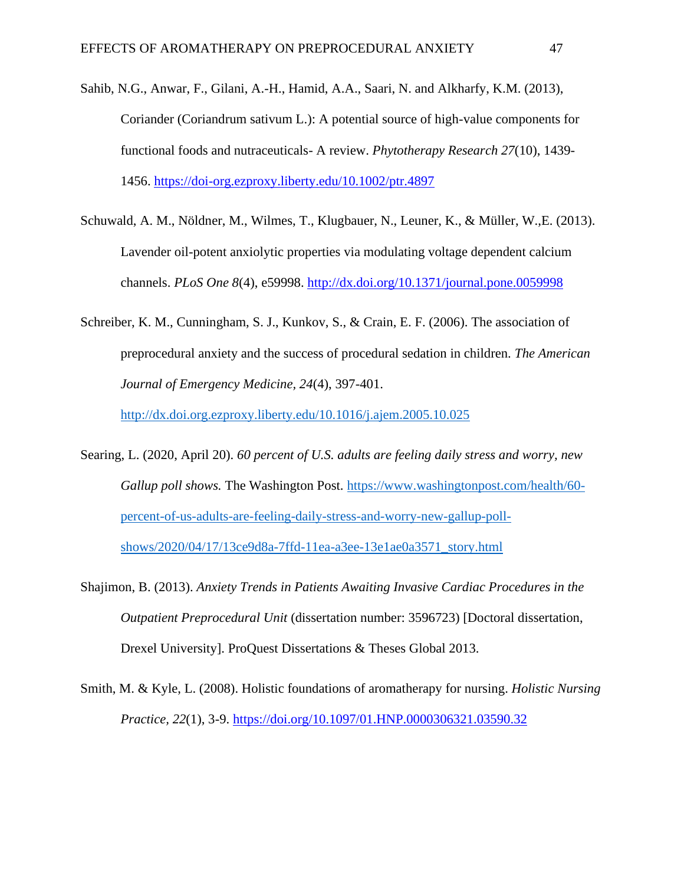Sahib, N.G., Anwar, F., Gilani, A.-H., Hamid, A.A., Saari, N. and Alkharfy, K.M. (2013), Coriander (Coriandrum sativum L.): A potential source of high-value components for functional foods and nutraceuticals- A review. *Phytotherapy Research 27*(10), 1439-1456. https://doi-org.ezproxy.liberty.edu/10.1002/ptr.4897

Schuwald, A. M., Nöldner, M., Wilmes, T., Klugbauer, N., Leuner, K., & Müller, W.,E. (2013). Lavender oil-potent anxiolytic properties via modulating voltage dependent calcium channels. *PLoS One 8*(4), e59998. http://dx.doi.org/10.1371/journal.pone.0059998

Schreiber, K. M., Cunningham, S. J., Kunkov, S., & Crain, E. F. (2006). The association of preprocedural anxiety and the success of procedural sedation in children. *The American Journal of Emergency Medicine, 24*(4), 397-401. http://dx.doi.org.ezproxy.liberty.edu/10.1016/j.ajem.2005.10.025

Searing, L. (2020, April 20). *60 percent of U.S. adults are feeling daily stress and worry, new Gallup poll shows.* The Washington Post. https://www.washingtonpost.com/health/60-percent-of-us-adults-are-feeling-daily-stress-and-worry-new-gallup-poll-shows/2020/04/17/13ce9d8a-7ffd-11ea-a3ee-13e1ae0a3571_story.html

Shajimon, B. (2013). *Anxiety Trends in Patients Awaiting Invasive Cardiac Procedures in the Outpatient Preprocedural Unit* (dissertation number: 3596723) [Doctoral dissertation, Drexel University]. ProQuest Dissertations & Theses Global 2013.

Smith, M. & Kyle, L. (2008). Holistic foundations of aromatherapy for nursing. *Holistic Nursing Practice, 22*(1), 3-9. https://doi.org/10.1097/01.HNP.0000306321.03590.32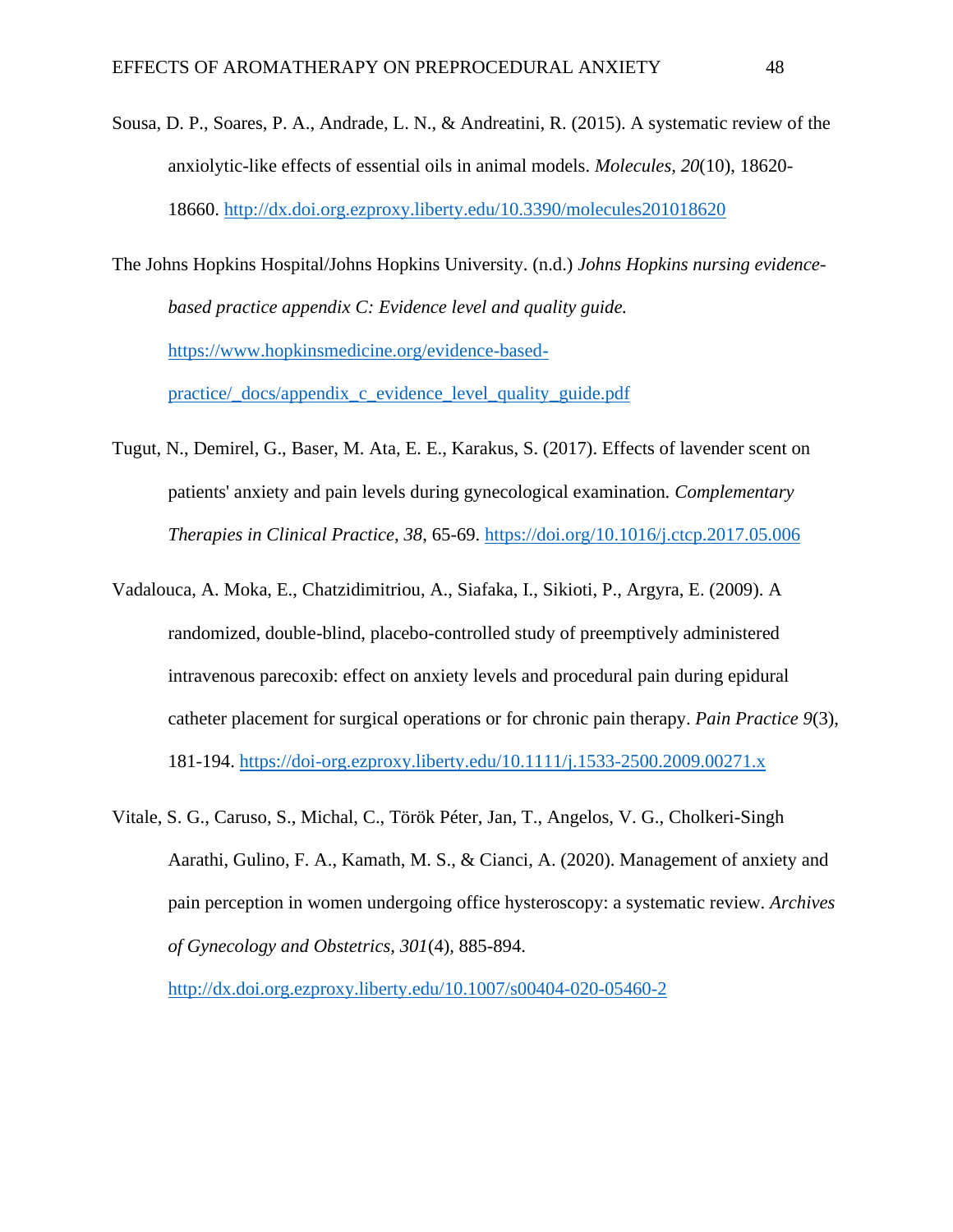Sousa, D. P., Soares, P. A., Andrade, L. N., & Andreatini, R. (2015). A systematic review of the anxiolytic-like effects of essential oils in animal models. *Molecules, 20*(10), 18620-18660. http://dx.doi.org.ezproxy.liberty.edu/10.3390/molecules201018620

The Johns Hopkins Hospital/Johns Hopkins University. (n.d.) *Johns Hopkins nursing evidence-based practice appendix C: Evidence level and quality guide.* https://www.hopkinsmedicine.org/evidence-based-practice/_docs/appendix_c_evidence_level_quality_guide.pdf

Tugut, N., Demirel, G., Baser, M. Ata, E. E., Karakus, S. (2017). Effects of lavender scent on patients' anxiety and pain levels during gynecological examination. *Complementary Therapies in Clinical Practice*, *38*, 65-69. https://doi.org/10.1016/j.ctcp.2017.05.006

Vadalouca, A. Moka, E., Chatzidimitriou, A., Siafaka, I., Sikioti, P., Argyra, E. (2009). A randomized, double-blind, placebo-controlled study of preemptively administered intravenous parecoxib: effect on anxiety levels and procedural pain during epidural catheter placement for surgical operations or for chronic pain therapy. *Pain Practice 9*(3), 181-194. https://doi-org.ezproxy.liberty.edu/10.1111/j.1533-2500.2009.00271.x

Vitale, S. G., Caruso, S., Michal, C., Török Péter, Jan, T., Angelos, V. G., Cholkeri-Singh Aarathi, Gulino, F. A., Kamath, M. S., & Cianci, A. (2020). Management of anxiety and pain perception in women undergoing office hysteroscopy: a systematic review. *Archives of Gynecology and Obstetrics*, *301*(4), 885-894. http://dx.doi.org.ezproxy.liberty.edu/10.1007/s00404-020-05460-2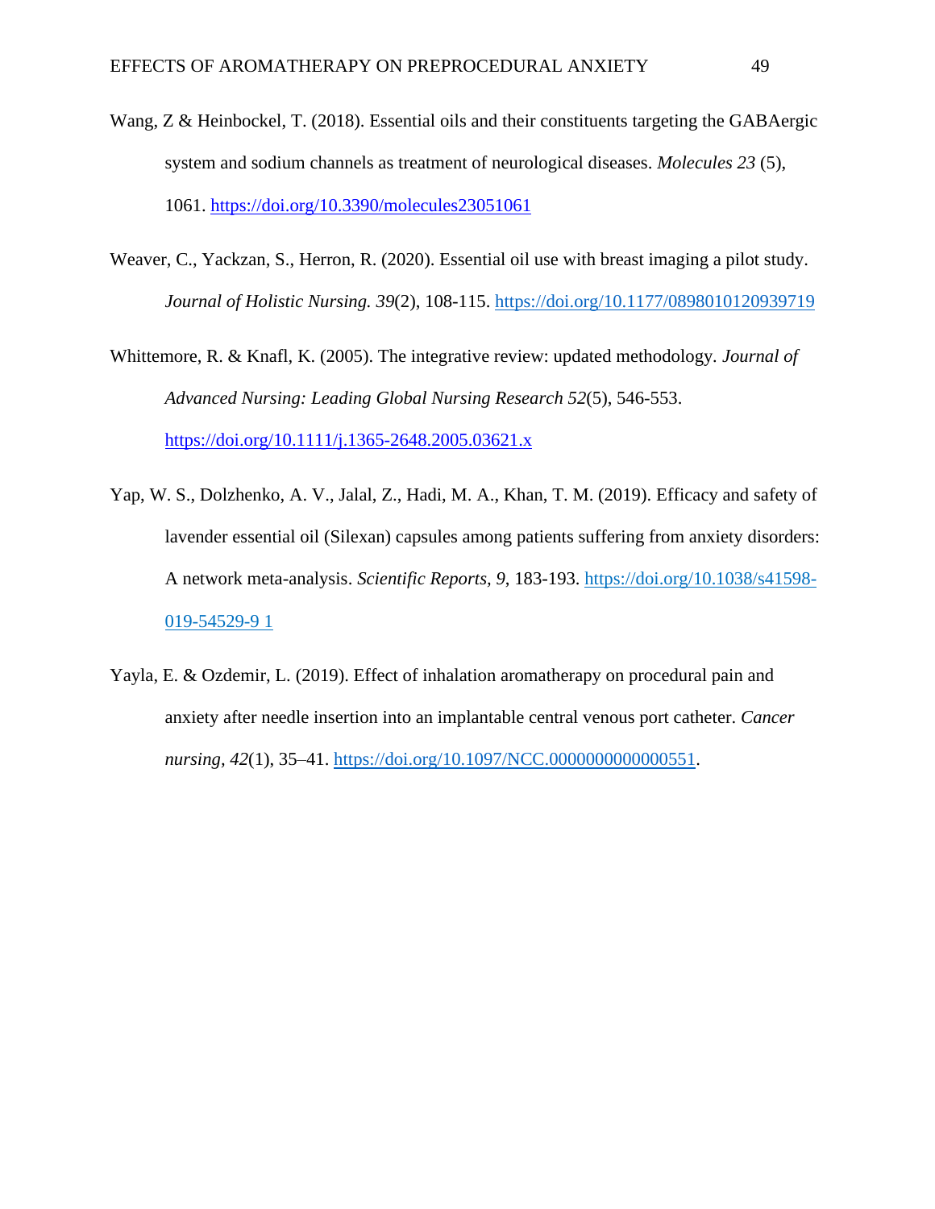Wang, Z & Heinbockel, T. (2018). Essential oils and their constituents targeting the GABAergic system and sodium channels as treatment of neurological diseases. *Molecules 23* (5), 1061. https://doi.org/10.3390/molecules23051061

Weaver, C., Yackzan, S., Herron, R. (2020). Essential oil use with breast imaging a pilot study. *Journal of Holistic Nursing. 39*(2), 108-115. https://doi.org/10.1177/0898010120939719

Whittemore, R. & Knafl, K. (2005). The integrative review: updated methodology. *Journal of Advanced Nursing: Leading Global Nursing Research 52*(5), 546-553. https://doi.org/10.1111/j.1365-2648.2005.03621.x

Yap, W. S., Dolzhenko, A. V., Jalal, Z., Hadi, M. A., Khan, T. M. (2019). Efficacy and safety of lavender essential oil (Silexan) capsules among patients suffering from anxiety disorders: A network meta-analysis. *Scientific Reports*, *9*, 183-193. https://doi.org/10.1038/s41598-019-54529-9 1

Yayla, E. & Ozdemir, L. (2019). Effect of inhalation aromatherapy on procedural pain and anxiety after needle insertion into an implantable central venous port catheter. *Cancer nursing*, *42*(1), 35–41. https://doi.org/10.1097/NCC.0000000000000551.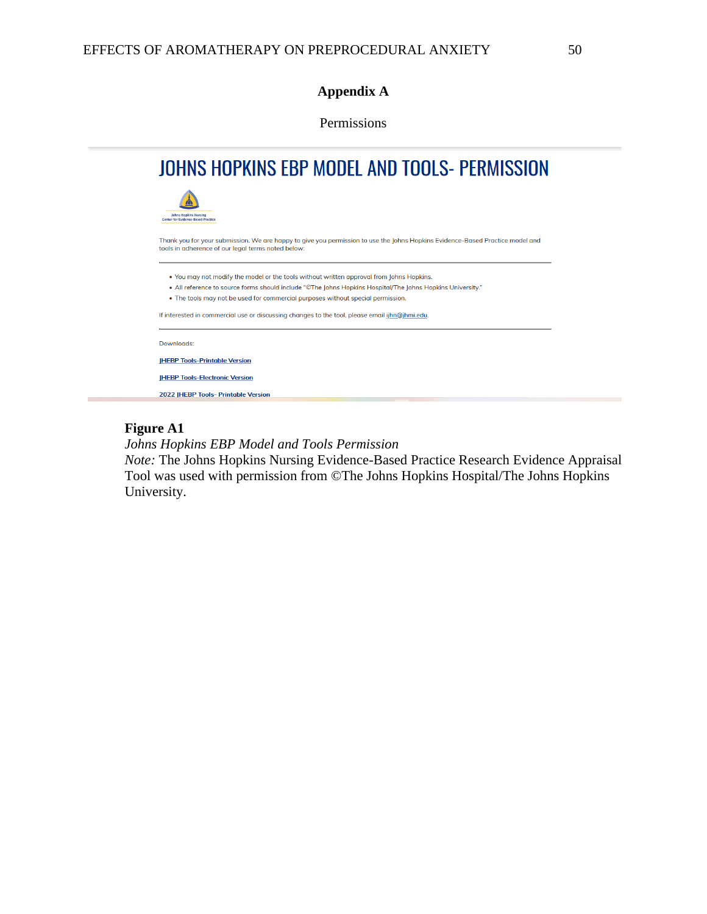# Appendix A

Permissions

## JOHNS HOPKINS EBP MODEL AND TOOLS- PERMISSION

Johns Hopkins Nursing
Center for Evidence-Based Practice

Thank you for your submission. We are happy to give you permission to use the Johns Hopkins Evidence-Based Practice model and tools in adherence of our legal terms noted below:

- You may not modify the model or the tools without written approval from Johns Hopkins.
- All reference to source forms should include "©The Johns Hopkins Hospital/The Johns Hopkins University."
- The tools may not be used for commercial purposes without special permission.

If interested in commercial use or discussing changes to the tool, please email ijhn@jhmi.edu.

Downloads:

JHEBP Tools-Printable Version

JHEBP Tools-Electronic Version

2022 JHEBP Tools- Printable Version

**Figure A1**

*Johns Hopkins EBP Model and Tools Permission*

*Note:* The Johns Hopkins Nursing Evidence-Based Practice Research Evidence Appraisal Tool was used with permission from ©The Johns Hopkins Hospital/The Johns Hopkins University.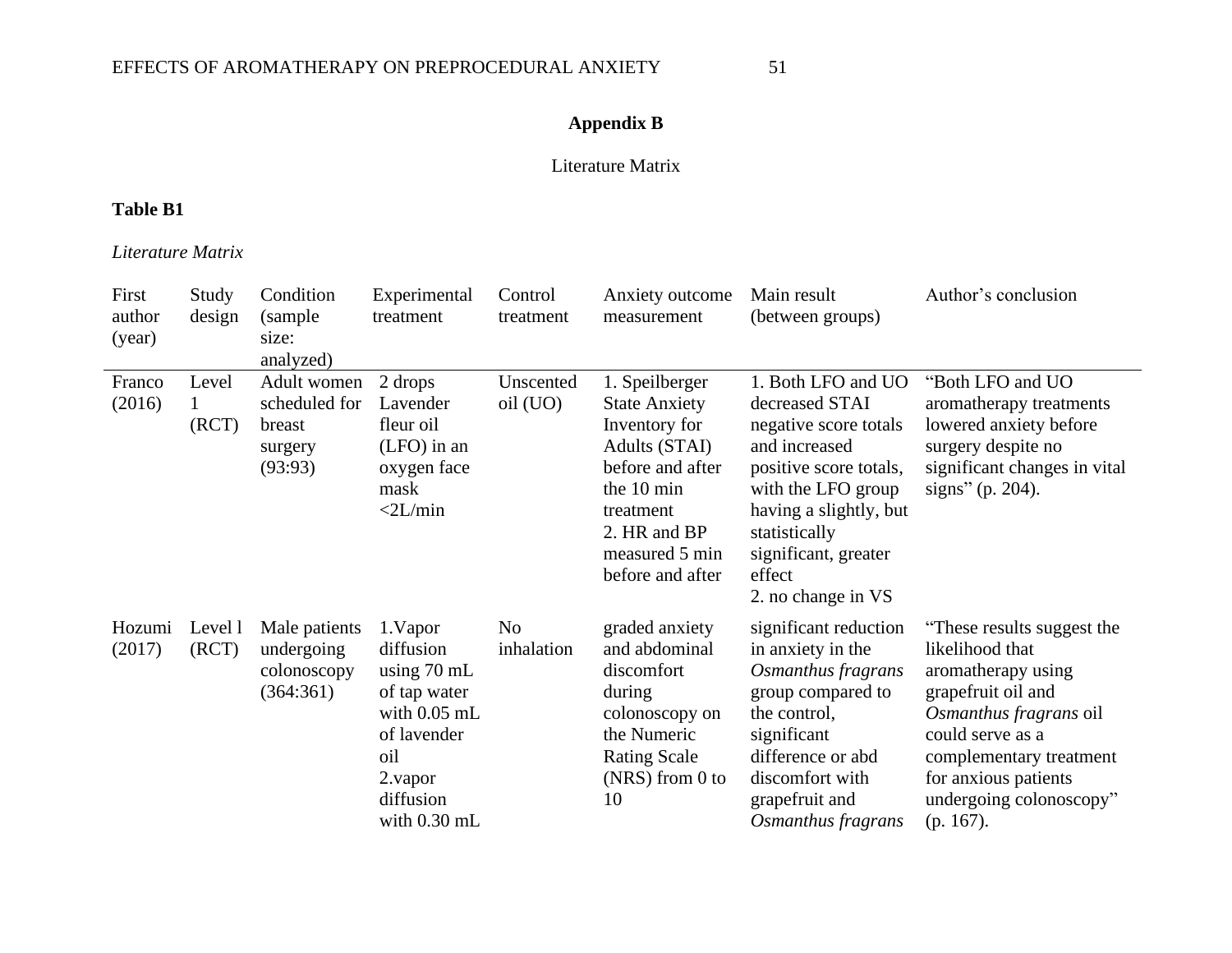**Appendix B**

Literature Matrix

**Table B1**

*Literature Matrix*

| First author (year) | Study design | Condition (sample size: analyzed) | Experimental treatment | Control treatment | Anxiety outcome measurement | Main result (between groups) | Author's conclusion |
|---|---|---|---|---|---|---|---|
| Franco (2016) | Level 1 (RCT) | Adult women scheduled for breast surgery (93:93) | 2 drops Lavender fleur oil (LFO) in an oxygen face mask <2L/min | Unscented oil (UO) | 1. Speilberger State Anxiety Inventory for Adults (STAI) before and after the 10 min treatment<br>2. HR and BP measured 5 min before and after | 1. Both LFO and UO decreased STAI negative score totals and increased positive score totals, with the LFO group having a slightly, but statistically significant, greater effect<br>2. no change in VS | "Both LFO and UO aromatherapy treatments lowered anxiety before surgery despite no significant changes in vital signs" (p. 204). |
| Hozumi (2017) | Level l (RCT) | Male patients undergoing colonoscopy (364:361) | 1.Vapor diffusion using 70 mL of tap water with 0.05 mL of lavender oil<br>2.vapor diffusion with 0.30 mL | No inhalation | graded anxiety and abdominal discomfort during colonoscopy on the Numeric Rating Scale (NRS) from 0 to 10 | significant reduction in anxiety in the *Osmanthus fragrans* group compared to the control, significant difference or abd discomfort with grapefruit and *Osmanthus fragrans* | "These results suggest the likelihood that aromatherapy using grapefruit oil and *Osmanthus fragrans* oil could serve as a complementary treatment for anxious patients undergoing colonoscopy" (p. 167). |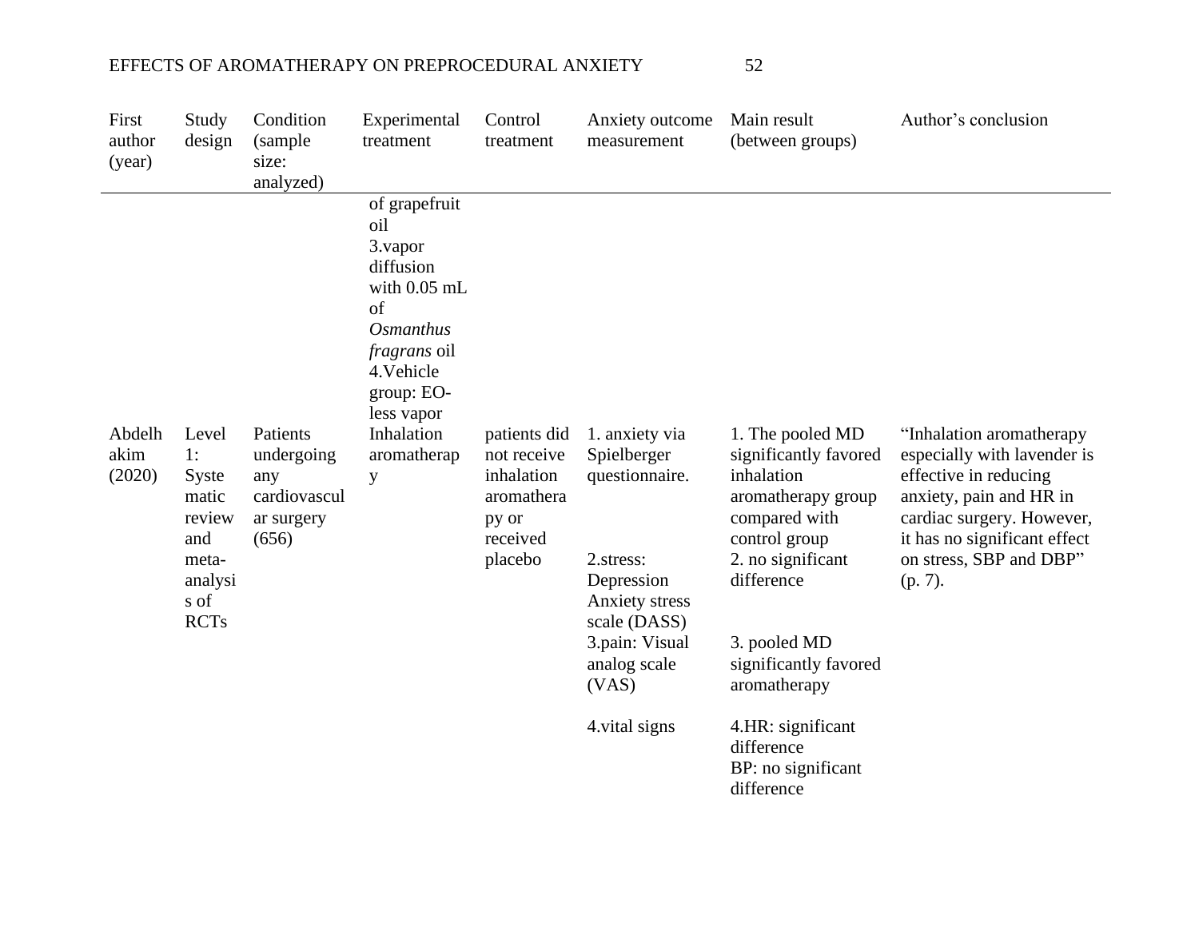| First author (year) | Study design | Condition (sample size: analyzed) | Experimental treatment | Control treatment | Anxiety outcome measurement | Main result (between groups) | Author's conclusion |
|---|---|---|---|---|---|---|---|
| | | | of grapefruit oil<br>3.vapor diffusion with 0.05 mL of *Osmanthus fragrans* oil<br>4.Vehicle group: EO-less vapor | | | | |
| Abdelhakim (2020) | Level 1: Systematic review and meta-analysis of RCTs | Patients undergoing any cardiovascular surgery (656) | Inhalation aromatherapy | patients did not receive inhalation aromatherapy or received placebo | 1. anxiety via Spielberger questionnaire.<br>2.stress: Depression Anxiety stress scale (DASS)<br>3.pain: Visual analog scale (VAS)<br>4.vital signs | 1. The pooled MD significantly favored inhalation aromatherapy group compared with control group<br>2. no significant difference<br>3. pooled MD significantly favored aromatherapy<br>4.HR: significant difference<br>BP: no significant difference | "Inhalation aromatherapy especially with lavender is effective in reducing anxiety, pain and HR in cardiac surgery. However, it has no significant effect on stress, SBP and DBP" (p. 7). |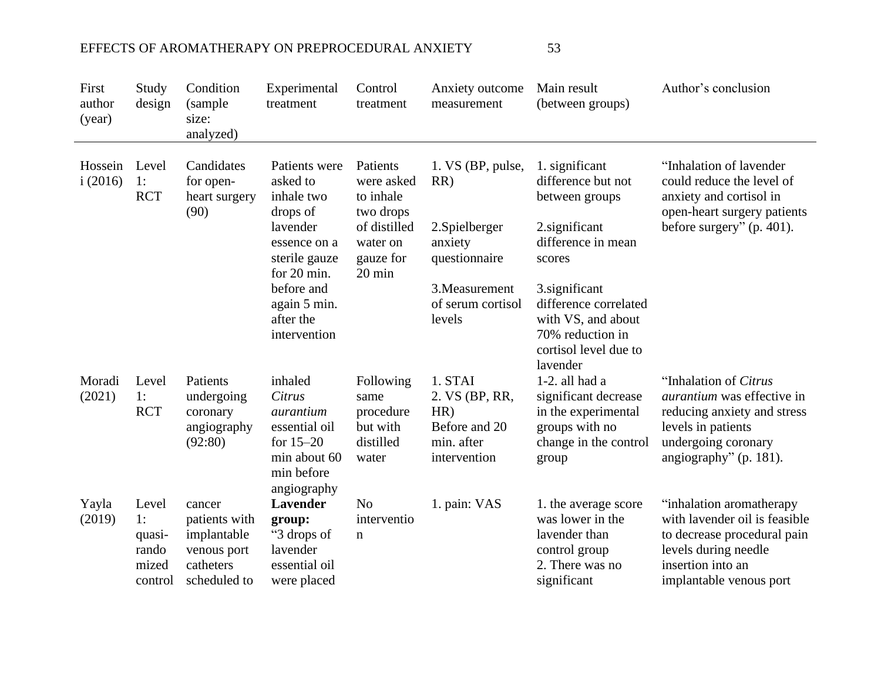| First author (year) | Study design | Condition (sample size: analyzed) | Experimental treatment | Control treatment | Anxiety outcome measurement | Main result (between groups) | Author's conclusion |
|---|---|---|---|---|---|---|---|
| Hosseini (2016) | Level 1: RCT | Candidates for open-heart surgery (90) | Patients were asked to inhale two drops of lavender essence on a sterile gauze for 20 min. before and again 5 min. after the intervention | Patients were asked to inhale two drops of distilled water on gauze for 20 min | 1. VS (BP, pulse, RR)<br><br>2.Spielberger anxiety questionnaire<br><br>3.Measurement of serum cortisol levels | 1. significant difference but not between groups<br><br>2.significant difference in mean scores<br><br>3.significant difference correlated with VS, and about 70% reduction in cortisol level due to lavender | "Inhalation of lavender could reduce the level of anxiety and cortisol in open-heart surgery patients before surgery" (p. 401). |
| Moradi (2021) | Level 1: RCT | Patients undergoing coronary angiography (92:80) | inhaled *Citrus aurantium* essential oil for 15–20 min about 60 min before angiography | Following same procedure but with distilled water | 1. STAI<br>2. VS (BP, RR, HR)<br>Before and 20 min. after intervention | 1-2. all had a significant decrease in the experimental groups with no change in the control group | "Inhalation of *Citrus aurantium* was effective in reducing anxiety and stress levels in patients undergoing coronary angiography" (p. 181). |
| Yayla (2019) | Level 1: quasi-randomized control | cancer patients with implantable venous port catheters scheduled to | **Lavender group:**<br>"3 drops of lavender essential oil were placed | No intervention | 1. pain: VAS | 1. the average score was lower in the lavender than control group<br>2. There was no significant | "inhalation aromatherapy with lavender oil is feasible to decrease procedural pain levels during needle insertion into an implantable venous port |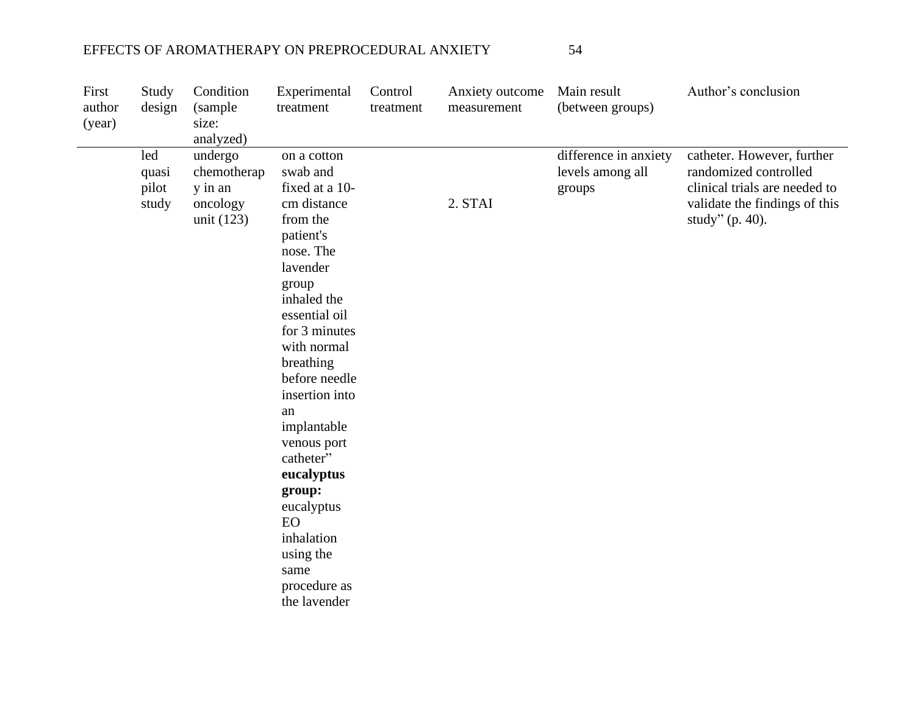| First author (year) | Study design | Condition (sample size: analyzed) | Experimental treatment | Control treatment | Anxiety outcome measurement | Main result (between groups) | Author's conclusion |
|---|---|---|---|---|---|---|---|
| | led quasi pilot study | undergo chemotherapy in an oncology unit (123) | on a cotton swab and fixed at a 10-cm distance from the patient's nose. The lavender group inhaled the essential oil for 3 minutes with normal breathing before needle insertion into an implantable venous port catheter" **eucalyptus group:** eucalyptus EO inhalation using the same procedure as the lavender | | 2. STAI | difference in anxiety levels among all groups | catheter. However, further randomized controlled clinical trials are needed to validate the findings of this study" (p. 40). |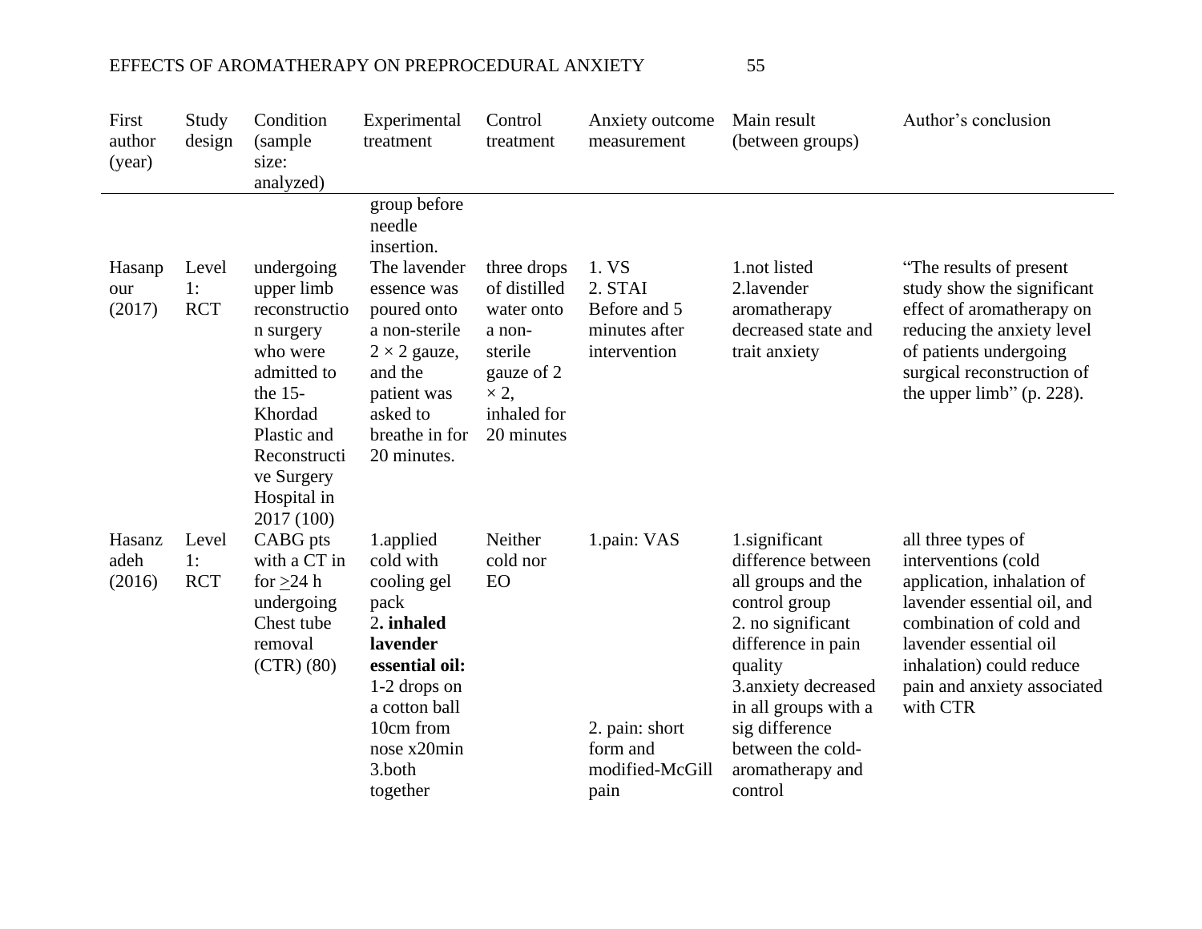| First author (year) | Study design | Condition (sample size: analyzed) | Experimental treatment | Control treatment | Anxiety outcome measurement | Main result (between groups) | Author's conclusion |
|---|---|---|---|---|---|---|---|
| | | | group before needle insertion. | | | | |
| Hasanpour (2017) | Level 1: RCT | undergoing upper limb reconstruction surgery who were admitted to the 15-Khordad Plastic and Reconstructive Surgery Hospital in 2017 (100) | The lavender essence was poured onto a non-sterile 2 × 2 gauze, and the patient was asked to breathe in for 20 minutes. | three drops of distilled water onto a non-sterile gauze of 2 × 2, inhaled for 20 minutes | 1. VS<br>2. STAI<br>Before and 5 minutes after intervention | 1.not listed<br>2.lavender aromatherapy decreased state and trait anxiety | "The results of present study show the significant effect of aromatherapy on reducing the anxiety level of patients undergoing surgical reconstruction of the upper limb" (p. 228). |
| Hasanzadeh (2016) | Level 1: RCT | CABG pts with a CT in for >24 h undergoing Chest tube removal (CTR) (80) | 1.applied cold with cooling gel pack<br>2**. inhaled lavender essential oil:** 1-2 drops on a cotton ball 10cm from nose x20min<br>3.both together | Neither cold nor EO | 1.pain: VAS<br>2. pain: short form and modified-McGill pain | 1.significant difference between all groups and the control group<br>2. no significant difference in pain quality<br>3.anxiety decreased in all groups with a sig difference between the cold-aromatherapy and control | all three types of interventions (cold application, inhalation of lavender essential oil, and combination of cold and lavender essential oil inhalation) could reduce pain and anxiety associated with CTR |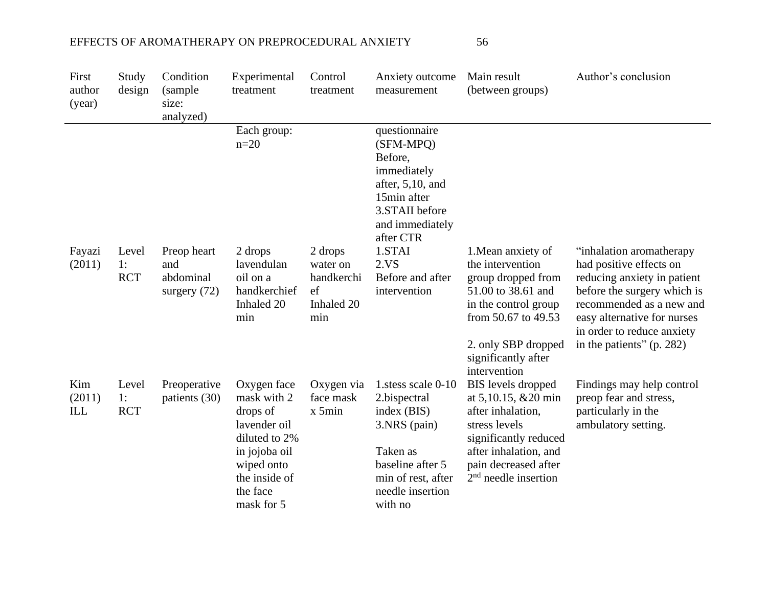| First author (year) | Study design | Condition (sample size: analyzed) | Experimental treatment | Control treatment | Anxiety outcome measurement | Main result (between groups) | Author's conclusion |
|---|---|---|---|---|---|---|---|
| | | | Each group: n=20 | | questionnaire (SFM-MPQ) Before, immediately after, 5,10, and 15min after 3.STAII before and immediately after CTR | | |
| Fayazi (2011) | Level 1: RCT | Preop heart and abdominal surgery (72) | 2 drops lavendulan oil on a handkerchief Inhaled 20 min | 2 drops water on handkerchief Inhaled 20 min | 1.STAI 2.VS Before and after intervention | 1.Mean anxiety of the intervention group dropped from 51.00 to 38.61 and in the control group from 50.67 to 49.53<br><br>2. only SBP dropped significantly after intervention | "inhalation aromatherapy had positive effects on reducing anxiety in patient before the surgery which is recommended as a new and easy alternative for nurses in order to reduce anxiety in the patients" (p. 282) |
| Kim (2011) ILL | Level 1: RCT | Preoperative patients (30) | Oxygen face mask with 2 drops of lavender oil diluted to 2% in jojoba oil wiped onto the inside of the face mask for 5 | Oxygen via face mask x 5min | 1.stess scale 0-10 2.bispectral index (BIS) 3.NRS (pain)<br><br>Taken as baseline after 5 min of rest, after needle insertion with no | BIS levels dropped at 5,10.15, &20 min after inhalation, stress levels significantly reduced after inhalation, and pain decreased after 2nd needle insertion | Findings may help control preop fear and stress, particularly in the ambulatory setting. |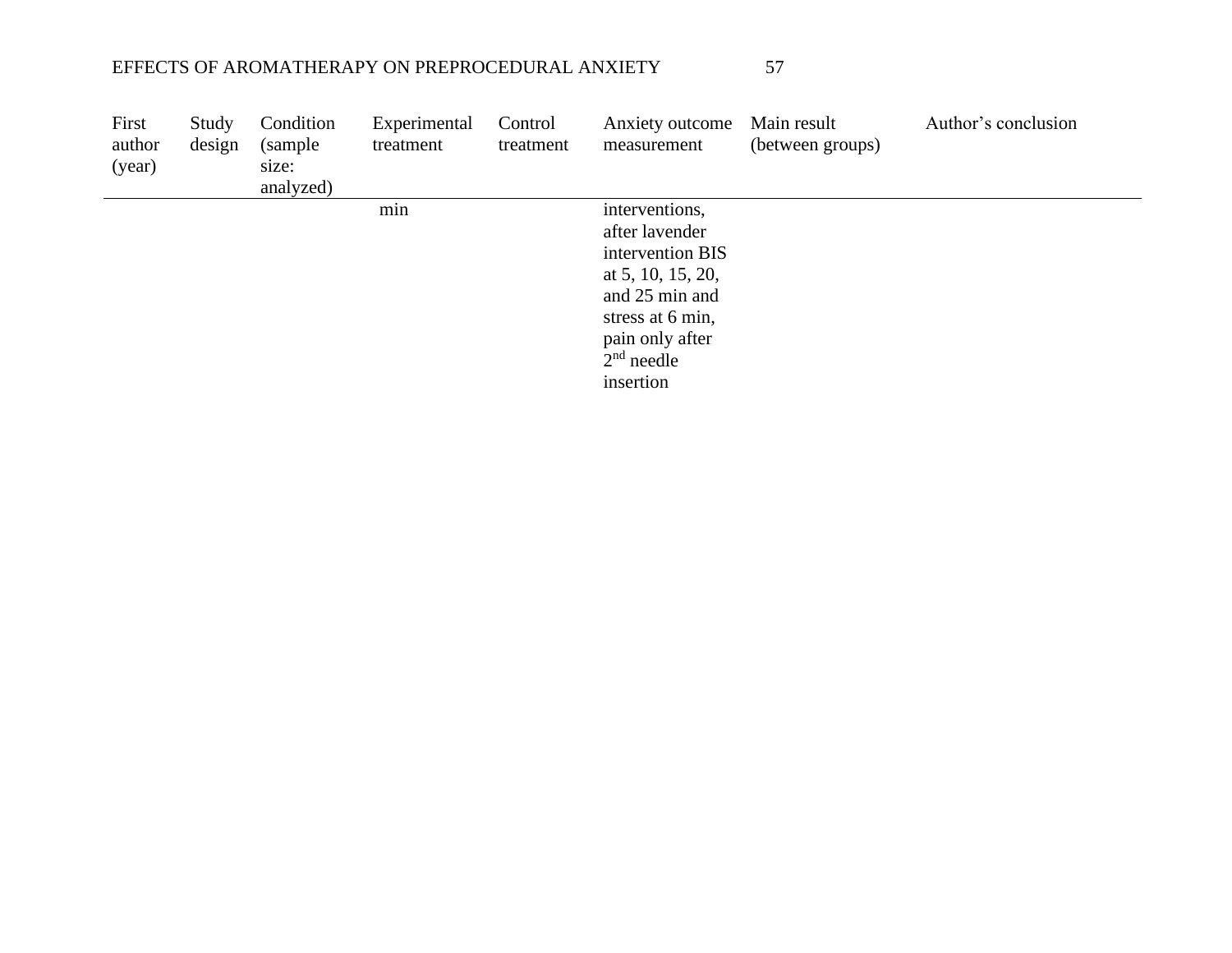| First author (year) | Study design | Condition (sample size: analyzed) | Experimental treatment | Control treatment | Anxiety outcome measurement | Main result (between groups) | Author's conclusion |
|---|---|---|---|---|---|---|---|
| | | | min | | interventions, after lavender intervention BIS at 5, 10, 15, 20, and 25 min and stress at 6 min, pain only after 2nd needle insertion | | |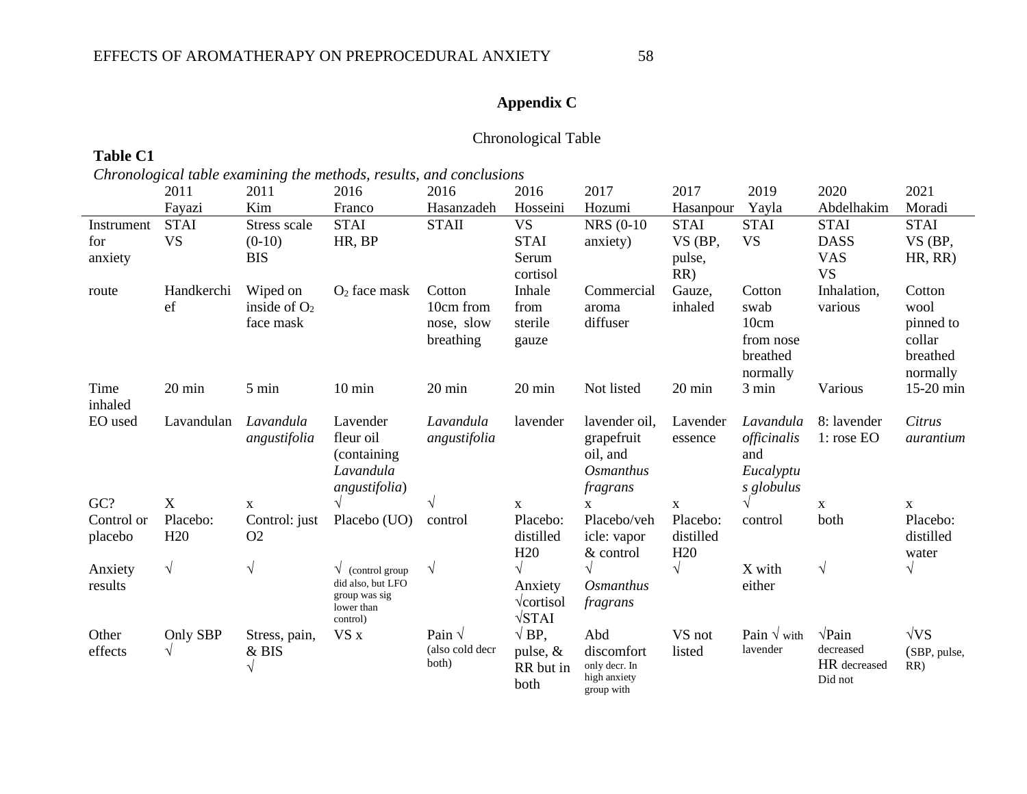## Appendix C

Chronological Table

**Table C1**

*Chronological table examining the methods, results, and conclusions*

| | 2011 Fayazi | 2011 Kim | 2016 Franco | 2016 Hasanzadeh | 2016 Hosseini | 2017 Hozumi | 2017 Hasanpour | 2019 Yayla | 2020 Abdelhakim | 2021 Moradi |
|---|---|---|---|---|---|---|---|---|---|---|
| Instrument for anxiety | STAI VS | Stress scale (0-10) BIS | STAI HR, BP | STAII | VS STAI Serum cortisol | NRS (0-10 anxiety) | STAI VS (BP, pulse, RR) | STAI VS | STAI DASS VAS VS | STAI VS (BP, HR, RR) |
| route | Handkerchief | Wiped on inside of $O_2$ face mask | $O_2$ face mask | Cotton 10cm from nose, slow breathing | Inhale from sterile gauze | Commercial aroma diffuser | Gauze, inhaled | Cotton swab 10cm from nose breathed normally | Inhalation, various | Cotton wool pinned to collar breathed normally |
| Time inhaled | 20 min | 5 min | 10 min | 20 min | 20 min | Not listed | 20 min | 3 min | Various | 15-20 min |
| EO used | Lavandulan | *Lavandula angustifolia* | Lavender fleur oil (containing *Lavandula angustifolia*) | *Lavandula angustifolia* | lavender | lavender oil, grapefruit oil, and *Osmanthus fragrans* | Lavender essence | *Lavandula officinalis* and *Eucalyptus globulus* | 8: lavender 1: rose EO | *Citrus aurantium* |
| GC? | X | x | √ | √ | x | x | x | √ | x | x |
| Control or placebo | Placebo: H20 | Control: just O2 | Placebo (UO) | control | Placebo: distilled H20 | Placebo/vehicle: vapor & control | Placebo: distilled H20 | control | both | Placebo: distilled water |
| Anxiety results | √ | √ | √ (control group did also, but LFO group was sig lower than control) | √ | √ Anxiety √cortisol √STAI | √ *Osmanthus fragrans* | √ | X with either | √ | √ |
| Other effects | Only SBP √ | Stress, pain, & BIS √ | VS x | Pain √ (also cold decr both) | √ BP, pulse, & RR but in both | Abd discomfort only decr. In high anxiety group with | VS not listed | Pain √ with lavender | √Pain decreased HR decreased Did not | √VS (SBP, pulse, RR) |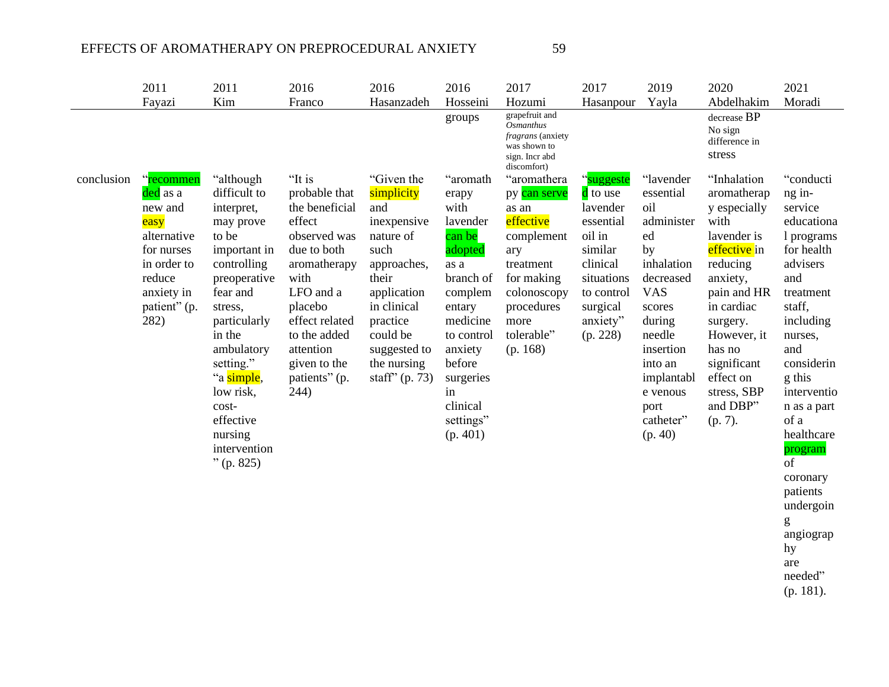| | 2011 Fayazi | 2011 Kim | 2016 Franco | 2016 Hasanzadeh | 2016 Hosseini | 2017 Hozumi | 2017 Hasanpour | 2019 Yayla | 2020 Abdelhakim | 2021 Moradi |
|---|---|---|---|---|---|---|---|---|---|---|
| | | | | | groups | grapefruit and *Osmanthus fragrans* (anxiety was shown to sign. Incr abd discomfort) | | | decrease BP No sign difference in stress | |
| conclusion | "recommended as a new and easy alternative for nurses in order to reduce anxiety in patient" (p. 282) | "although difficult to interpret, may prove to be important in controlling preoperative fear and stress, particularly in the ambulatory setting." "a simple, low risk, cost-effective nursing intervention" (p. 825) | "It is probable that the beneficial effect observed was due to both aromatherapy with LFO and a placebo effect related to the added attention given to the patients" (p. 244) | "Given the simplicity and inexpensive nature of such approaches, their application in clinical practice could be suggested to the nursing staff" (p. 73) | "aromatherapy with lavender can be adopted as a branch of complementary medicine to control anxiety before surgeries in clinical settings" (p. 401) | "aromatherapy can serve as an effective complementary treatment for making colonoscopy procedures more tolerable" (p. 168) | "suggested to use lavender essential oil in similar clinical situations to control surgical anxiety" (p. 228) | "lavender essential oil administered by inhalation decreased VAS scores during needle insertion into an implantable venous port catheter" (p. 40) | "Inhalation aromatherapy especially with lavender is effective in reducing anxiety, pain and HR in cardiac surgery. However, it has no significant effect on stress, SBP and DBP" (p. 7). | "conducting in-service educational programs for health advisers and treatment staff, including nurses, and considering this intervention as a part of a healthcare program of coronary patients undergoing angiography are needed" (p. 181). |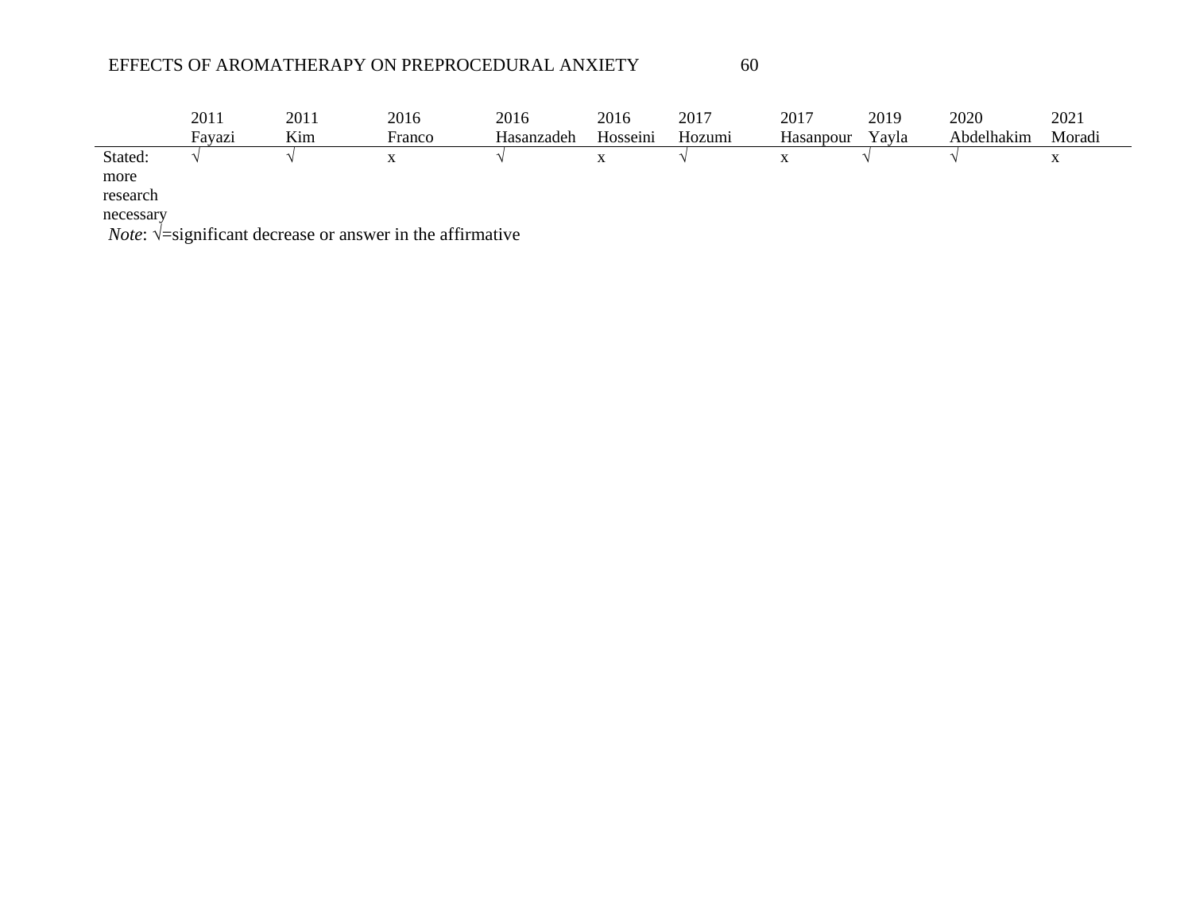| | 2011 Fayazi | 2011 Kim | 2016 Franco | 2016 Hasanzadeh | 2016 Hosseini | 2017 Hozumi | 2017 Hasanpour | 2019 Yayla | 2020 Abdelhakim | 2021 Moradi |
|---|---|---|---|---|---|---|---|---|---|---|
| Stated: more research necessary | √ | √ | x | √ | x | √ | x | √ | √ | x |

*Note*: √=significant decrease or answer in the affirmative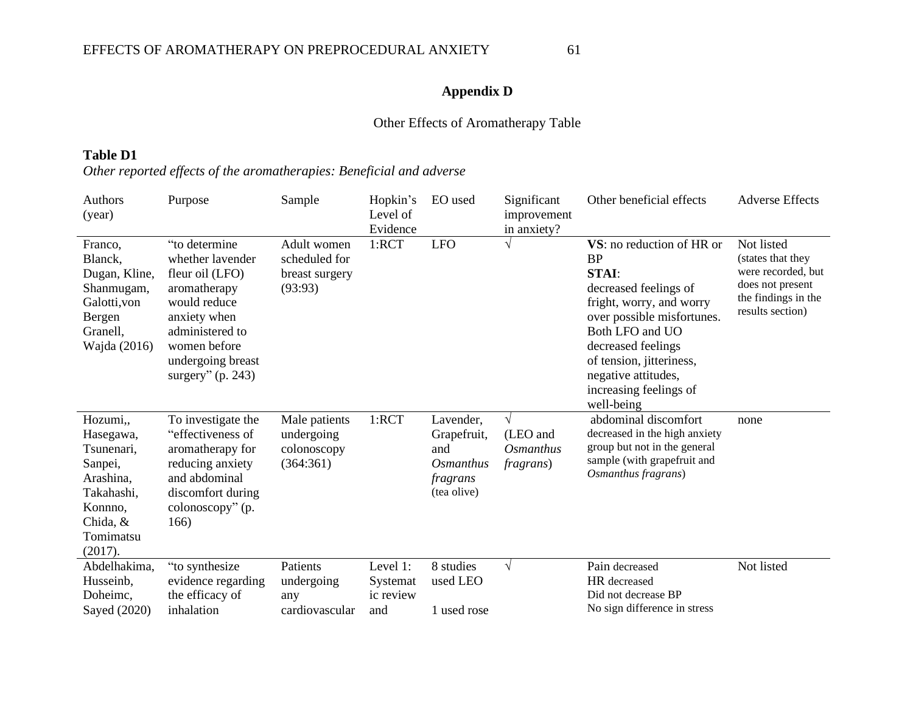## Appendix D

Other Effects of Aromatherapy Table

**Table D1**

*Other reported effects of the aromatherapies: Beneficial and adverse*

| Authors (year) | Purpose | Sample | Hopkin's Level of Evidence | EO used | Significant improvement in anxiety? | Other beneficial effects | Adverse Effects |
|---|---|---|---|---|---|---|---|
| Franco, Blanck, Dugan, Kline, Shanmugam, Galotti,von Bergen Granell, Wajda (2016) | "to determine whether lavender fleur oil (LFO) aromatherapy would reduce anxiety when administered to women before undergoing breast surgery" (p. 243) | Adult women scheduled for breast surgery (93:93) | 1:RCT | LFO | √ | **VS**: no reduction of HR or BP **STAI**: decreased feelings of fright, worry, and worry over possible misfortunes. Both LFO and UO decreased feelings of tension, jitteriness, negative attitudes, increasing feelings of well-being | Not listed (states that they were recorded, but does not present the findings in the results section) |
| Hozumi,, Hasegawa, Tsunenari, Sanpei, Arashina, Takahashi, Konnno, Chida, & Tomimatsu (2017). | To investigate the "effectiveness of aromatherapy for reducing anxiety and abdominal discomfort during colonoscopy" (p. 166) | Male patients undergoing colonoscopy (364:361) | 1:RCT | Lavender, Grapefruit, and *Osmanthus fragrans* (tea olive) | √ (LEO and *Osmanthus fragrans*) | abdominal discomfort decreased in the high anxiety group but not in the general sample (with grapefruit and *Osmanthus fragrans*) | none |
| Abdelhakima, Husseinb, Doheimc, Sayed (2020) | "to synthesize evidence regarding the efficacy of inhalation | Patients undergoing any cardiovascular | Level 1: Systematic review and | 8 studies used LEO 1 used rose | √ | Pain decreased HR decreased Did not decrease BP No sign difference in stress | Not listed |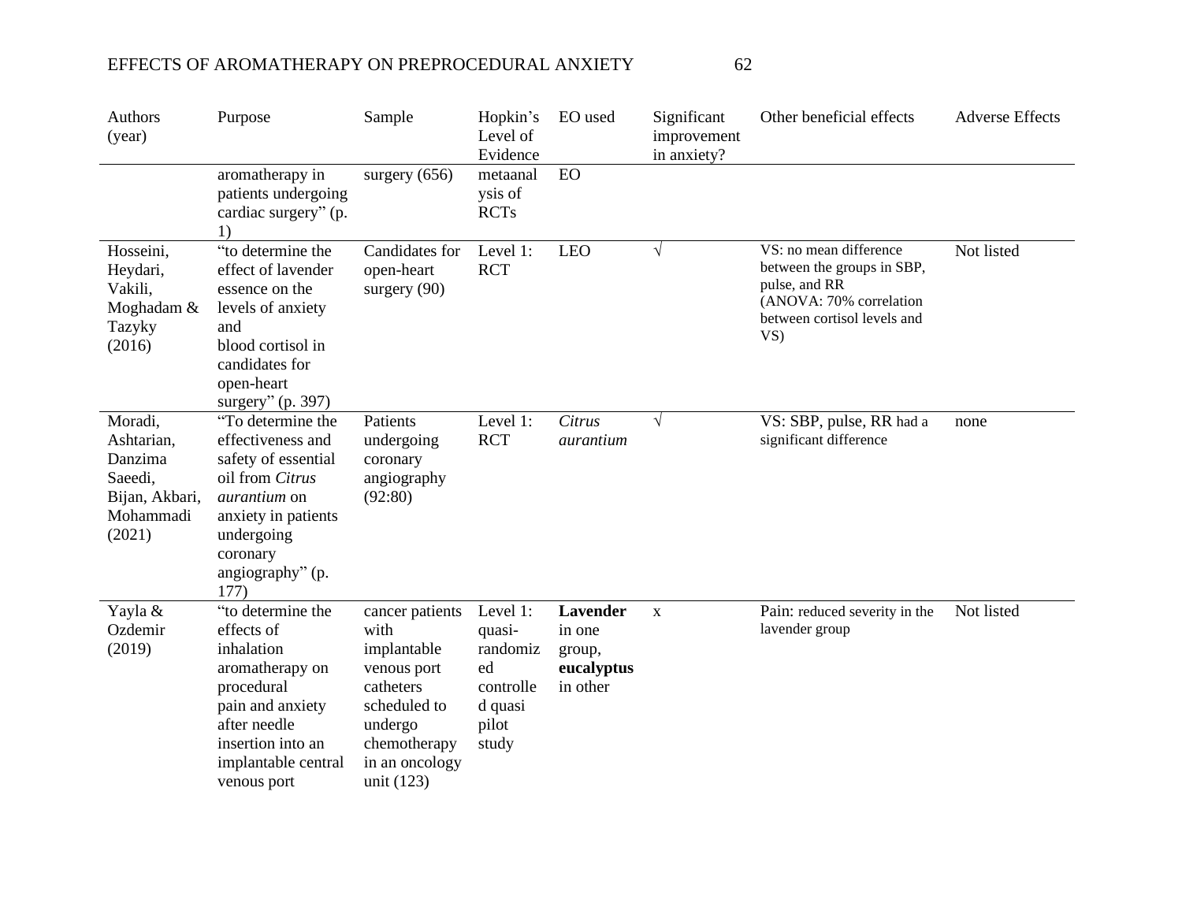| Authors (year) | Purpose | Sample | Hopkin's Level of Evidence | EO used | Significant improvement in anxiety? | Other beneficial effects | Adverse Effects |
|---|---|---|---|---|---|---|---|
| | aromatherapy in patients undergoing cardiac surgery" (p. 1) | surgery (656) | metaanalysis of RCTs | EO | | | |
| Hosseini, Heydari, Vakili, Moghadam & Tazyky (2016) | "to determine the effect of lavender essence on the levels of anxiety and blood cortisol in candidates for open-heart surgery" (p. 397) | Candidates for open-heart surgery (90) | Level 1: RCT | LEO | √ | VS: no mean difference between the groups in SBP, pulse, and RR (ANOVA: 70% correlation between cortisol levels and VS) | Not listed |
| Moradi, Ashtarian, Danzima Saeedi, Bijan, Akbari, Mohammadi (2021) | "To determine the effectiveness and safety of essential oil from *Citrus aurantium* on anxiety in patients undergoing coronary angiography" (p. 177) | Patients undergoing coronary angiography (92:80) | Level 1: RCT | *Citrus aurantium* | √ | VS: SBP, pulse, RR had a significant difference | none |
| Yayla & Ozdemir (2019) | "to determine the effects of inhalation aromatherapy on procedural pain and anxiety after needle insertion into an implantable central venous port | cancer patients with implantable venous port catheters scheduled to undergo chemotherapy in an oncology unit (123) | Level 1: quasi-randomized controlled quasi pilot study | **Lavender** in one group, **eucalyptus** in other | x | Pain: reduced severity in the lavender group | Not listed |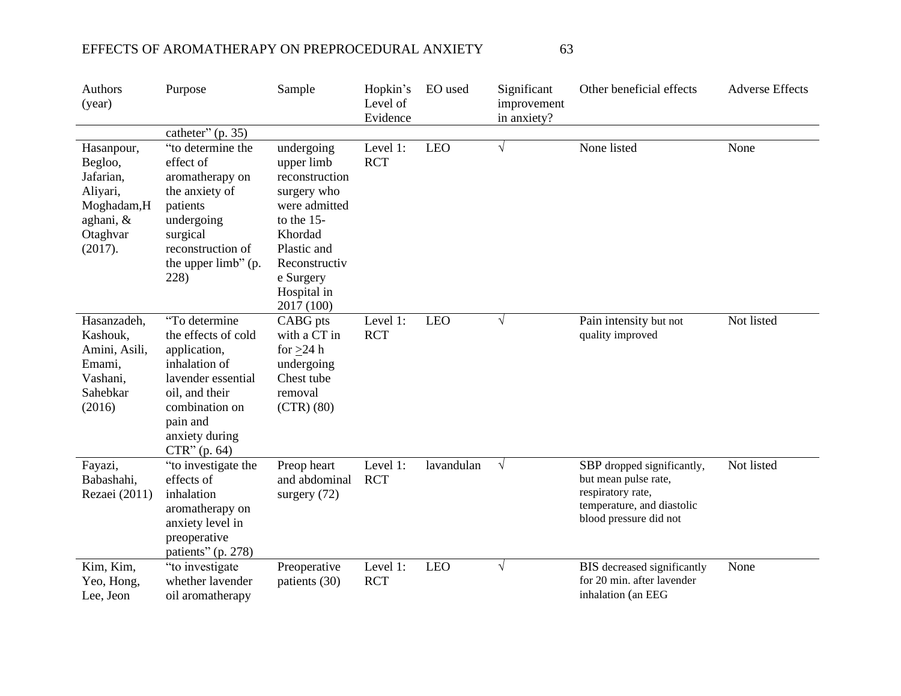| Authors (year) | Purpose | Sample | Hopkin's Level of Evidence | EO used | Significant improvement in anxiety? | Other beneficial effects | Adverse Effects |
|---|---|---|---|---|---|---|---|
| | catheter" (p. 35) | | | | | | |
| Hasanpour, Begloo, Jafarian, Aliyari, Moghadam,Haghani, & Otaghvar (2017). | "to determine the effect of aromatherapy on the anxiety of patients undergoing surgical reconstruction of the upper limb" (p. 228) | undergoing upper limb reconstruction surgery who were admitted to the 15-Khordad Plastic and Reconstructive Surgery Hospital in 2017 (100) | Level 1: RCT | LEO | √ | None listed | None |
| Hasanzadeh, Kashouk, Amini, Asili, Emami, Vashani, Sahebkar (2016) | "To determine the effects of cold application, inhalation of lavender essential oil, and their combination on pain and anxiety during CTR" (p. 64) | CABG pts with a CT in for ≥24 h undergoing Chest tube removal (CTR) (80) | Level 1: RCT | LEO | √ | Pain intensity but not quality improved | Not listed |
| Fayazi, Babashahi, Rezaei (2011) | "to investigate the effects of inhalation aromatherapy on anxiety level in preoperative patients" (p. 278) | Preop heart and abdominal surgery (72) | Level 1: RCT | lavandulan | √ | SBP dropped significantly, but mean pulse rate, respiratory rate, temperature, and diastolic blood pressure did not | Not listed |
| Kim, Kim, Yeo, Hong, Lee, Jeon | "to investigate whether lavender oil aromatherapy | Preoperative patients (30) | Level 1: RCT | LEO | √ | BIS decreased significantly for 20 min. after lavender inhalation (an EEG | None |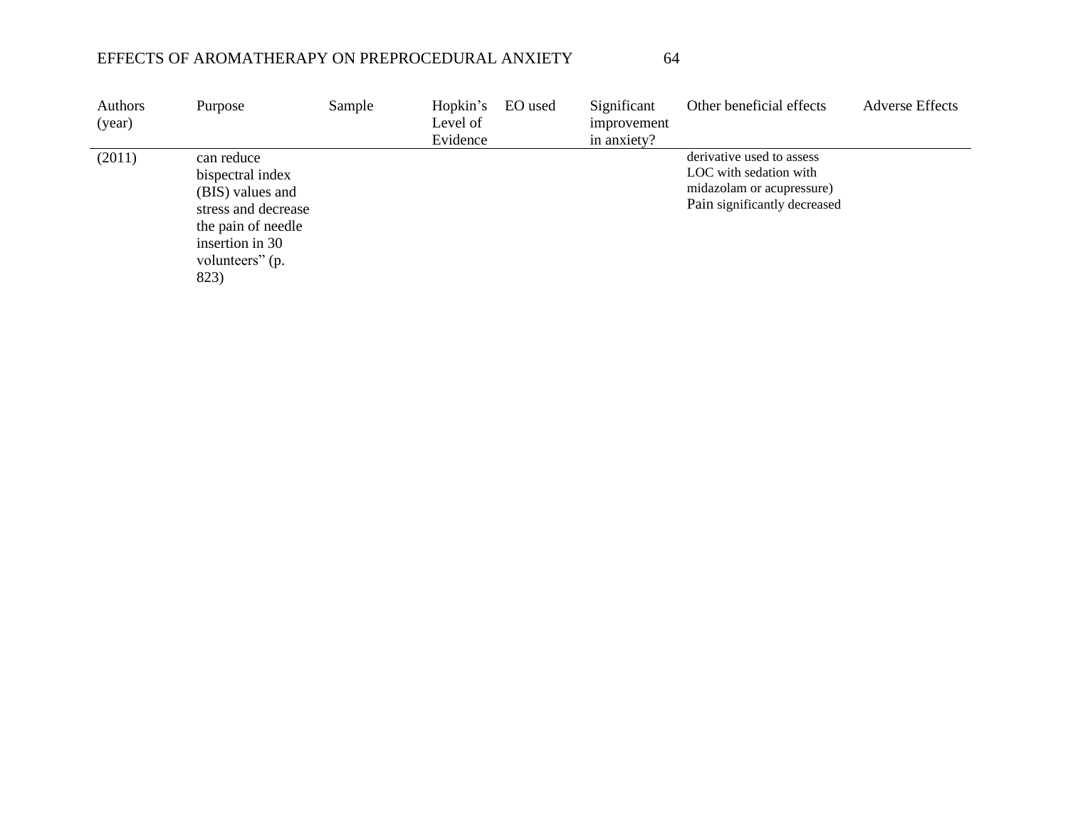| Authors (year) | Purpose | Sample | Hopkin's Level of Evidence | EO used | Significant improvement in anxiety? | Other beneficial effects | Adverse Effects |
|---|---|---|---|---|---|---|---|
| (2011) | can reduce bispectral index (BIS) values and stress and decrease the pain of needle insertion in 30 volunteers" (p. 823) | | | | | derivative used to assess LOC with sedation with midazolam or acupressure) Pain significantly decreased | |